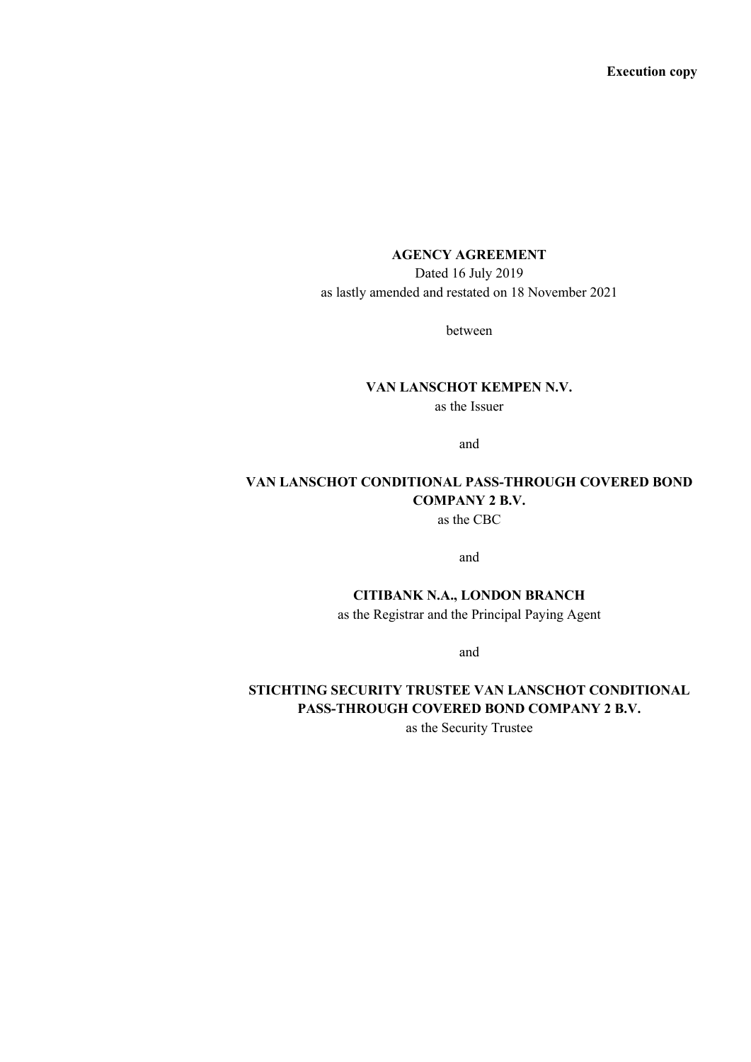**Execution copy**

**AGENCY AGREEMENT**

Dated 16 July 2019

as lastly amended and restated on 18 November 2021

between

**VAN LANSCHOT KEMPEN N.V.**

as the Issuer

and

**VAN LANSCHOT CONDITIONAL PASS-THROUGH COVERED BOND COMPANY 2 B.V.**

as the CBC

and

**CITIBANK N.A., LONDON BRANCH**

as the Registrar and the Principal Paying Agent

and

**STICHTING SECURITY TRUSTEE VAN LANSCHOT CONDITIONAL PASS-THROUGH COVERED BOND COMPANY 2 B.V.**

as the Security Trustee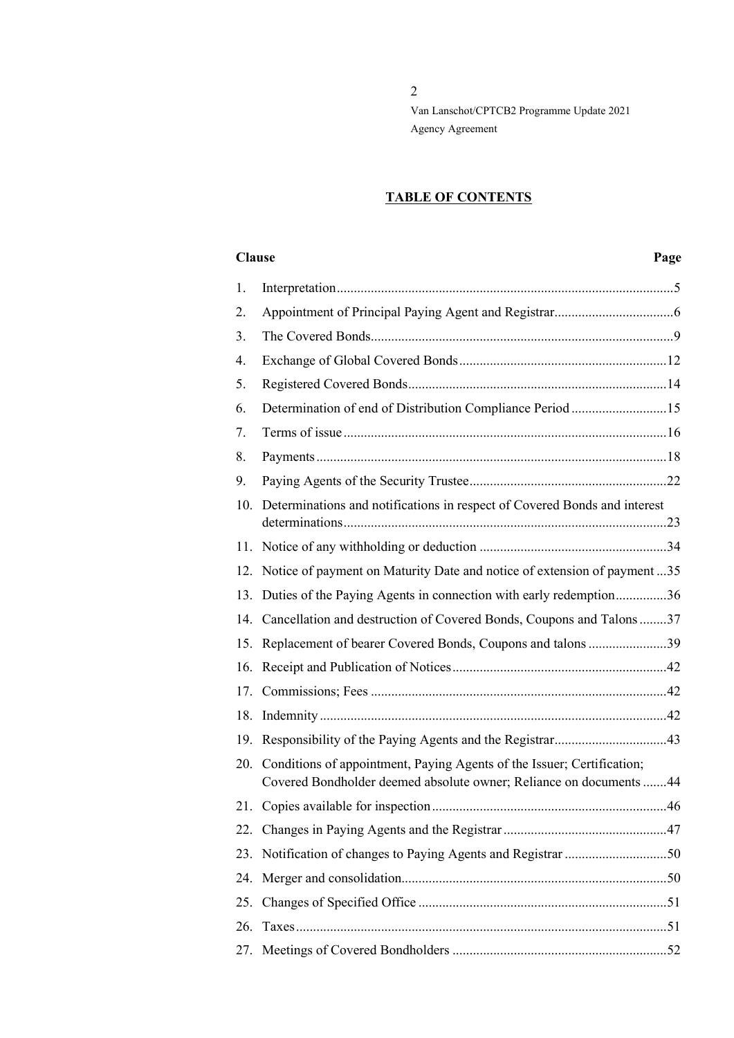## TABLE OF CONTENTS

| Clause | | Page |
|---|---|---|
| 1. | Interpretation | 5 |
| 2. | Appointment of Principal Paying Agent and Registrar | 6 |
| 3. | The Covered Bonds | 9 |
| 4. | Exchange of Global Covered Bonds | 12 |
| 5. | Registered Covered Bonds | 14 |
| 6. | Determination of end of Distribution Compliance Period | 15 |
| 7. | Terms of issue | 16 |
| 8. | Payments | 18 |
| 9. | Paying Agents of the Security Trustee | 22 |
| 10. | Determinations and notifications in respect of Covered Bonds and interest determinations | 23 |
| 11. | Notice of any withholding or deduction | 34 |
| 12. | Notice of payment on Maturity Date and notice of extension of payment | 35 |
| 13. | Duties of the Paying Agents in connection with early redemption | 36 |
| 14. | Cancellation and destruction of Covered Bonds, Coupons and Talons | 37 |
| 15. | Replacement of bearer Covered Bonds, Coupons and talons | 39 |
| 16. | Receipt and Publication of Notices | 42 |
| 17. | Commissions; Fees | 42 |
| 18. | Indemnity | 42 |
| 19. | Responsibility of the Paying Agents and the Registrar | 43 |
| 20. | Conditions of appointment, Paying Agents of the Issuer; Certification; Covered Bondholder deemed absolute owner; Reliance on documents | 44 |
| 21. | Copies available for inspection | 46 |
| 22. | Changes in Paying Agents and the Registrar | 47 |
| 23. | Notification of changes to Paying Agents and Registrar | 50 |
| 24. | Merger and consolidation | 50 |
| 25. | Changes of Specified Office | 51 |
| 26. | Taxes | 51 |
| 27. | Meetings of Covered Bondholders | 52 |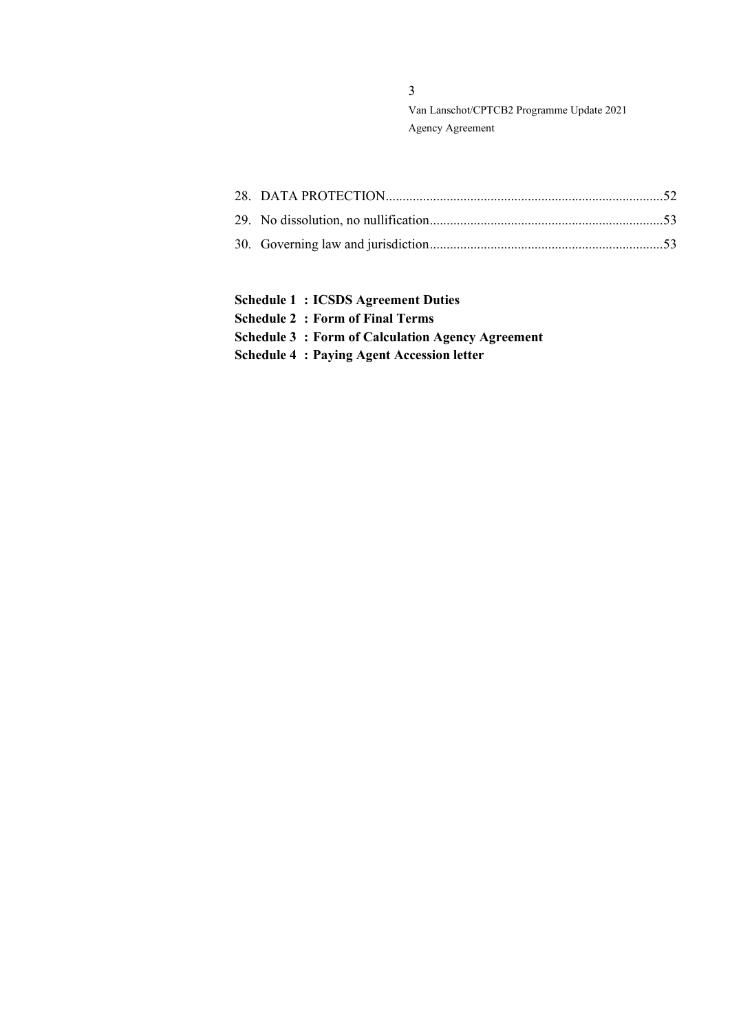28. DATA PROTECTION.................................................................................52
29. No dissolution, no nullification....................................................................53
30. Governing law and jurisdiction....................................................................53

**Schedule 1 : ICSDS Agreement Duties**
**Schedule 2 : Form of Final Terms**
**Schedule 3 : Form of Calculation Agency Agreement**
**Schedule 4 : Paying Agent Accession letter**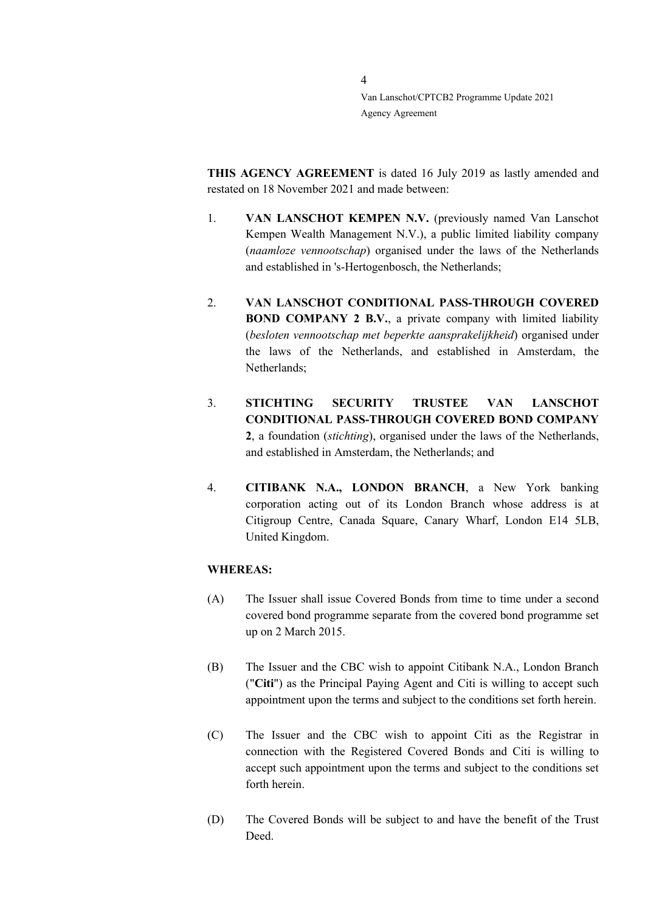**THIS AGENCY AGREEMENT** is dated 16 July 2019 as lastly amended and restated on 18 November 2021 and made between:

1. **VAN LANSCHOT KEMPEN N.V.** (previously named Van Lanschot Kempen Wealth Management N.V.), a public limited liability company (*naamloze vennootschap*) organised under the laws of the Netherlands and established in 's-Hertogenbosch, the Netherlands;

2. **VAN LANSCHOT CONDITIONAL PASS-THROUGH COVERED BOND COMPANY 2 B.V.**, a private company with limited liability (*besloten vennootschap met beperkte aansprakelijkheid*) organised under the laws of the Netherlands, and established in Amsterdam, the Netherlands;

3. **STICHTING SECURITY TRUSTEE VAN LANSCHOT CONDITIONAL PASS-THROUGH COVERED BOND COMPANY 2**, a foundation (*stichting*), organised under the laws of the Netherlands, and established in Amsterdam, the Netherlands; and

4. **CITIBANK N.A., LONDON BRANCH**, a New York banking corporation acting out of its London Branch whose address is at Citigroup Centre, Canada Square, Canary Wharf, London E14 5LB, United Kingdom.

**WHEREAS:**

(A) The Issuer shall issue Covered Bonds from time to time under a second covered bond programme separate from the covered bond programme set up on 2 March 2015.

(B) The Issuer and the CBC wish to appoint Citibank N.A., London Branch ("**Citi**") as the Principal Paying Agent and Citi is willing to accept such appointment upon the terms and subject to the conditions set forth herein.

(C) The Issuer and the CBC wish to appoint Citi as the Registrar in connection with the Registered Covered Bonds and Citi is willing to accept such appointment upon the terms and subject to the conditions set forth herein.

(D) The Covered Bonds will be subject to and have the benefit of the Trust Deed.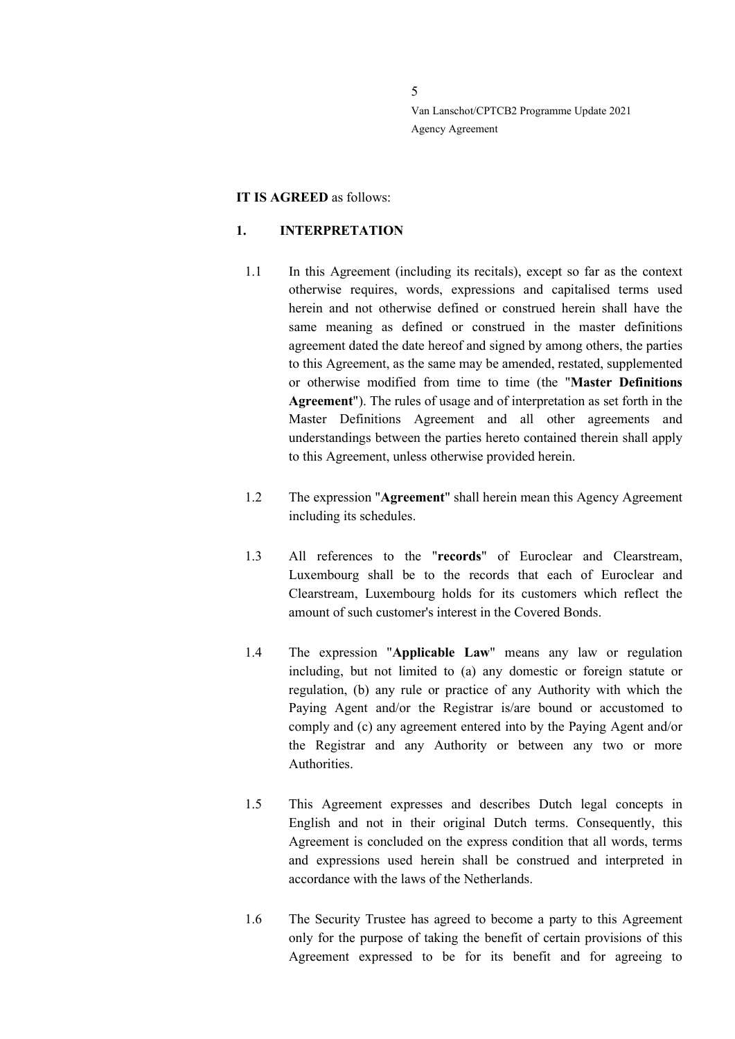**IT IS AGREED** as follows:

## 1. INTERPRETATION

1.1 In this Agreement (including its recitals), except so far as the context otherwise requires, words, expressions and capitalised terms used herein and not otherwise defined or construed herein shall have the same meaning as defined or construed in the master definitions agreement dated the date hereof and signed by among others, the parties to this Agreement, as the same may be amended, restated, supplemented or otherwise modified from time to time (the "**Master Definitions Agreement**"). The rules of usage and of interpretation as set forth in the Master Definitions Agreement and all other agreements and understandings between the parties hereto contained therein shall apply to this Agreement, unless otherwise provided herein.

1.2 The expression "**Agreement**" shall herein mean this Agency Agreement including its schedules.

1.3 All references to the "**records**" of Euroclear and Clearstream, Luxembourg shall be to the records that each of Euroclear and Clearstream, Luxembourg holds for its customers which reflect the amount of such customer's interest in the Covered Bonds.

1.4 The expression "**Applicable Law**" means any law or regulation including, but not limited to (a) any domestic or foreign statute or regulation, (b) any rule or practice of any Authority with which the Paying Agent and/or the Registrar is/are bound or accustomed to comply and (c) any agreement entered into by the Paying Agent and/or the Registrar and any Authority or between any two or more Authorities.

1.5 This Agreement expresses and describes Dutch legal concepts in English and not in their original Dutch terms. Consequently, this Agreement is concluded on the express condition that all words, terms and expressions used herein shall be construed and interpreted in accordance with the laws of the Netherlands.

1.6 The Security Trustee has agreed to become a party to this Agreement only for the purpose of taking the benefit of certain provisions of this Agreement expressed to be for its benefit and for agreeing to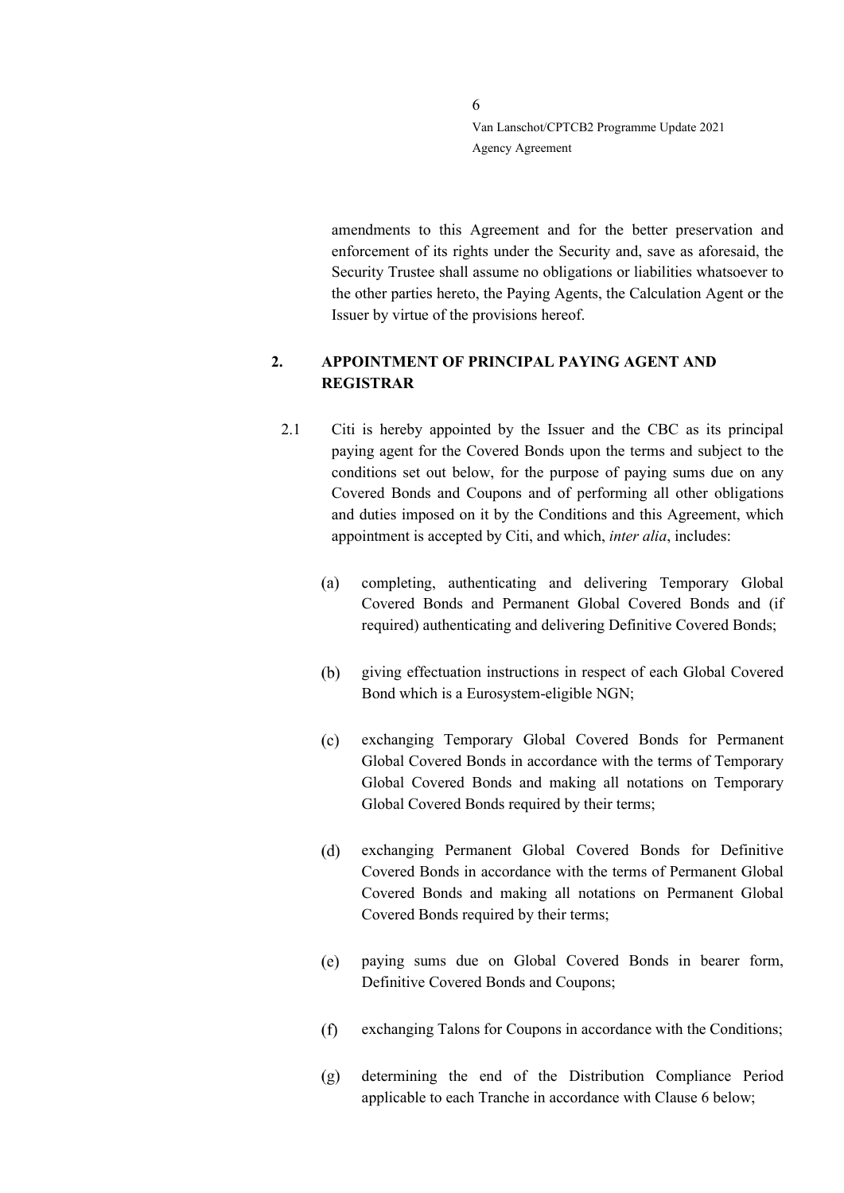amendments to this Agreement and for the better preservation and enforcement of its rights under the Security and, save as aforesaid, the Security Trustee shall assume no obligations or liabilities whatsoever to the other parties hereto, the Paying Agents, the Calculation Agent or the Issuer by virtue of the provisions hereof.

## 2. APPOINTMENT OF PRINCIPAL PAYING AGENT AND REGISTRAR

2.1 Citi is hereby appointed by the Issuer and the CBC as its principal paying agent for the Covered Bonds upon the terms and subject to the conditions set out below, for the purpose of paying sums due on any Covered Bonds and Coupons and of performing all other obligations and duties imposed on it by the Conditions and this Agreement, which appointment is accepted by Citi, and which, *inter alia*, includes:

(a) completing, authenticating and delivering Temporary Global Covered Bonds and Permanent Global Covered Bonds and (if required) authenticating and delivering Definitive Covered Bonds;

(b) giving effectuation instructions in respect of each Global Covered Bond which is a Eurosystem-eligible NGN;

(c) exchanging Temporary Global Covered Bonds for Permanent Global Covered Bonds in accordance with the terms of Temporary Global Covered Bonds and making all notations on Temporary Global Covered Bonds required by their terms;

(d) exchanging Permanent Global Covered Bonds for Definitive Covered Bonds in accordance with the terms of Permanent Global Covered Bonds and making all notations on Permanent Global Covered Bonds required by their terms;

(e) paying sums due on Global Covered Bonds in bearer form, Definitive Covered Bonds and Coupons;

(f) exchanging Talons for Coupons in accordance with the Conditions;

(g) determining the end of the Distribution Compliance Period applicable to each Tranche in accordance with Clause 6 below;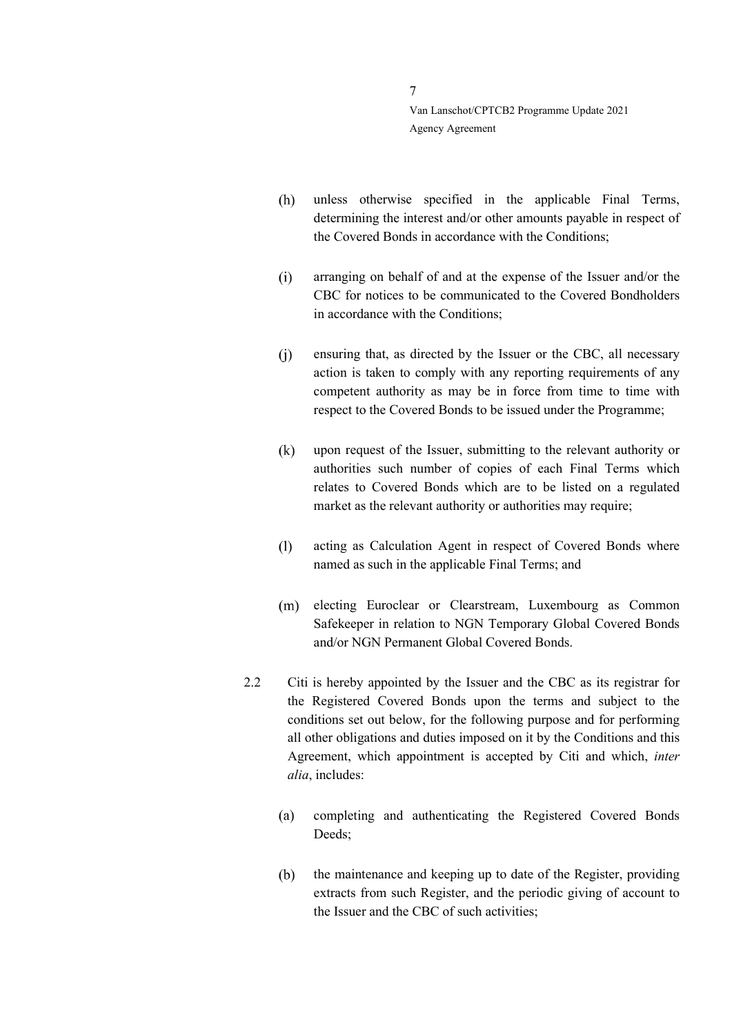(h) unless otherwise specified in the applicable Final Terms, determining the interest and/or other amounts payable in respect of the Covered Bonds in accordance with the Conditions;

(i) arranging on behalf of and at the expense of the Issuer and/or the CBC for notices to be communicated to the Covered Bondholders in accordance with the Conditions;

(j) ensuring that, as directed by the Issuer or the CBC, all necessary action is taken to comply with any reporting requirements of any competent authority as may be in force from time to time with respect to the Covered Bonds to be issued under the Programme;

(k) upon request of the Issuer, submitting to the relevant authority or authorities such number of copies of each Final Terms which relates to Covered Bonds which are to be listed on a regulated market as the relevant authority or authorities may require;

(l) acting as Calculation Agent in respect of Covered Bonds where named as such in the applicable Final Terms; and

(m) electing Euroclear or Clearstream, Luxembourg as Common Safekeeper in relation to NGN Temporary Global Covered Bonds and/or NGN Permanent Global Covered Bonds.

2.2 Citi is hereby appointed by the Issuer and the CBC as its registrar for the Registered Covered Bonds upon the terms and subject to the conditions set out below, for the following purpose and for performing all other obligations and duties imposed on it by the Conditions and this Agreement, which appointment is accepted by Citi and which, *inter alia*, includes:

(a) completing and authenticating the Registered Covered Bonds Deeds;

(b) the maintenance and keeping up to date of the Register, providing extracts from such Register, and the periodic giving of account to the Issuer and the CBC of such activities;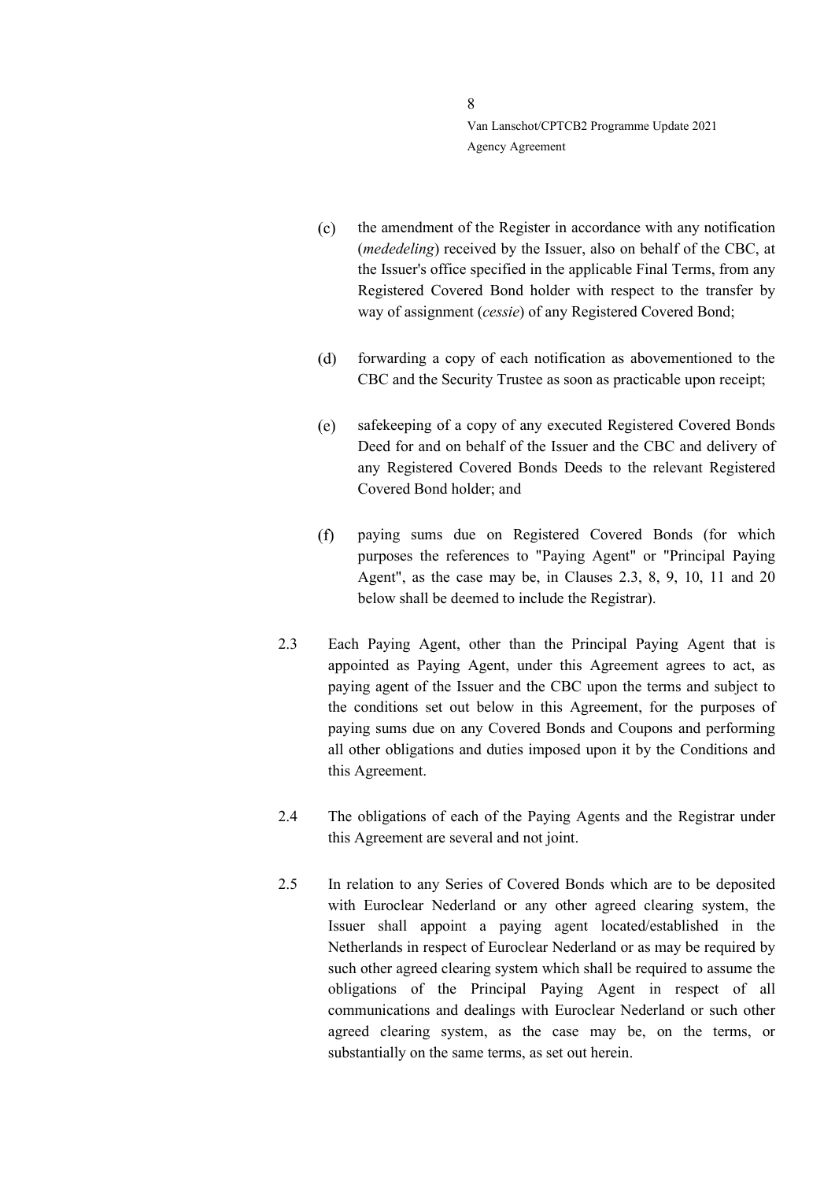(c) the amendment of the Register in accordance with any notification (*mededeling*) received by the Issuer, also on behalf of the CBC, at the Issuer's office specified in the applicable Final Terms, from any Registered Covered Bond holder with respect to the transfer by way of assignment (*cessie*) of any Registered Covered Bond;

(d) forwarding a copy of each notification as abovementioned to the CBC and the Security Trustee as soon as practicable upon receipt;

(e) safekeeping of a copy of any executed Registered Covered Bonds Deed for and on behalf of the Issuer and the CBC and delivery of any Registered Covered Bonds Deeds to the relevant Registered Covered Bond holder; and

(f) paying sums due on Registered Covered Bonds (for which purposes the references to "Paying Agent" or "Principal Paying Agent", as the case may be, in Clauses 2.3, 8, 9, 10, 11 and 20 below shall be deemed to include the Registrar).

2.3 Each Paying Agent, other than the Principal Paying Agent that is appointed as Paying Agent, under this Agreement agrees to act, as paying agent of the Issuer and the CBC upon the terms and subject to the conditions set out below in this Agreement, for the purposes of paying sums due on any Covered Bonds and Coupons and performing all other obligations and duties imposed upon it by the Conditions and this Agreement.

2.4 The obligations of each of the Paying Agents and the Registrar under this Agreement are several and not joint.

2.5 In relation to any Series of Covered Bonds which are to be deposited with Euroclear Nederland or any other agreed clearing system, the Issuer shall appoint a paying agent located/established in the Netherlands in respect of Euroclear Nederland or as may be required by such other agreed clearing system which shall be required to assume the obligations of the Principal Paying Agent in respect of all communications and dealings with Euroclear Nederland or such other agreed clearing system, as the case may be, on the terms, or substantially on the same terms, as set out herein.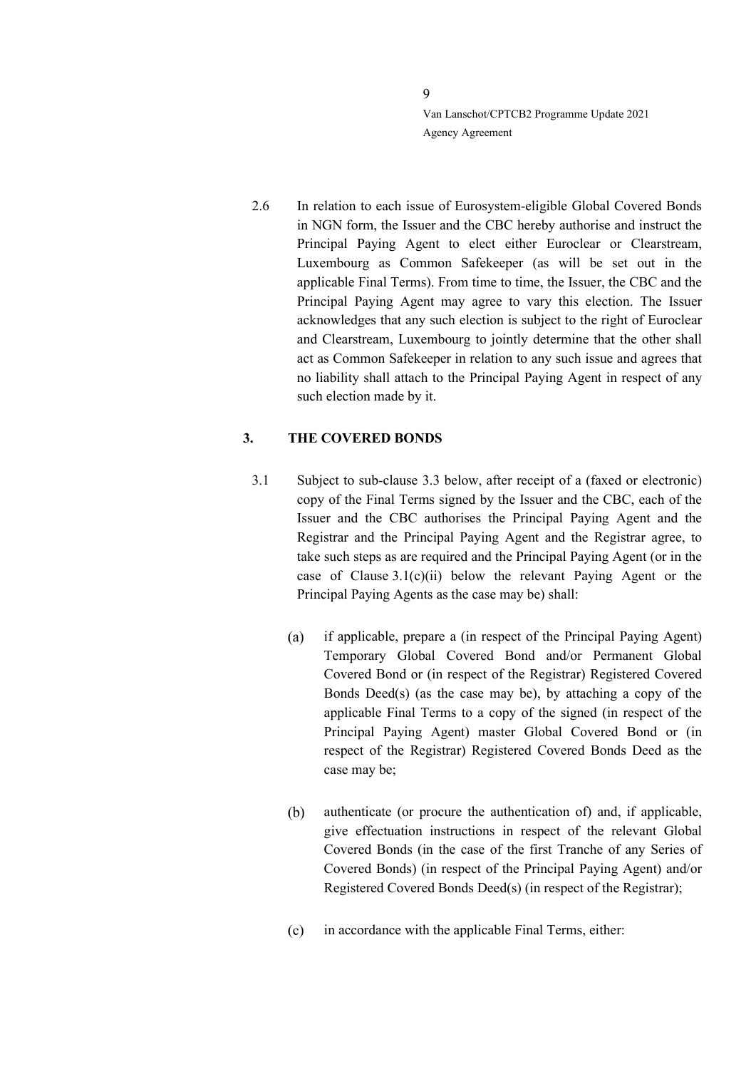2.6 In relation to each issue of Eurosystem-eligible Global Covered Bonds in NGN form, the Issuer and the CBC hereby authorise and instruct the Principal Paying Agent to elect either Euroclear or Clearstream, Luxembourg as Common Safekeeper (as will be set out in the applicable Final Terms). From time to time, the Issuer, the CBC and the Principal Paying Agent may agree to vary this election. The Issuer acknowledges that any such election is subject to the right of Euroclear and Clearstream, Luxembourg to jointly determine that the other shall act as Common Safekeeper in relation to any such issue and agrees that no liability shall attach to the Principal Paying Agent in respect of any such election made by it.

## 3. THE COVERED BONDS

3.1 Subject to sub-clause 3.3 below, after receipt of a (faxed or electronic) copy of the Final Terms signed by the Issuer and the CBC, each of the Issuer and the CBC authorises the Principal Paying Agent and the Registrar and the Principal Paying Agent and the Registrar agree, to take such steps as are required and the Principal Paying Agent (or in the case of Clause 3.1(c)(ii) below the relevant Paying Agent or the Principal Paying Agents as the case may be) shall:

(a) if applicable, prepare a (in respect of the Principal Paying Agent) Temporary Global Covered Bond and/or Permanent Global Covered Bond or (in respect of the Registrar) Registered Covered Bonds Deed(s) (as the case may be), by attaching a copy of the applicable Final Terms to a copy of the signed (in respect of the Principal Paying Agent) master Global Covered Bond or (in respect of the Registrar) Registered Covered Bonds Deed as the case may be;

(b) authenticate (or procure the authentication of) and, if applicable, give effectuation instructions in respect of the relevant Global Covered Bonds (in the case of the first Tranche of any Series of Covered Bonds) (in respect of the Principal Paying Agent) and/or Registered Covered Bonds Deed(s) (in respect of the Registrar);

(c) in accordance with the applicable Final Terms, either: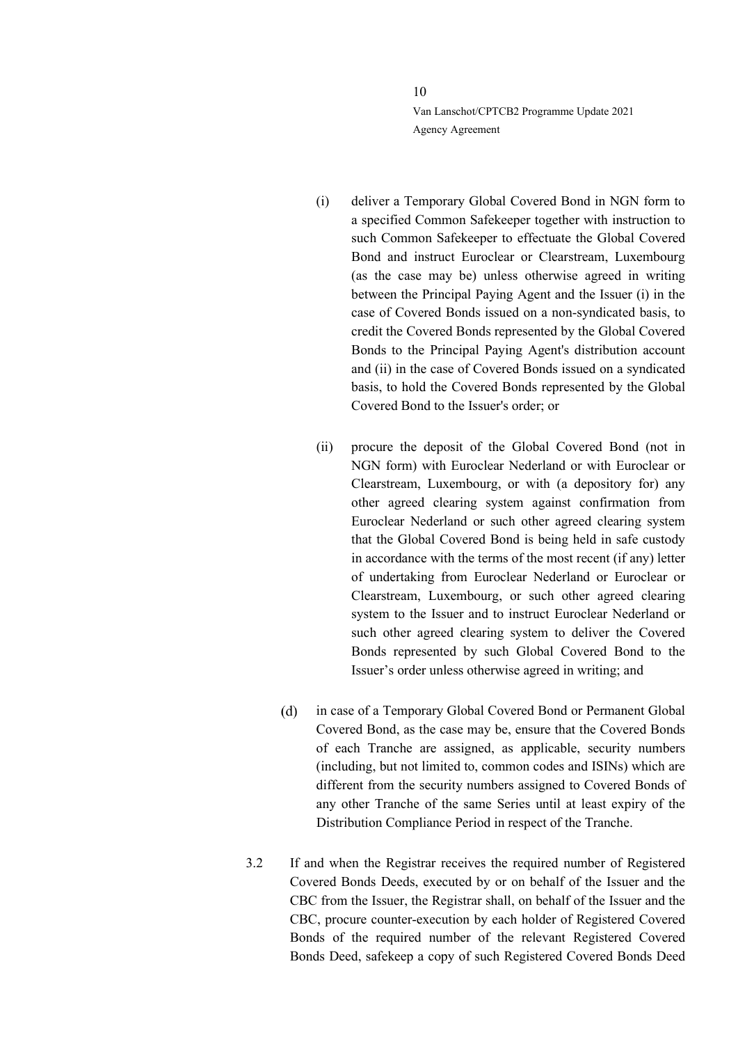(i) deliver a Temporary Global Covered Bond in NGN form to a specified Common Safekeeper together with instruction to such Common Safekeeper to effectuate the Global Covered Bond and instruct Euroclear or Clearstream, Luxembourg (as the case may be) unless otherwise agreed in writing between the Principal Paying Agent and the Issuer (i) in the case of Covered Bonds issued on a non-syndicated basis, to credit the Covered Bonds represented by the Global Covered Bonds to the Principal Paying Agent's distribution account and (ii) in the case of Covered Bonds issued on a syndicated basis, to hold the Covered Bonds represented by the Global Covered Bond to the Issuer's order; or

(ii) procure the deposit of the Global Covered Bond (not in NGN form) with Euroclear Nederland or with Euroclear or Clearstream, Luxembourg, or with (a depository for) any other agreed clearing system against confirmation from Euroclear Nederland or such other agreed clearing system that the Global Covered Bond is being held in safe custody in accordance with the terms of the most recent (if any) letter of undertaking from Euroclear Nederland or Euroclear or Clearstream, Luxembourg, or such other agreed clearing system to the Issuer and to instruct Euroclear Nederland or such other agreed clearing system to deliver the Covered Bonds represented by such Global Covered Bond to the Issuer's order unless otherwise agreed in writing; and

(d) in case of a Temporary Global Covered Bond or Permanent Global Covered Bond, as the case may be, ensure that the Covered Bonds of each Tranche are assigned, as applicable, security numbers (including, but not limited to, common codes and ISINs) which are different from the security numbers assigned to Covered Bonds of any other Tranche of the same Series until at least expiry of the Distribution Compliance Period in respect of the Tranche.

3.2 If and when the Registrar receives the required number of Registered Covered Bonds Deeds, executed by or on behalf of the Issuer and the CBC from the Issuer, the Registrar shall, on behalf of the Issuer and the CBC, procure counter-execution by each holder of Registered Covered Bonds of the required number of the relevant Registered Covered Bonds Deed, safekeep a copy of such Registered Covered Bonds Deed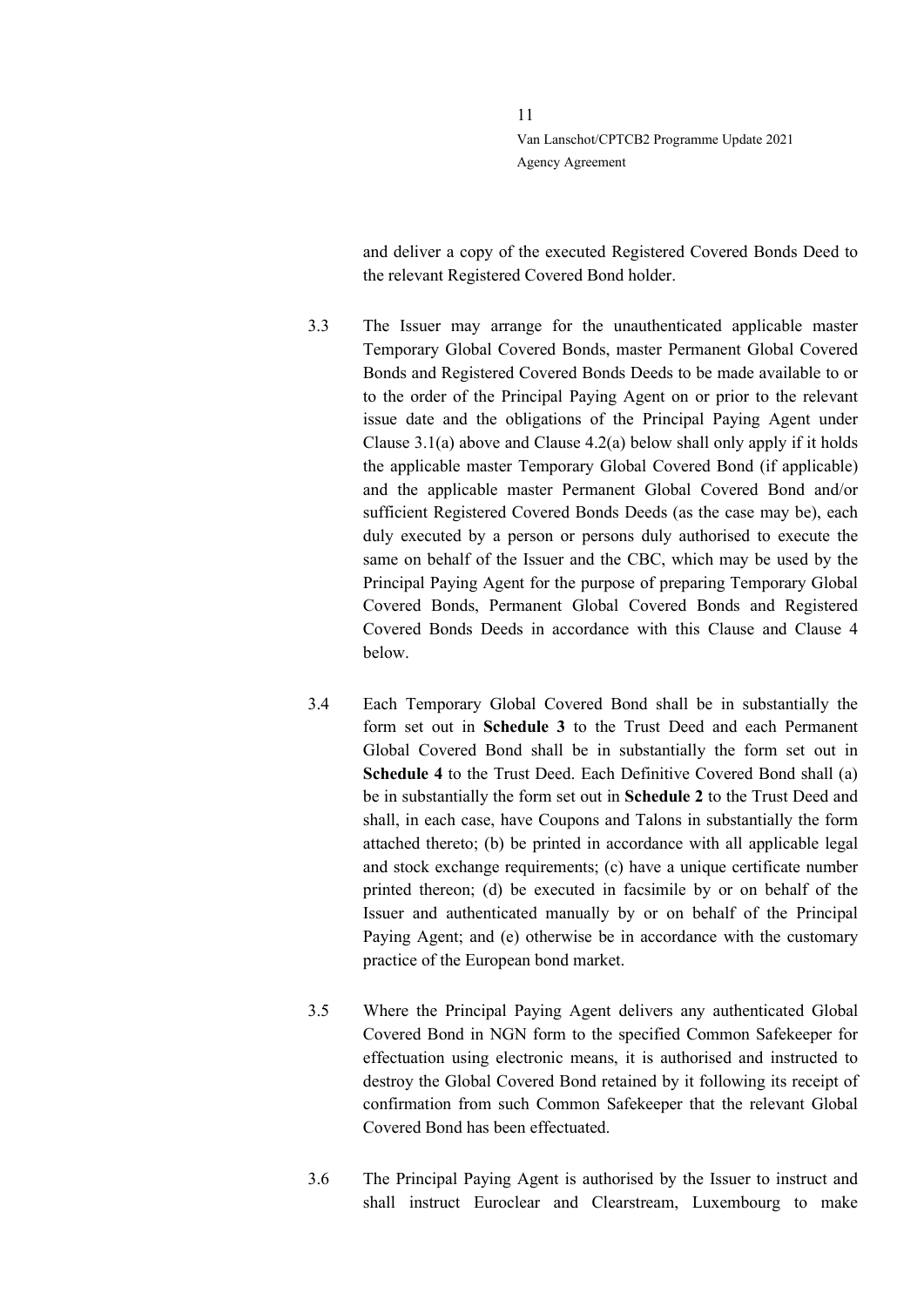and deliver a copy of the executed Registered Covered Bonds Deed to the relevant Registered Covered Bond holder.

3.3 The Issuer may arrange for the unauthenticated applicable master Temporary Global Covered Bonds, master Permanent Global Covered Bonds and Registered Covered Bonds Deeds to be made available to or to the order of the Principal Paying Agent on or prior to the relevant issue date and the obligations of the Principal Paying Agent under Clause 3.1(a) above and Clause 4.2(a) below shall only apply if it holds the applicable master Temporary Global Covered Bond (if applicable) and the applicable master Permanent Global Covered Bond and/or sufficient Registered Covered Bonds Deeds (as the case may be), each duly executed by a person or persons duly authorised to execute the same on behalf of the Issuer and the CBC, which may be used by the Principal Paying Agent for the purpose of preparing Temporary Global Covered Bonds, Permanent Global Covered Bonds and Registered Covered Bonds Deeds in accordance with this Clause and Clause 4 below.

3.4 Each Temporary Global Covered Bond shall be in substantially the form set out in **Schedule 3** to the Trust Deed and each Permanent Global Covered Bond shall be in substantially the form set out in **Schedule 4** to the Trust Deed. Each Definitive Covered Bond shall (a) be in substantially the form set out in **Schedule 2** to the Trust Deed and shall, in each case, have Coupons and Talons in substantially the form attached thereto; (b) be printed in accordance with all applicable legal and stock exchange requirements; (c) have a unique certificate number printed thereon; (d) be executed in facsimile by or on behalf of the Issuer and authenticated manually by or on behalf of the Principal Paying Agent; and (e) otherwise be in accordance with the customary practice of the European bond market.

3.5 Where the Principal Paying Agent delivers any authenticated Global Covered Bond in NGN form to the specified Common Safekeeper for effectuation using electronic means, it is authorised and instructed to destroy the Global Covered Bond retained by it following its receipt of confirmation from such Common Safekeeper that the relevant Global Covered Bond has been effectuated.

3.6 The Principal Paying Agent is authorised by the Issuer to instruct and shall instruct Euroclear and Clearstream, Luxembourg to make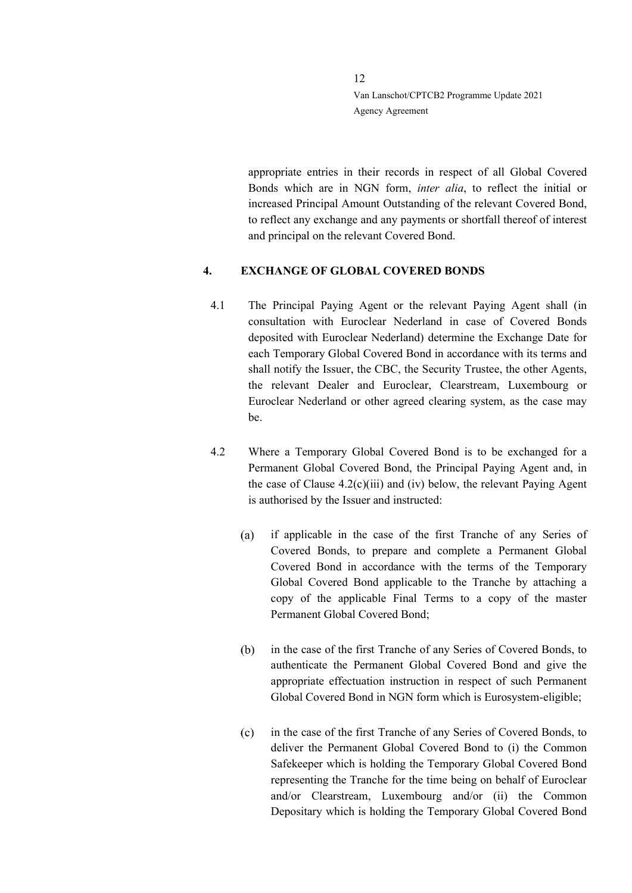appropriate entries in their records in respect of all Global Covered Bonds which are in NGN form, *inter alia*, to reflect the initial or increased Principal Amount Outstanding of the relevant Covered Bond, to reflect any exchange and any payments or shortfall thereof of interest and principal on the relevant Covered Bond.

## 4. EXCHANGE OF GLOBAL COVERED BONDS

4.1 The Principal Paying Agent or the relevant Paying Agent shall (in consultation with Euroclear Nederland in case of Covered Bonds deposited with Euroclear Nederland) determine the Exchange Date for each Temporary Global Covered Bond in accordance with its terms and shall notify the Issuer, the CBC, the Security Trustee, the other Agents, the relevant Dealer and Euroclear, Clearstream, Luxembourg or Euroclear Nederland or other agreed clearing system, as the case may be.

4.2 Where a Temporary Global Covered Bond is to be exchanged for a Permanent Global Covered Bond, the Principal Paying Agent and, in the case of Clause 4.2(c)(iii) and (iv) below, the relevant Paying Agent is authorised by the Issuer and instructed:

(a) if applicable in the case of the first Tranche of any Series of Covered Bonds, to prepare and complete a Permanent Global Covered Bond in accordance with the terms of the Temporary Global Covered Bond applicable to the Tranche by attaching a copy of the applicable Final Terms to a copy of the master Permanent Global Covered Bond;

(b) in the case of the first Tranche of any Series of Covered Bonds, to authenticate the Permanent Global Covered Bond and give the appropriate effectuation instruction in respect of such Permanent Global Covered Bond in NGN form which is Eurosystem-eligible;

(c) in the case of the first Tranche of any Series of Covered Bonds, to deliver the Permanent Global Covered Bond to (i) the Common Safekeeper which is holding the Temporary Global Covered Bond representing the Tranche for the time being on behalf of Euroclear and/or Clearstream, Luxembourg and/or (ii) the Common Depositary which is holding the Temporary Global Covered Bond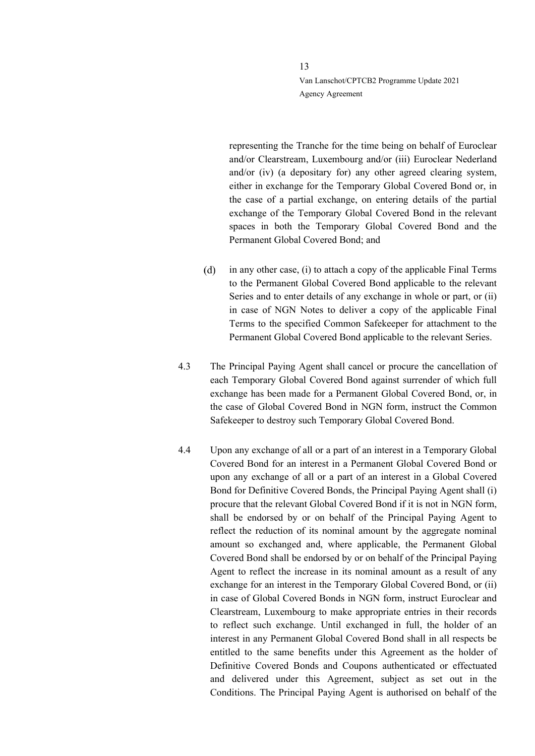representing the Tranche for the time being on behalf of Euroclear and/or Clearstream, Luxembourg and/or (iii) Euroclear Nederland and/or (iv) (a depositary for) any other agreed clearing system, either in exchange for the Temporary Global Covered Bond or, in the case of a partial exchange, on entering details of the partial exchange of the Temporary Global Covered Bond in the relevant spaces in both the Temporary Global Covered Bond and the Permanent Global Covered Bond; and

(d) in any other case, (i) to attach a copy of the applicable Final Terms to the Permanent Global Covered Bond applicable to the relevant Series and to enter details of any exchange in whole or part, or (ii) in case of NGN Notes to deliver a copy of the applicable Final Terms to the specified Common Safekeeper for attachment to the Permanent Global Covered Bond applicable to the relevant Series.

4.3 The Principal Paying Agent shall cancel or procure the cancellation of each Temporary Global Covered Bond against surrender of which full exchange has been made for a Permanent Global Covered Bond, or, in the case of Global Covered Bond in NGN form, instruct the Common Safekeeper to destroy such Temporary Global Covered Bond.

4.4 Upon any exchange of all or a part of an interest in a Temporary Global Covered Bond for an interest in a Permanent Global Covered Bond or upon any exchange of all or a part of an interest in a Global Covered Bond for Definitive Covered Bonds, the Principal Paying Agent shall (i) procure that the relevant Global Covered Bond if it is not in NGN form, shall be endorsed by or on behalf of the Principal Paying Agent to reflect the reduction of its nominal amount by the aggregate nominal amount so exchanged and, where applicable, the Permanent Global Covered Bond shall be endorsed by or on behalf of the Principal Paying Agent to reflect the increase in its nominal amount as a result of any exchange for an interest in the Temporary Global Covered Bond, or (ii) in case of Global Covered Bonds in NGN form, instruct Euroclear and Clearstream, Luxembourg to make appropriate entries in their records to reflect such exchange. Until exchanged in full, the holder of an interest in any Permanent Global Covered Bond shall in all respects be entitled to the same benefits under this Agreement as the holder of Definitive Covered Bonds and Coupons authenticated or effectuated and delivered under this Agreement, subject as set out in the Conditions. The Principal Paying Agent is authorised on behalf of the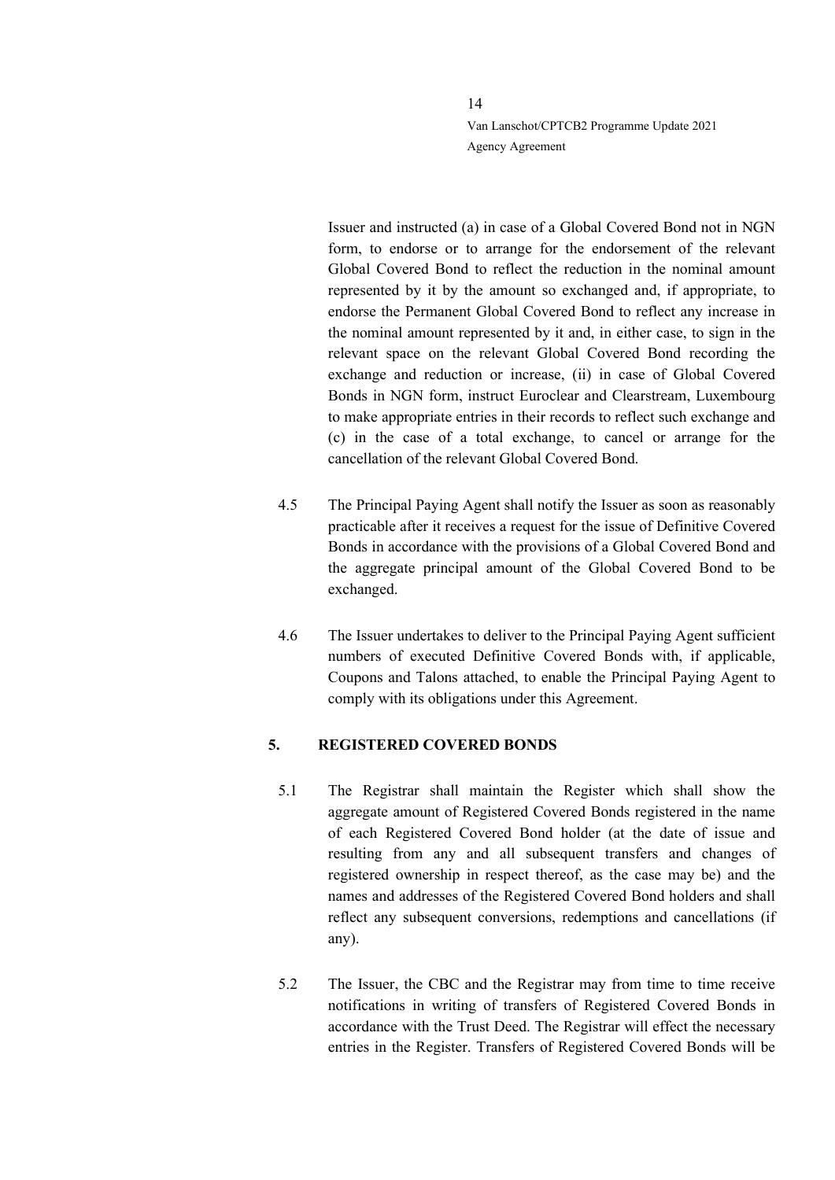Issuer and instructed (a) in case of a Global Covered Bond not in NGN form, to endorse or to arrange for the endorsement of the relevant Global Covered Bond to reflect the reduction in the nominal amount represented by it by the amount so exchanged and, if appropriate, to endorse the Permanent Global Covered Bond to reflect any increase in the nominal amount represented by it and, in either case, to sign in the relevant space on the relevant Global Covered Bond recording the exchange and reduction or increase, (ii) in case of Global Covered Bonds in NGN form, instruct Euroclear and Clearstream, Luxembourg to make appropriate entries in their records to reflect such exchange and (c) in the case of a total exchange, to cancel or arrange for the cancellation of the relevant Global Covered Bond.

4.5 The Principal Paying Agent shall notify the Issuer as soon as reasonably practicable after it receives a request for the issue of Definitive Covered Bonds in accordance with the provisions of a Global Covered Bond and the aggregate principal amount of the Global Covered Bond to be exchanged.

4.6 The Issuer undertakes to deliver to the Principal Paying Agent sufficient numbers of executed Definitive Covered Bonds with, if applicable, Coupons and Talons attached, to enable the Principal Paying Agent to comply with its obligations under this Agreement.

## 5. REGISTERED COVERED BONDS

5.1 The Registrar shall maintain the Register which shall show the aggregate amount of Registered Covered Bonds registered in the name of each Registered Covered Bond holder (at the date of issue and resulting from any and all subsequent transfers and changes of registered ownership in respect thereof, as the case may be) and the names and addresses of the Registered Covered Bond holders and shall reflect any subsequent conversions, redemptions and cancellations (if any).

5.2 The Issuer, the CBC and the Registrar may from time to time receive notifications in writing of transfers of Registered Covered Bonds in accordance with the Trust Deed. The Registrar will effect the necessary entries in the Register. Transfers of Registered Covered Bonds will be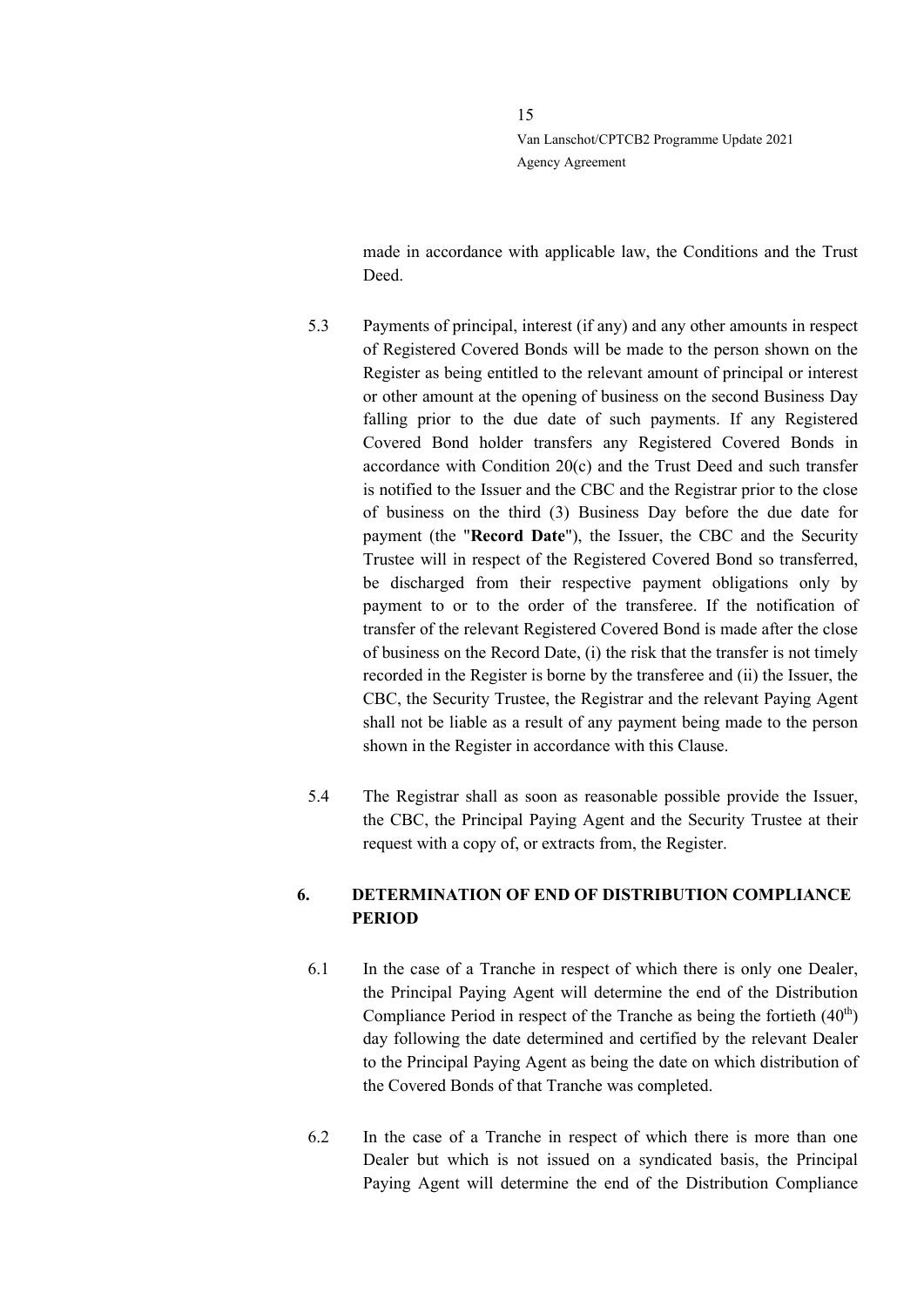made in accordance with applicable law, the Conditions and the Trust Deed.

5.3 Payments of principal, interest (if any) and any other amounts in respect of Registered Covered Bonds will be made to the person shown on the Register as being entitled to the relevant amount of principal or interest or other amount at the opening of business on the second Business Day falling prior to the due date of such payments. If any Registered Covered Bond holder transfers any Registered Covered Bonds in accordance with Condition 20(c) and the Trust Deed and such transfer is notified to the Issuer and the CBC and the Registrar prior to the close of business on the third (3) Business Day before the due date for payment (the "**Record Date**"), the Issuer, the CBC and the Security Trustee will in respect of the Registered Covered Bond so transferred, be discharged from their respective payment obligations only by payment to or to the order of the transferee. If the notification of transfer of the relevant Registered Covered Bond is made after the close of business on the Record Date, (i) the risk that the transfer is not timely recorded in the Register is borne by the transferee and (ii) the Issuer, the CBC, the Security Trustee, the Registrar and the relevant Paying Agent shall not be liable as a result of any payment being made to the person shown in the Register in accordance with this Clause.

5.4 The Registrar shall as soon as reasonable possible provide the Issuer, the CBC, the Principal Paying Agent and the Security Trustee at their request with a copy of, or extracts from, the Register.

## 6. DETERMINATION OF END OF DISTRIBUTION COMPLIANCE PERIOD

6.1 In the case of a Tranche in respect of which there is only one Dealer, the Principal Paying Agent will determine the end of the Distribution Compliance Period in respect of the Tranche as being the fortieth (40th) day following the date determined and certified by the relevant Dealer to the Principal Paying Agent as being the date on which distribution of the Covered Bonds of that Tranche was completed.

6.2 In the case of a Tranche in respect of which there is more than one Dealer but which is not issued on a syndicated basis, the Principal Paying Agent will determine the end of the Distribution Compliance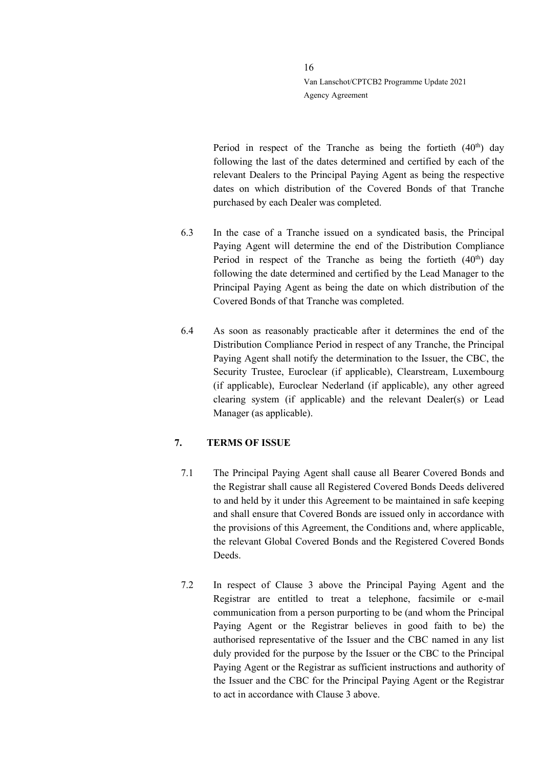Period in respect of the Tranche as being the fortieth (40th) day following the last of the dates determined and certified by each of the relevant Dealers to the Principal Paying Agent as being the respective dates on which distribution of the Covered Bonds of that Tranche purchased by each Dealer was completed.

6.3 In the case of a Tranche issued on a syndicated basis, the Principal Paying Agent will determine the end of the Distribution Compliance Period in respect of the Tranche as being the fortieth (40th) day following the date determined and certified by the Lead Manager to the Principal Paying Agent as being the date on which distribution of the Covered Bonds of that Tranche was completed.

6.4 As soon as reasonably practicable after it determines the end of the Distribution Compliance Period in respect of any Tranche, the Principal Paying Agent shall notify the determination to the Issuer, the CBC, the Security Trustee, Euroclear (if applicable), Clearstream, Luxembourg (if applicable), Euroclear Nederland (if applicable), any other agreed clearing system (if applicable) and the relevant Dealer(s) or Lead Manager (as applicable).

## 7. TERMS OF ISSUE

7.1 The Principal Paying Agent shall cause all Bearer Covered Bonds and the Registrar shall cause all Registered Covered Bonds Deeds delivered to and held by it under this Agreement to be maintained in safe keeping and shall ensure that Covered Bonds are issued only in accordance with the provisions of this Agreement, the Conditions and, where applicable, the relevant Global Covered Bonds and the Registered Covered Bonds Deeds.

7.2 In respect of Clause 3 above the Principal Paying Agent and the Registrar are entitled to treat a telephone, facsimile or e-mail communication from a person purporting to be (and whom the Principal Paying Agent or the Registrar believes in good faith to be) the authorised representative of the Issuer and the CBC named in any list duly provided for the purpose by the Issuer or the CBC to the Principal Paying Agent or the Registrar as sufficient instructions and authority of the Issuer and the CBC for the Principal Paying Agent or the Registrar to act in accordance with Clause 3 above.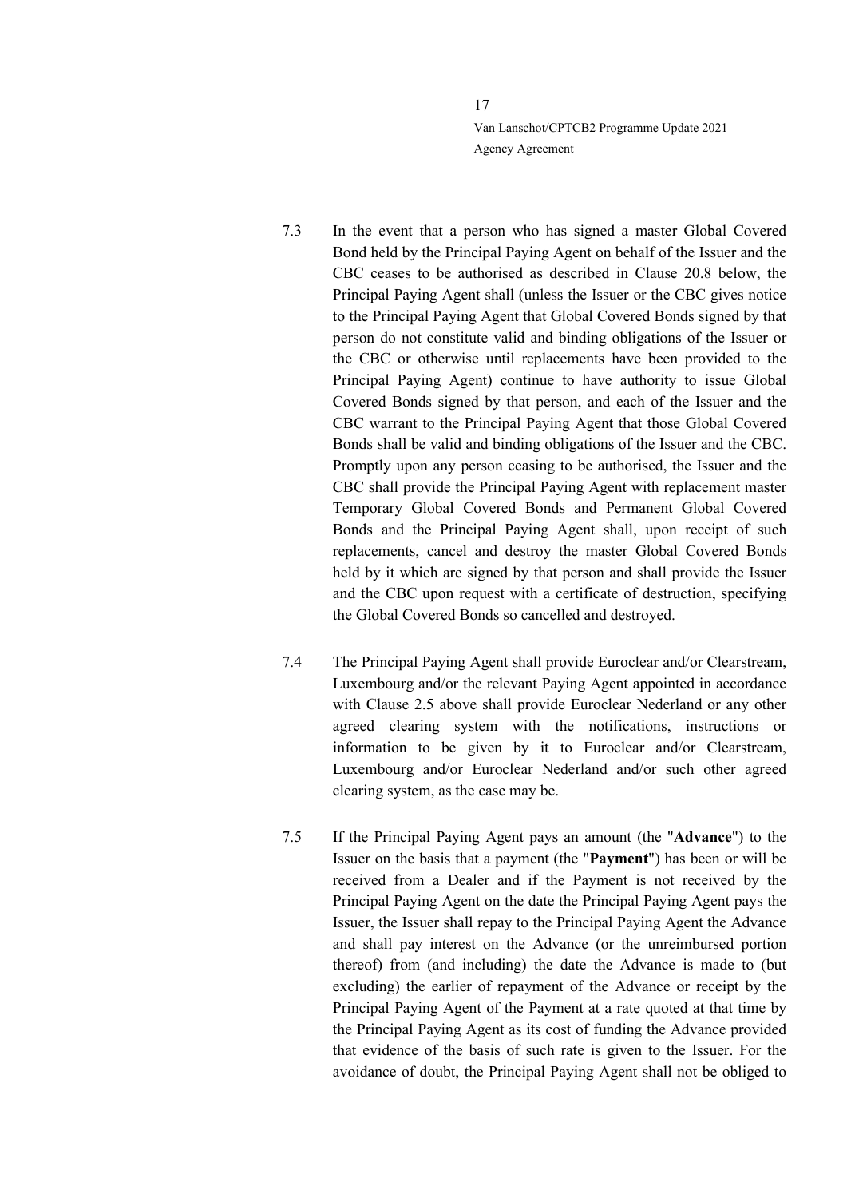7.3 In the event that a person who has signed a master Global Covered Bond held by the Principal Paying Agent on behalf of the Issuer and the CBC ceases to be authorised as described in Clause 20.8 below, the Principal Paying Agent shall (unless the Issuer or the CBC gives notice to the Principal Paying Agent that Global Covered Bonds signed by that person do not constitute valid and binding obligations of the Issuer or the CBC or otherwise until replacements have been provided to the Principal Paying Agent) continue to have authority to issue Global Covered Bonds signed by that person, and each of the Issuer and the CBC warrant to the Principal Paying Agent that those Global Covered Bonds shall be valid and binding obligations of the Issuer and the CBC. Promptly upon any person ceasing to be authorised, the Issuer and the CBC shall provide the Principal Paying Agent with replacement master Temporary Global Covered Bonds and Permanent Global Covered Bonds and the Principal Paying Agent shall, upon receipt of such replacements, cancel and destroy the master Global Covered Bonds held by it which are signed by that person and shall provide the Issuer and the CBC upon request with a certificate of destruction, specifying the Global Covered Bonds so cancelled and destroyed.

7.4 The Principal Paying Agent shall provide Euroclear and/or Clearstream, Luxembourg and/or the relevant Paying Agent appointed in accordance with Clause 2.5 above shall provide Euroclear Nederland or any other agreed clearing system with the notifications, instructions or information to be given by it to Euroclear and/or Clearstream, Luxembourg and/or Euroclear Nederland and/or such other agreed clearing system, as the case may be.

7.5 If the Principal Paying Agent pays an amount (the "**Advance**") to the Issuer on the basis that a payment (the "**Payment**") has been or will be received from a Dealer and if the Payment is not received by the Principal Paying Agent on the date the Principal Paying Agent pays the Issuer, the Issuer shall repay to the Principal Paying Agent the Advance and shall pay interest on the Advance (or the unreimbursed portion thereof) from (and including) the date the Advance is made to (but excluding) the earlier of repayment of the Advance or receipt by the Principal Paying Agent of the Payment at a rate quoted at that time by the Principal Paying Agent as its cost of funding the Advance provided that evidence of the basis of such rate is given to the Issuer. For the avoidance of doubt, the Principal Paying Agent shall not be obliged to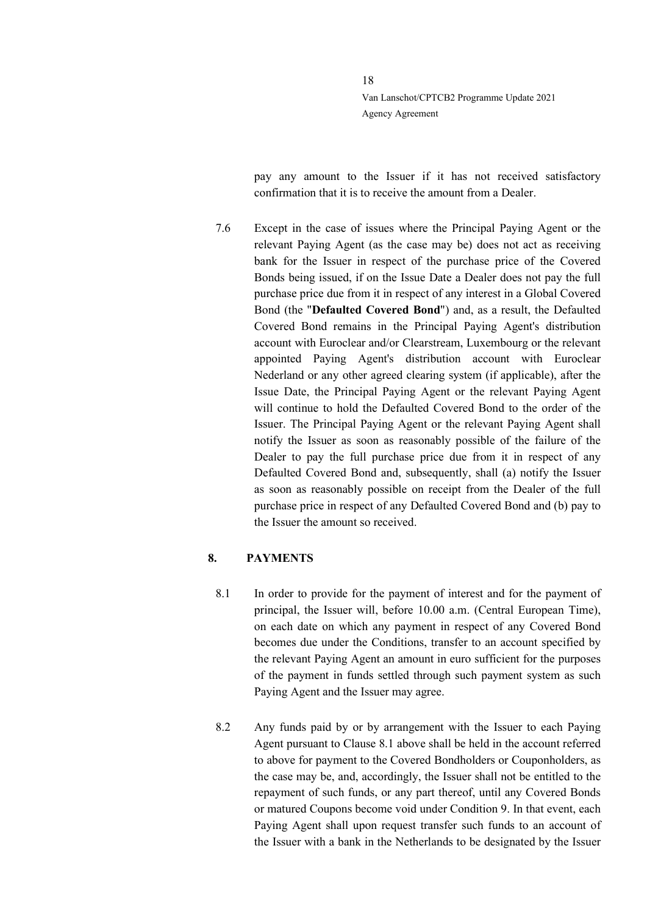pay any amount to the Issuer if it has not received satisfactory confirmation that it is to receive the amount from a Dealer.

7.6 Except in the case of issues where the Principal Paying Agent or the relevant Paying Agent (as the case may be) does not act as receiving bank for the Issuer in respect of the purchase price of the Covered Bonds being issued, if on the Issue Date a Dealer does not pay the full purchase price due from it in respect of any interest in a Global Covered Bond (the "**Defaulted Covered Bond**") and, as a result, the Defaulted Covered Bond remains in the Principal Paying Agent's distribution account with Euroclear and/or Clearstream, Luxembourg or the relevant appointed Paying Agent's distribution account with Euroclear Nederland or any other agreed clearing system (if applicable), after the Issue Date, the Principal Paying Agent or the relevant Paying Agent will continue to hold the Defaulted Covered Bond to the order of the Issuer. The Principal Paying Agent or the relevant Paying Agent shall notify the Issuer as soon as reasonably possible of the failure of the Dealer to pay the full purchase price due from it in respect of any Defaulted Covered Bond and, subsequently, shall (a) notify the Issuer as soon as reasonably possible on receipt from the Dealer of the full purchase price in respect of any Defaulted Covered Bond and (b) pay to the Issuer the amount so received.

## 8. PAYMENTS

8.1 In order to provide for the payment of interest and for the payment of principal, the Issuer will, before 10.00 a.m. (Central European Time), on each date on which any payment in respect of any Covered Bond becomes due under the Conditions, transfer to an account specified by the relevant Paying Agent an amount in euro sufficient for the purposes of the payment in funds settled through such payment system as such Paying Agent and the Issuer may agree.

8.2 Any funds paid by or by arrangement with the Issuer to each Paying Agent pursuant to Clause 8.1 above shall be held in the account referred to above for payment to the Covered Bondholders or Couponholders, as the case may be, and, accordingly, the Issuer shall not be entitled to the repayment of such funds, or any part thereof, until any Covered Bonds or matured Coupons become void under Condition 9. In that event, each Paying Agent shall upon request transfer such funds to an account of the Issuer with a bank in the Netherlands to be designated by the Issuer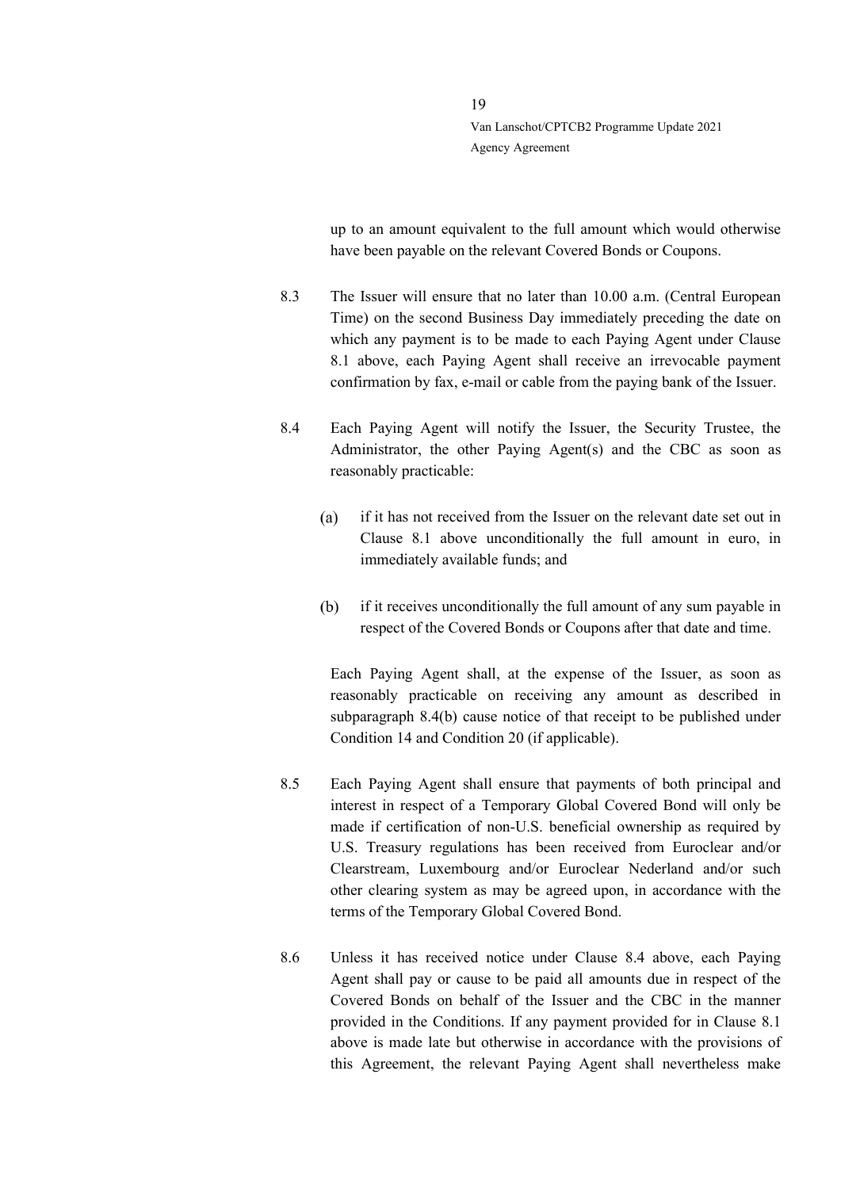up to an amount equivalent to the full amount which would otherwise have been payable on the relevant Covered Bonds or Coupons.

8.3 The Issuer will ensure that no later than 10.00 a.m. (Central European Time) on the second Business Day immediately preceding the date on which any payment is to be made to each Paying Agent under Clause 8.1 above, each Paying Agent shall receive an irrevocable payment confirmation by fax, e-mail or cable from the paying bank of the Issuer.

8.4 Each Paying Agent will notify the Issuer, the Security Trustee, the Administrator, the other Paying Agent(s) and the CBC as soon as reasonably practicable:

(a) if it has not received from the Issuer on the relevant date set out in Clause 8.1 above unconditionally the full amount in euro, in immediately available funds; and

(b) if it receives unconditionally the full amount of any sum payable in respect of the Covered Bonds or Coupons after that date and time.

Each Paying Agent shall, at the expense of the Issuer, as soon as reasonably practicable on receiving any amount as described in subparagraph 8.4(b) cause notice of that receipt to be published under Condition 14 and Condition 20 (if applicable).

8.5 Each Paying Agent shall ensure that payments of both principal and interest in respect of a Temporary Global Covered Bond will only be made if certification of non-U.S. beneficial ownership as required by U.S. Treasury regulations has been received from Euroclear and/or Clearstream, Luxembourg and/or Euroclear Nederland and/or such other clearing system as may be agreed upon, in accordance with the terms of the Temporary Global Covered Bond.

8.6 Unless it has received notice under Clause 8.4 above, each Paying Agent shall pay or cause to be paid all amounts due in respect of the Covered Bonds on behalf of the Issuer and the CBC in the manner provided in the Conditions. If any payment provided for in Clause 8.1 above is made late but otherwise in accordance with the provisions of this Agreement, the relevant Paying Agent shall nevertheless make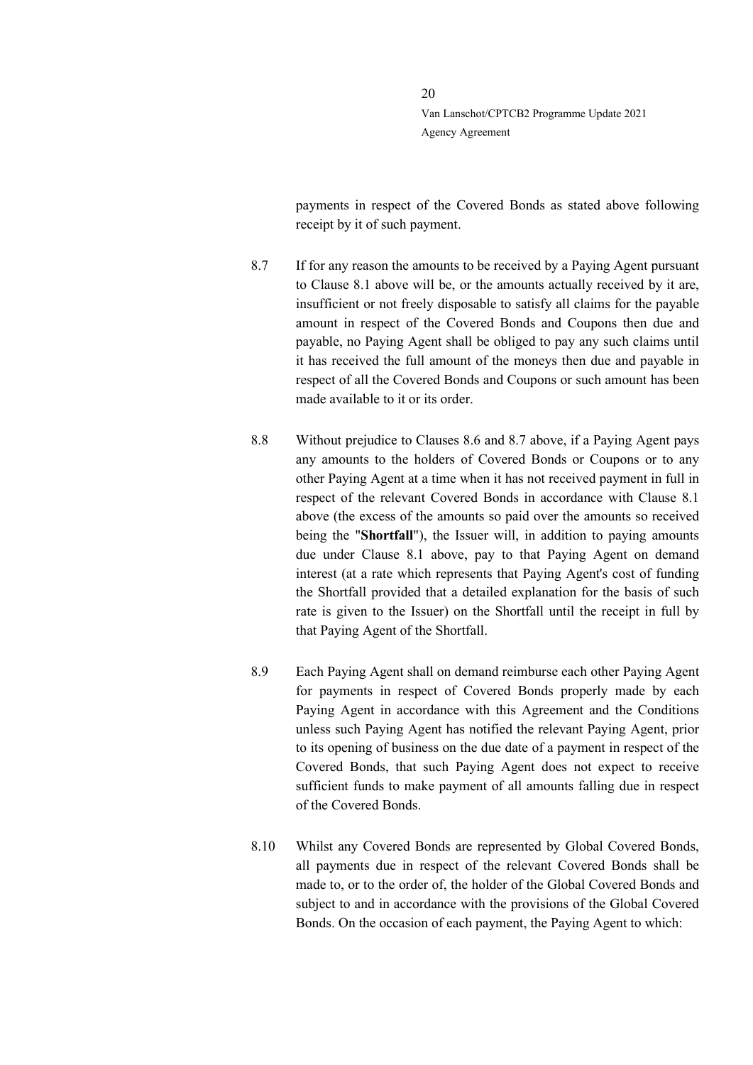payments in respect of the Covered Bonds as stated above following receipt by it of such payment.

8.7 If for any reason the amounts to be received by a Paying Agent pursuant to Clause 8.1 above will be, or the amounts actually received by it are, insufficient or not freely disposable to satisfy all claims for the payable amount in respect of the Covered Bonds and Coupons then due and payable, no Paying Agent shall be obliged to pay any such claims until it has received the full amount of the moneys then due and payable in respect of all the Covered Bonds and Coupons or such amount has been made available to it or its order.

8.8 Without prejudice to Clauses 8.6 and 8.7 above, if a Paying Agent pays any amounts to the holders of Covered Bonds or Coupons or to any other Paying Agent at a time when it has not received payment in full in respect of the relevant Covered Bonds in accordance with Clause 8.1 above (the excess of the amounts so paid over the amounts so received being the "**Shortfall**"), the Issuer will, in addition to paying amounts due under Clause 8.1 above, pay to that Paying Agent on demand interest (at a rate which represents that Paying Agent's cost of funding the Shortfall provided that a detailed explanation for the basis of such rate is given to the Issuer) on the Shortfall until the receipt in full by that Paying Agent of the Shortfall.

8.9 Each Paying Agent shall on demand reimburse each other Paying Agent for payments in respect of Covered Bonds properly made by each Paying Agent in accordance with this Agreement and the Conditions unless such Paying Agent has notified the relevant Paying Agent, prior to its opening of business on the due date of a payment in respect of the Covered Bonds, that such Paying Agent does not expect to receive sufficient funds to make payment of all amounts falling due in respect of the Covered Bonds.

8.10 Whilst any Covered Bonds are represented by Global Covered Bonds, all payments due in respect of the relevant Covered Bonds shall be made to, or to the order of, the holder of the Global Covered Bonds and subject to and in accordance with the provisions of the Global Covered Bonds. On the occasion of each payment, the Paying Agent to which: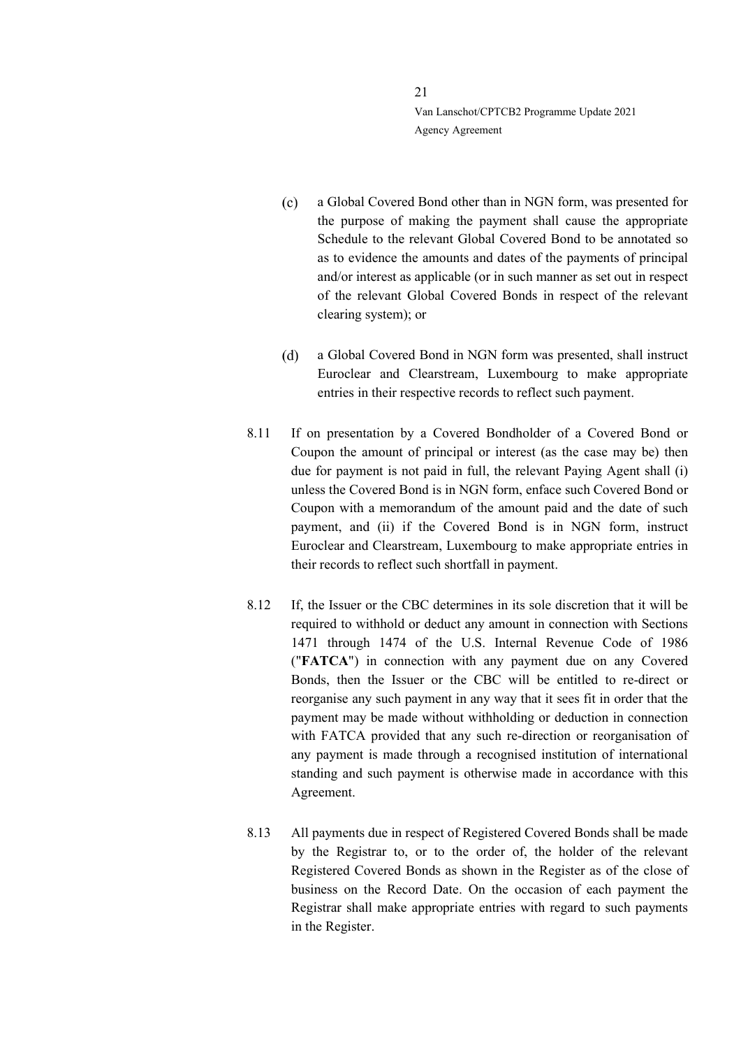(c) a Global Covered Bond other than in NGN form, was presented for the purpose of making the payment shall cause the appropriate Schedule to the relevant Global Covered Bond to be annotated so as to evidence the amounts and dates of the payments of principal and/or interest as applicable (or in such manner as set out in respect of the relevant Global Covered Bonds in respect of the relevant clearing system); or

(d) a Global Covered Bond in NGN form was presented, shall instruct Euroclear and Clearstream, Luxembourg to make appropriate entries in their respective records to reflect such payment.

8.11 If on presentation by a Covered Bondholder of a Covered Bond or Coupon the amount of principal or interest (as the case may be) then due for payment is not paid in full, the relevant Paying Agent shall (i) unless the Covered Bond is in NGN form, enface such Covered Bond or Coupon with a memorandum of the amount paid and the date of such payment, and (ii) if the Covered Bond is in NGN form, instruct Euroclear and Clearstream, Luxembourg to make appropriate entries in their records to reflect such shortfall in payment.

8.12 If, the Issuer or the CBC determines in its sole discretion that it will be required to withhold or deduct any amount in connection with Sections 1471 through 1474 of the U.S. Internal Revenue Code of 1986 ("**FATCA**") in connection with any payment due on any Covered Bonds, then the Issuer or the CBC will be entitled to re-direct or reorganise any such payment in any way that it sees fit in order that the payment may be made without withholding or deduction in connection with FATCA provided that any such re-direction or reorganisation of any payment is made through a recognised institution of international standing and such payment is otherwise made in accordance with this Agreement.

8.13 All payments due in respect of Registered Covered Bonds shall be made by the Registrar to, or to the order of, the holder of the relevant Registered Covered Bonds as shown in the Register as of the close of business on the Record Date. On the occasion of each payment the Registrar shall make appropriate entries with regard to such payments in the Register.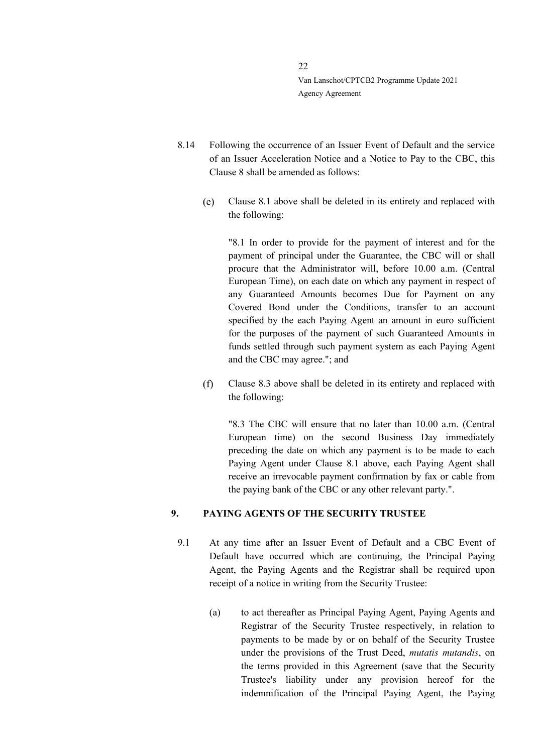8.14 Following the occurrence of an Issuer Event of Default and the service of an Issuer Acceleration Notice and a Notice to Pay to the CBC, this Clause 8 shall be amended as follows:

(e) Clause 8.1 above shall be deleted in its entirety and replaced with the following:

"8.1 In order to provide for the payment of interest and for the payment of principal under the Guarantee, the CBC will or shall procure that the Administrator will, before 10.00 a.m. (Central European Time), on each date on which any payment in respect of any Guaranteed Amounts becomes Due for Payment on any Covered Bond under the Conditions, transfer to an account specified by the each Paying Agent an amount in euro sufficient for the purposes of the payment of such Guaranteed Amounts in funds settled through such payment system as each Paying Agent and the CBC may agree."; and

(f) Clause 8.3 above shall be deleted in its entirety and replaced with the following:

"8.3 The CBC will ensure that no later than 10.00 a.m. (Central European time) on the second Business Day immediately preceding the date on which any payment is to be made to each Paying Agent under Clause 8.1 above, each Paying Agent shall receive an irrevocable payment confirmation by fax or cable from the paying bank of the CBC or any other relevant party.".

## 9. PAYING AGENTS OF THE SECURITY TRUSTEE

9.1 At any time after an Issuer Event of Default and a CBC Event of Default have occurred which are continuing, the Principal Paying Agent, the Paying Agents and the Registrar shall be required upon receipt of a notice in writing from the Security Trustee:

(a) to act thereafter as Principal Paying Agent, Paying Agents and Registrar of the Security Trustee respectively, in relation to payments to be made by or on behalf of the Security Trustee under the provisions of the Trust Deed, *mutatis mutandis*, on the terms provided in this Agreement (save that the Security Trustee's liability under any provision hereof for the indemnification of the Principal Paying Agent, the Paying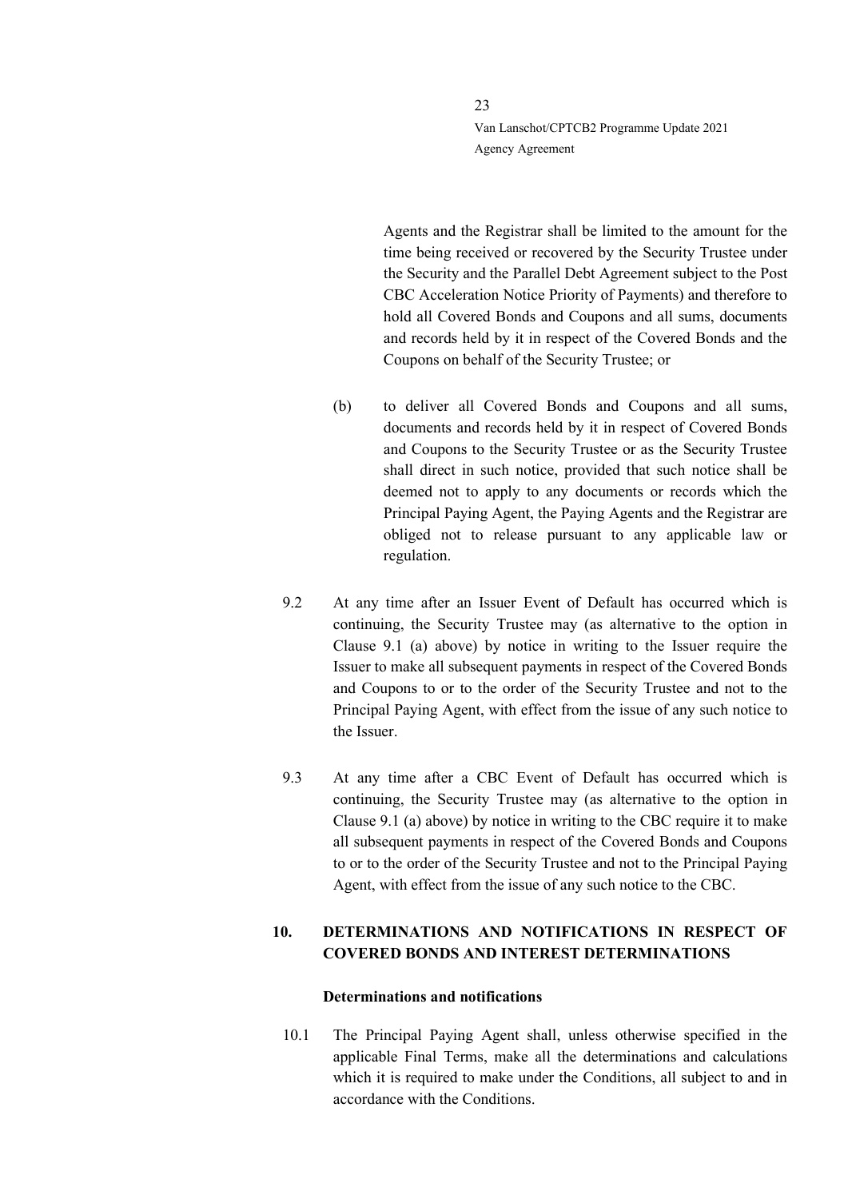Agents and the Registrar shall be limited to the amount for the time being received or recovered by the Security Trustee under the Security and the Parallel Debt Agreement subject to the Post CBC Acceleration Notice Priority of Payments) and therefore to hold all Covered Bonds and Coupons and all sums, documents and records held by it in respect of the Covered Bonds and the Coupons on behalf of the Security Trustee; or

(b) to deliver all Covered Bonds and Coupons and all sums, documents and records held by it in respect of Covered Bonds and Coupons to the Security Trustee or as the Security Trustee shall direct in such notice, provided that such notice shall be deemed not to apply to any documents or records which the Principal Paying Agent, the Paying Agents and the Registrar are obliged not to release pursuant to any applicable law or regulation.

9.2 At any time after an Issuer Event of Default has occurred which is continuing, the Security Trustee may (as alternative to the option in Clause 9.1 (a) above) by notice in writing to the Issuer require the Issuer to make all subsequent payments in respect of the Covered Bonds and Coupons to or to the order of the Security Trustee and not to the Principal Paying Agent, with effect from the issue of any such notice to the Issuer.

9.3 At any time after a CBC Event of Default has occurred which is continuing, the Security Trustee may (as alternative to the option in Clause 9.1 (a) above) by notice in writing to the CBC require it to make all subsequent payments in respect of the Covered Bonds and Coupons to or to the order of the Security Trustee and not to the Principal Paying Agent, with effect from the issue of any such notice to the CBC.

## 10. DETERMINATIONS AND NOTIFICATIONS IN RESPECT OF COVERED BONDS AND INTEREST DETERMINATIONS

**Determinations and notifications**

10.1 The Principal Paying Agent shall, unless otherwise specified in the applicable Final Terms, make all the determinations and calculations which it is required to make under the Conditions, all subject to and in accordance with the Conditions.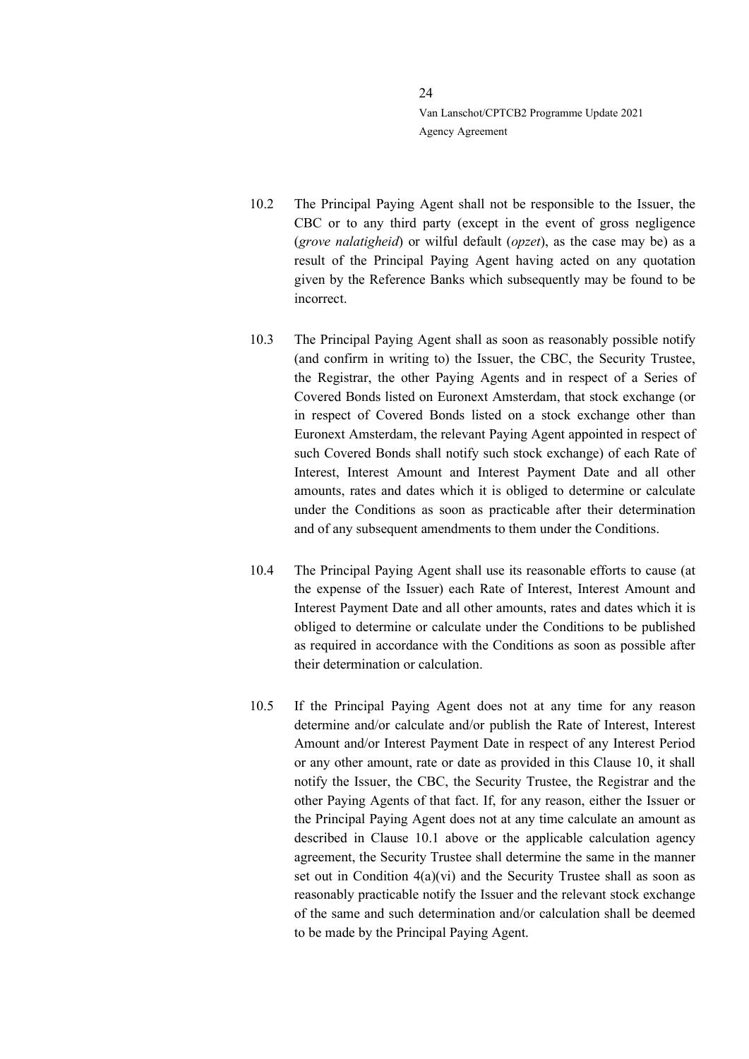10.2 The Principal Paying Agent shall not be responsible to the Issuer, the CBC or to any third party (except in the event of gross negligence (*grove nalatigheid*) or wilful default (*opzet*), as the case may be) as a result of the Principal Paying Agent having acted on any quotation given by the Reference Banks which subsequently may be found to be incorrect.

10.3 The Principal Paying Agent shall as soon as reasonably possible notify (and confirm in writing to) the Issuer, the CBC, the Security Trustee, the Registrar, the other Paying Agents and in respect of a Series of Covered Bonds listed on Euronext Amsterdam, that stock exchange (or in respect of Covered Bonds listed on a stock exchange other than Euronext Amsterdam, the relevant Paying Agent appointed in respect of such Covered Bonds shall notify such stock exchange) of each Rate of Interest, Interest Amount and Interest Payment Date and all other amounts, rates and dates which it is obliged to determine or calculate under the Conditions as soon as practicable after their determination and of any subsequent amendments to them under the Conditions.

10.4 The Principal Paying Agent shall use its reasonable efforts to cause (at the expense of the Issuer) each Rate of Interest, Interest Amount and Interest Payment Date and all other amounts, rates and dates which it is obliged to determine or calculate under the Conditions to be published as required in accordance with the Conditions as soon as possible after their determination or calculation.

10.5 If the Principal Paying Agent does not at any time for any reason determine and/or calculate and/or publish the Rate of Interest, Interest Amount and/or Interest Payment Date in respect of any Interest Period or any other amount, rate or date as provided in this Clause 10, it shall notify the Issuer, the CBC, the Security Trustee, the Registrar and the other Paying Agents of that fact. If, for any reason, either the Issuer or the Principal Paying Agent does not at any time calculate an amount as described in Clause 10.1 above or the applicable calculation agency agreement, the Security Trustee shall determine the same in the manner set out in Condition 4(a)(vi) and the Security Trustee shall as soon as reasonably practicable notify the Issuer and the relevant stock exchange of the same and such determination and/or calculation shall be deemed to be made by the Principal Paying Agent.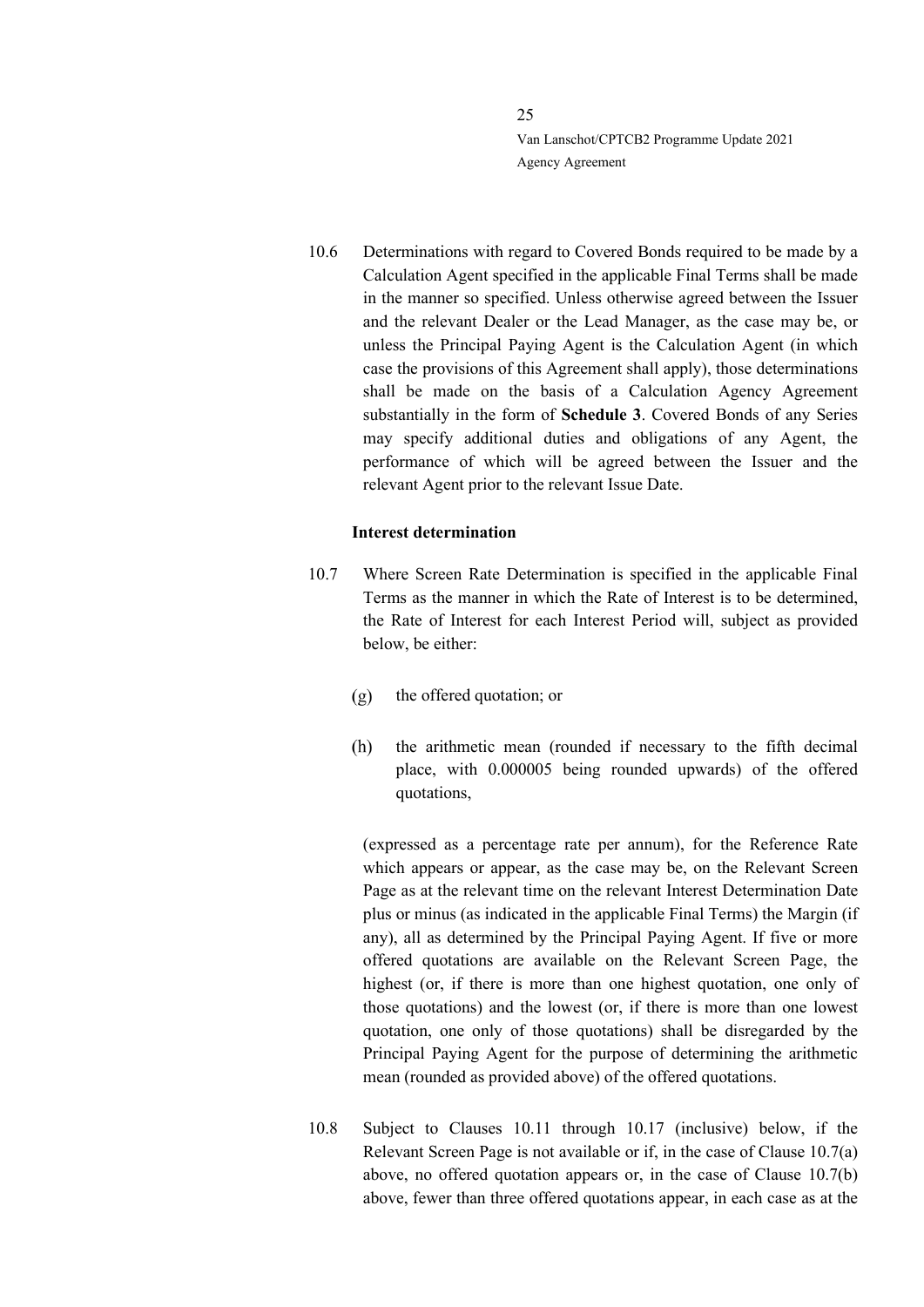10.6 Determinations with regard to Covered Bonds required to be made by a Calculation Agent specified in the applicable Final Terms shall be made in the manner so specified. Unless otherwise agreed between the Issuer and the relevant Dealer or the Lead Manager, as the case may be, or unless the Principal Paying Agent is the Calculation Agent (in which case the provisions of this Agreement shall apply), those determinations shall be made on the basis of a Calculation Agency Agreement substantially in the form of **Schedule 3**. Covered Bonds of any Series may specify additional duties and obligations of any Agent, the performance of which will be agreed between the Issuer and the relevant Agent prior to the relevant Issue Date.

**Interest determination**

10.7 Where Screen Rate Determination is specified in the applicable Final Terms as the manner in which the Rate of Interest is to be determined, the Rate of Interest for each Interest Period will, subject as provided below, be either:

(g) the offered quotation; or

(h) the arithmetic mean (rounded if necessary to the fifth decimal place, with 0.000005 being rounded upwards) of the offered quotations,

(expressed as a percentage rate per annum), for the Reference Rate which appears or appear, as the case may be, on the Relevant Screen Page as at the relevant time on the relevant Interest Determination Date plus or minus (as indicated in the applicable Final Terms) the Margin (if any), all as determined by the Principal Paying Agent. If five or more offered quotations are available on the Relevant Screen Page, the highest (or, if there is more than one highest quotation, one only of those quotations) and the lowest (or, if there is more than one lowest quotation, one only of those quotations) shall be disregarded by the Principal Paying Agent for the purpose of determining the arithmetic mean (rounded as provided above) of the offered quotations.

10.8 Subject to Clauses 10.11 through 10.17 (inclusive) below, if the Relevant Screen Page is not available or if, in the case of Clause 10.7(a) above, no offered quotation appears or, in the case of Clause 10.7(b) above, fewer than three offered quotations appear, in each case as at the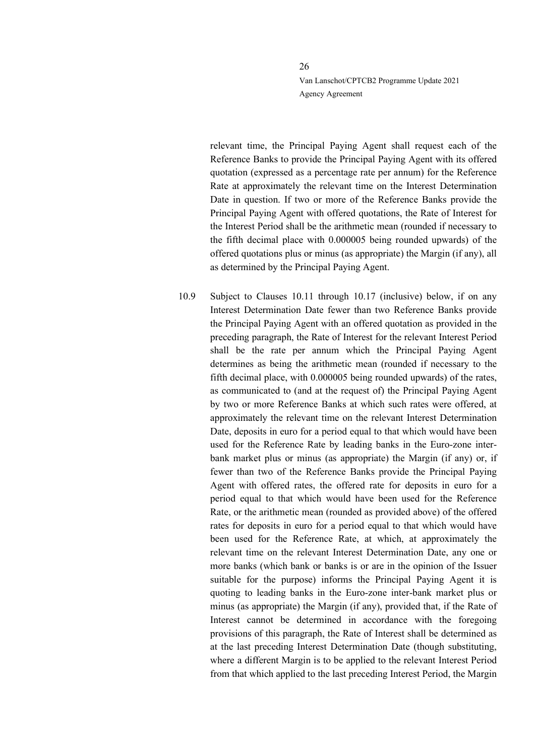relevant time, the Principal Paying Agent shall request each of the Reference Banks to provide the Principal Paying Agent with its offered quotation (expressed as a percentage rate per annum) for the Reference Rate at approximately the relevant time on the Interest Determination Date in question. If two or more of the Reference Banks provide the Principal Paying Agent with offered quotations, the Rate of Interest for the Interest Period shall be the arithmetic mean (rounded if necessary to the fifth decimal place with 0.000005 being rounded upwards) of the offered quotations plus or minus (as appropriate) the Margin (if any), all as determined by the Principal Paying Agent.

10.9 Subject to Clauses 10.11 through 10.17 (inclusive) below, if on any Interest Determination Date fewer than two Reference Banks provide the Principal Paying Agent with an offered quotation as provided in the preceding paragraph, the Rate of Interest for the relevant Interest Period shall be the rate per annum which the Principal Paying Agent determines as being the arithmetic mean (rounded if necessary to the fifth decimal place, with 0.000005 being rounded upwards) of the rates, as communicated to (and at the request of) the Principal Paying Agent by two or more Reference Banks at which such rates were offered, at approximately the relevant time on the relevant Interest Determination Date, deposits in euro for a period equal to that which would have been used for the Reference Rate by leading banks in the Euro-zone inter-bank market plus or minus (as appropriate) the Margin (if any) or, if fewer than two of the Reference Banks provide the Principal Paying Agent with offered rates, the offered rate for deposits in euro for a period equal to that which would have been used for the Reference Rate, or the arithmetic mean (rounded as provided above) of the offered rates for deposits in euro for a period equal to that which would have been used for the Reference Rate, at which, at approximately the relevant time on the relevant Interest Determination Date, any one or more banks (which bank or banks is or are in the opinion of the Issuer suitable for the purpose) informs the Principal Paying Agent it is quoting to leading banks in the Euro-zone inter-bank market plus or minus (as appropriate) the Margin (if any), provided that, if the Rate of Interest cannot be determined in accordance with the foregoing provisions of this paragraph, the Rate of Interest shall be determined as at the last preceding Interest Determination Date (though substituting, where a different Margin is to be applied to the relevant Interest Period from that which applied to the last preceding Interest Period, the Margin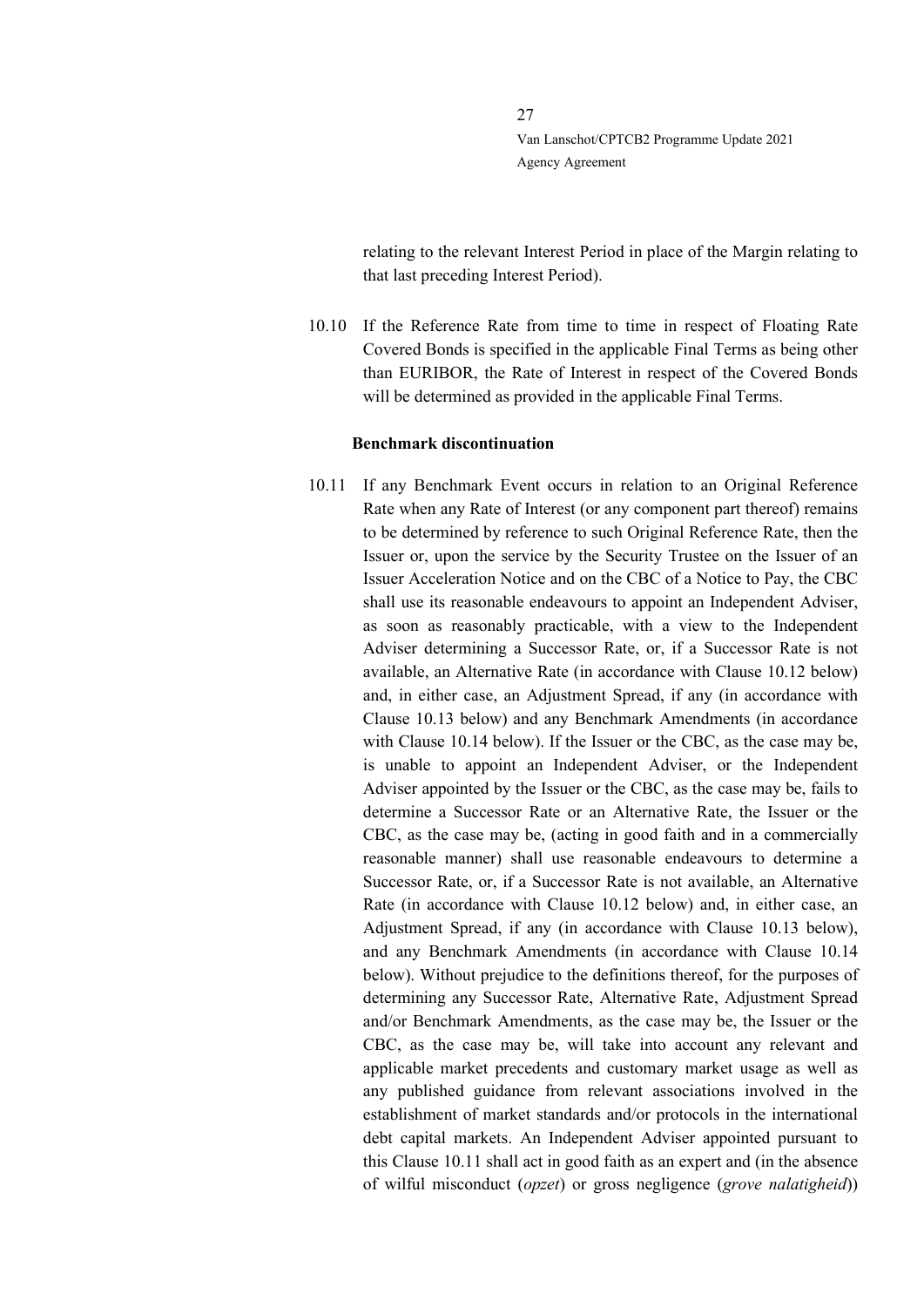relating to the relevant Interest Period in place of the Margin relating to that last preceding Interest Period).

10.10 If the Reference Rate from time to time in respect of Floating Rate Covered Bonds is specified in the applicable Final Terms as being other than EURIBOR, the Rate of Interest in respect of the Covered Bonds will be determined as provided in the applicable Final Terms.

**Benchmark discontinuation**

10.11 If any Benchmark Event occurs in relation to an Original Reference Rate when any Rate of Interest (or any component part thereof) remains to be determined by reference to such Original Reference Rate, then the Issuer or, upon the service by the Security Trustee on the Issuer of an Issuer Acceleration Notice and on the CBC of a Notice to Pay, the CBC shall use its reasonable endeavours to appoint an Independent Adviser, as soon as reasonably practicable, with a view to the Independent Adviser determining a Successor Rate, or, if a Successor Rate is not available, an Alternative Rate (in accordance with Clause 10.12 below) and, in either case, an Adjustment Spread, if any (in accordance with Clause 10.13 below) and any Benchmark Amendments (in accordance with Clause 10.14 below). If the Issuer or the CBC, as the case may be, is unable to appoint an Independent Adviser, or the Independent Adviser appointed by the Issuer or the CBC, as the case may be, fails to determine a Successor Rate or an Alternative Rate, the Issuer or the CBC, as the case may be, (acting in good faith and in a commercially reasonable manner) shall use reasonable endeavours to determine a Successor Rate, or, if a Successor Rate is not available, an Alternative Rate (in accordance with Clause 10.12 below) and, in either case, an Adjustment Spread, if any (in accordance with Clause 10.13 below), and any Benchmark Amendments (in accordance with Clause 10.14 below). Without prejudice to the definitions thereof, for the purposes of determining any Successor Rate, Alternative Rate, Adjustment Spread and/or Benchmark Amendments, as the case may be, the Issuer or the CBC, as the case may be, will take into account any relevant and applicable market precedents and customary market usage as well as any published guidance from relevant associations involved in the establishment of market standards and/or protocols in the international debt capital markets. An Independent Adviser appointed pursuant to this Clause 10.11 shall act in good faith as an expert and (in the absence of wilful misconduct (*opzet*) or gross negligence (*grove nalatigheid*))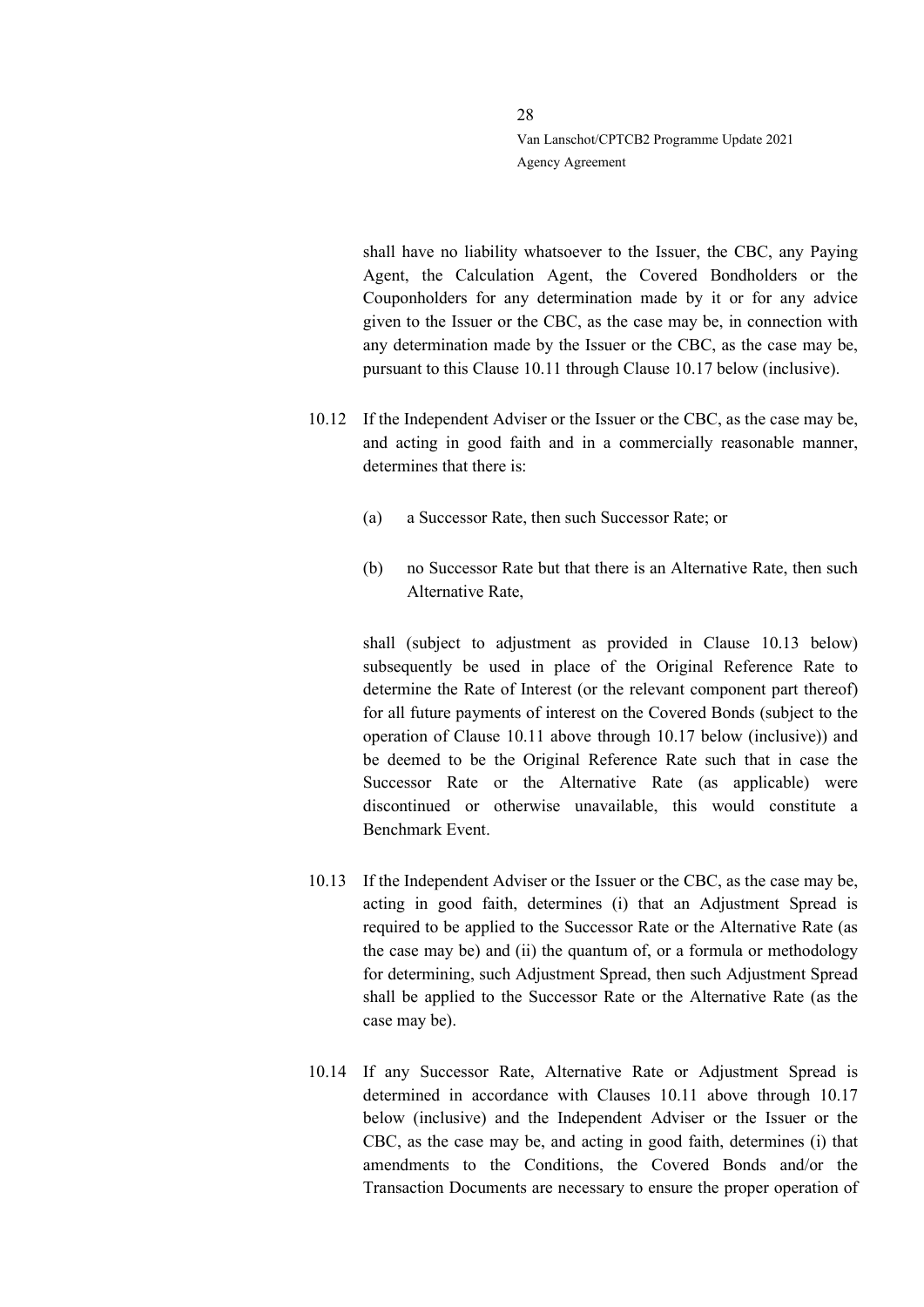shall have no liability whatsoever to the Issuer, the CBC, any Paying Agent, the Calculation Agent, the Covered Bondholders or the Couponholders for any determination made by it or for any advice given to the Issuer or the CBC, as the case may be, in connection with any determination made by the Issuer or the CBC, as the case may be, pursuant to this Clause 10.11 through Clause 10.17 below (inclusive).

10.12 If the Independent Adviser or the Issuer or the CBC, as the case may be, and acting in good faith and in a commercially reasonable manner, determines that there is:

(a) a Successor Rate, then such Successor Rate; or

(b) no Successor Rate but that there is an Alternative Rate, then such Alternative Rate,

shall (subject to adjustment as provided in Clause 10.13 below) subsequently be used in place of the Original Reference Rate to determine the Rate of Interest (or the relevant component part thereof) for all future payments of interest on the Covered Bonds (subject to the operation of Clause 10.11 above through 10.17 below (inclusive)) and be deemed to be the Original Reference Rate such that in case the Successor Rate or the Alternative Rate (as applicable) were discontinued or otherwise unavailable, this would constitute a Benchmark Event.

10.13 If the Independent Adviser or the Issuer or the CBC, as the case may be, acting in good faith, determines (i) that an Adjustment Spread is required to be applied to the Successor Rate or the Alternative Rate (as the case may be) and (ii) the quantum of, or a formula or methodology for determining, such Adjustment Spread, then such Adjustment Spread shall be applied to the Successor Rate or the Alternative Rate (as the case may be).

10.14 If any Successor Rate, Alternative Rate or Adjustment Spread is determined in accordance with Clauses 10.11 above through 10.17 below (inclusive) and the Independent Adviser or the Issuer or the CBC, as the case may be, and acting in good faith, determines (i) that amendments to the Conditions, the Covered Bonds and/or the Transaction Documents are necessary to ensure the proper operation of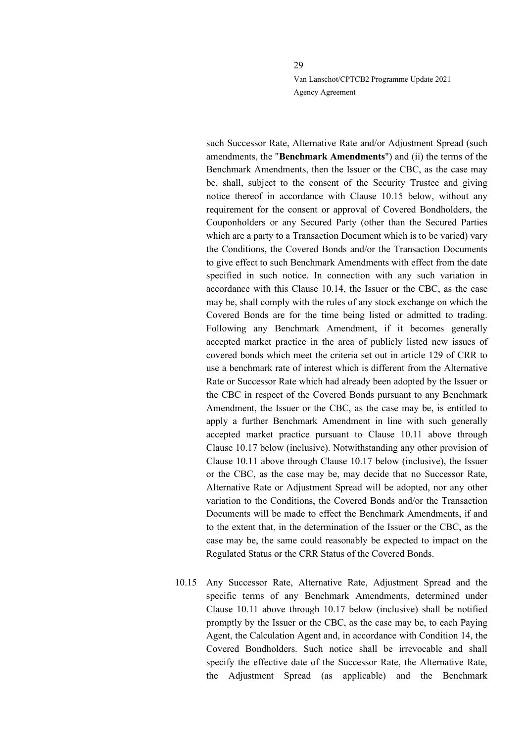such Successor Rate, Alternative Rate and/or Adjustment Spread (such amendments, the "**Benchmark Amendments**") and (ii) the terms of the Benchmark Amendments, then the Issuer or the CBC, as the case may be, shall, subject to the consent of the Security Trustee and giving notice thereof in accordance with Clause 10.15 below, without any requirement for the consent or approval of Covered Bondholders, the Couponholders or any Secured Party (other than the Secured Parties which are a party to a Transaction Document which is to be varied) vary the Conditions, the Covered Bonds and/or the Transaction Documents to give effect to such Benchmark Amendments with effect from the date specified in such notice. In connection with any such variation in accordance with this Clause 10.14, the Issuer or the CBC, as the case may be, shall comply with the rules of any stock exchange on which the Covered Bonds are for the time being listed or admitted to trading. Following any Benchmark Amendment, if it becomes generally accepted market practice in the area of publicly listed new issues of covered bonds which meet the criteria set out in article 129 of CRR to use a benchmark rate of interest which is different from the Alternative Rate or Successor Rate which had already been adopted by the Issuer or the CBC in respect of the Covered Bonds pursuant to any Benchmark Amendment, the Issuer or the CBC, as the case may be, is entitled to apply a further Benchmark Amendment in line with such generally accepted market practice pursuant to Clause 10.11 above through Clause 10.17 below (inclusive). Notwithstanding any other provision of Clause 10.11 above through Clause 10.17 below (inclusive), the Issuer or the CBC, as the case may be, may decide that no Successor Rate, Alternative Rate or Adjustment Spread will be adopted, nor any other variation to the Conditions, the Covered Bonds and/or the Transaction Documents will be made to effect the Benchmark Amendments, if and to the extent that, in the determination of the Issuer or the CBC, as the case may be, the same could reasonably be expected to impact on the Regulated Status or the CRR Status of the Covered Bonds.

10.15 Any Successor Rate, Alternative Rate, Adjustment Spread and the specific terms of any Benchmark Amendments, determined under Clause 10.11 above through 10.17 below (inclusive) shall be notified promptly by the Issuer or the CBC, as the case may be, to each Paying Agent, the Calculation Agent and, in accordance with Condition 14, the Covered Bondholders. Such notice shall be irrevocable and shall specify the effective date of the Successor Rate, the Alternative Rate, the Adjustment Spread (as applicable) and the Benchmark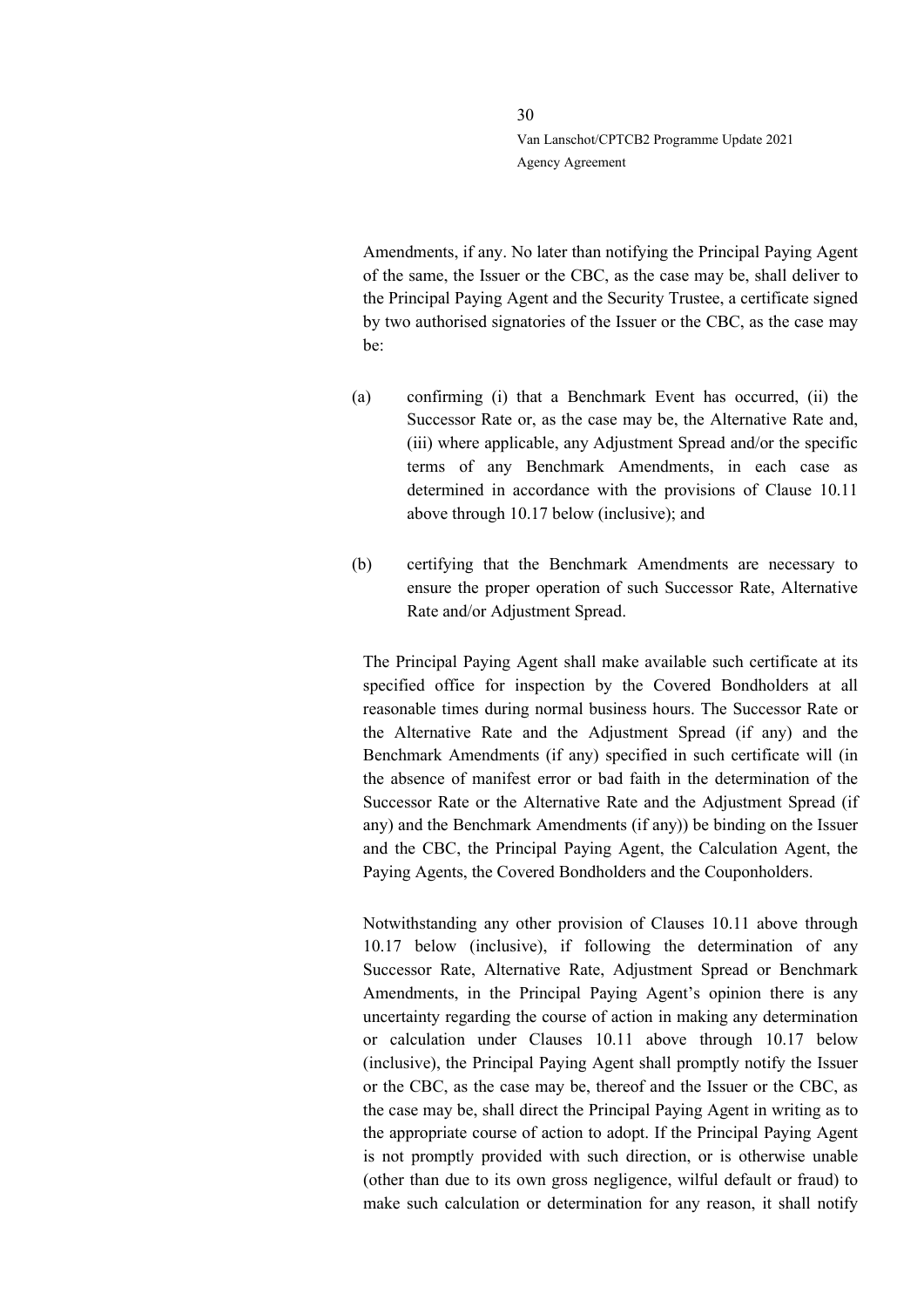Amendments, if any. No later than notifying the Principal Paying Agent of the same, the Issuer or the CBC, as the case may be, shall deliver to the Principal Paying Agent and the Security Trustee, a certificate signed by two authorised signatories of the Issuer or the CBC, as the case may be:

(a) confirming (i) that a Benchmark Event has occurred, (ii) the Successor Rate or, as the case may be, the Alternative Rate and, (iii) where applicable, any Adjustment Spread and/or the specific terms of any Benchmark Amendments, in each case as determined in accordance with the provisions of Clause 10.11 above through 10.17 below (inclusive); and

(b) certifying that the Benchmark Amendments are necessary to ensure the proper operation of such Successor Rate, Alternative Rate and/or Adjustment Spread.

The Principal Paying Agent shall make available such certificate at its specified office for inspection by the Covered Bondholders at all reasonable times during normal business hours. The Successor Rate or the Alternative Rate and the Adjustment Spread (if any) and the Benchmark Amendments (if any) specified in such certificate will (in the absence of manifest error or bad faith in the determination of the Successor Rate or the Alternative Rate and the Adjustment Spread (if any) and the Benchmark Amendments (if any)) be binding on the Issuer and the CBC, the Principal Paying Agent, the Calculation Agent, the Paying Agents, the Covered Bondholders and the Couponholders.

Notwithstanding any other provision of Clauses 10.11 above through 10.17 below (inclusive), if following the determination of any Successor Rate, Alternative Rate, Adjustment Spread or Benchmark Amendments, in the Principal Paying Agent's opinion there is any uncertainty regarding the course of action in making any determination or calculation under Clauses 10.11 above through 10.17 below (inclusive), the Principal Paying Agent shall promptly notify the Issuer or the CBC, as the case may be, thereof and the Issuer or the CBC, as the case may be, shall direct the Principal Paying Agent in writing as to the appropriate course of action to adopt. If the Principal Paying Agent is not promptly provided with such direction, or is otherwise unable (other than due to its own gross negligence, wilful default or fraud) to make such calculation or determination for any reason, it shall notify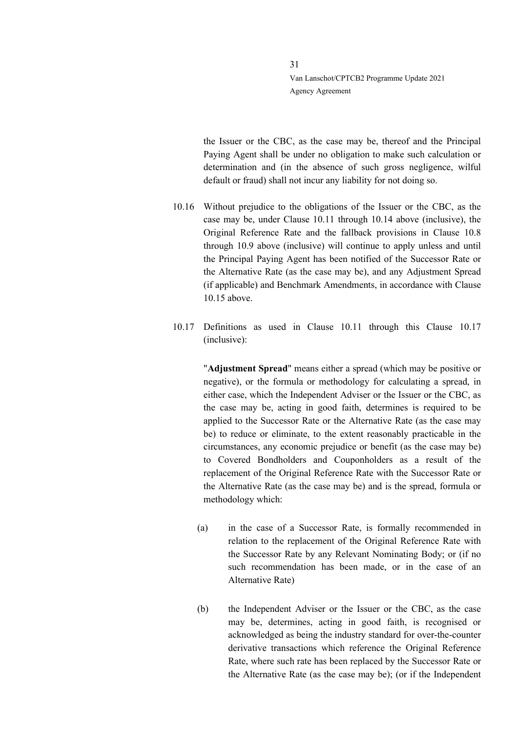the Issuer or the CBC, as the case may be, thereof and the Principal Paying Agent shall be under no obligation to make such calculation or determination and (in the absence of such gross negligence, wilful default or fraud) shall not incur any liability for not doing so.

10.16 Without prejudice to the obligations of the Issuer or the CBC, as the case may be, under Clause 10.11 through 10.14 above (inclusive), the Original Reference Rate and the fallback provisions in Clause 10.8 through 10.9 above (inclusive) will continue to apply unless and until the Principal Paying Agent has been notified of the Successor Rate or the Alternative Rate (as the case may be), and any Adjustment Spread (if applicable) and Benchmark Amendments, in accordance with Clause 10.15 above.

10.17 Definitions as used in Clause 10.11 through this Clause 10.17 (inclusive):

"**Adjustment Spread**" means either a spread (which may be positive or negative), or the formula or methodology for calculating a spread, in either case, which the Independent Adviser or the Issuer or the CBC, as the case may be, acting in good faith, determines is required to be applied to the Successor Rate or the Alternative Rate (as the case may be) to reduce or eliminate, to the extent reasonably practicable in the circumstances, any economic prejudice or benefit (as the case may be) to Covered Bondholders and Couponholders as a result of the replacement of the Original Reference Rate with the Successor Rate or the Alternative Rate (as the case may be) and is the spread, formula or methodology which:

(a) in the case of a Successor Rate, is formally recommended in relation to the replacement of the Original Reference Rate with the Successor Rate by any Relevant Nominating Body; or (if no such recommendation has been made, or in the case of an Alternative Rate)

(b) the Independent Adviser or the Issuer or the CBC, as the case may be, determines, acting in good faith, is recognised or acknowledged as being the industry standard for over-the-counter derivative transactions which reference the Original Reference Rate, where such rate has been replaced by the Successor Rate or the Alternative Rate (as the case may be); (or if the Independent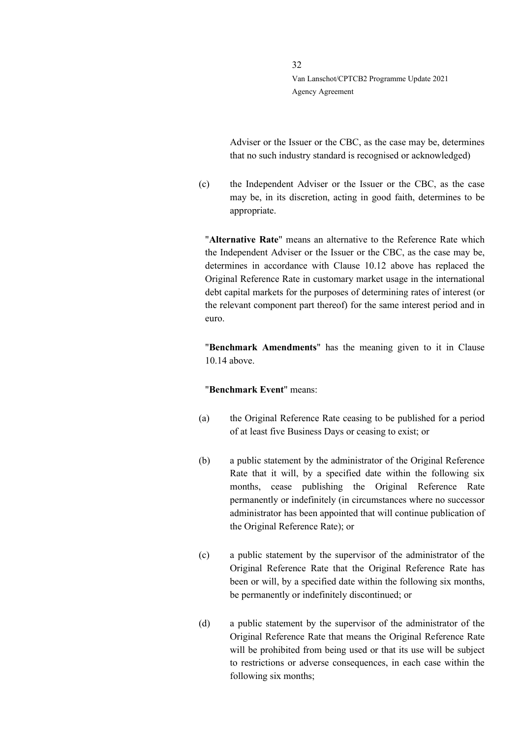Adviser or the Issuer or the CBC, as the case may be, determines that no such industry standard is recognised or acknowledged)

(c) the Independent Adviser or the Issuer or the CBC, as the case may be, in its discretion, acting in good faith, determines to be appropriate.

"**Alternative Rate**" means an alternative to the Reference Rate which the Independent Adviser or the Issuer or the CBC, as the case may be, determines in accordance with Clause 10.12 above has replaced the Original Reference Rate in customary market usage in the international debt capital markets for the purposes of determining rates of interest (or the relevant component part thereof) for the same interest period and in euro.

"**Benchmark Amendments**" has the meaning given to it in Clause 10.14 above.

"**Benchmark Event**" means:

(a) the Original Reference Rate ceasing to be published for a period of at least five Business Days or ceasing to exist; or

(b) a public statement by the administrator of the Original Reference Rate that it will, by a specified date within the following six months, cease publishing the Original Reference Rate permanently or indefinitely (in circumstances where no successor administrator has been appointed that will continue publication of the Original Reference Rate); or

(c) a public statement by the supervisor of the administrator of the Original Reference Rate that the Original Reference Rate has been or will, by a specified date within the following six months, be permanently or indefinitely discontinued; or

(d) a public statement by the supervisor of the administrator of the Original Reference Rate that means the Original Reference Rate will be prohibited from being used or that its use will be subject to restrictions or adverse consequences, in each case within the following six months;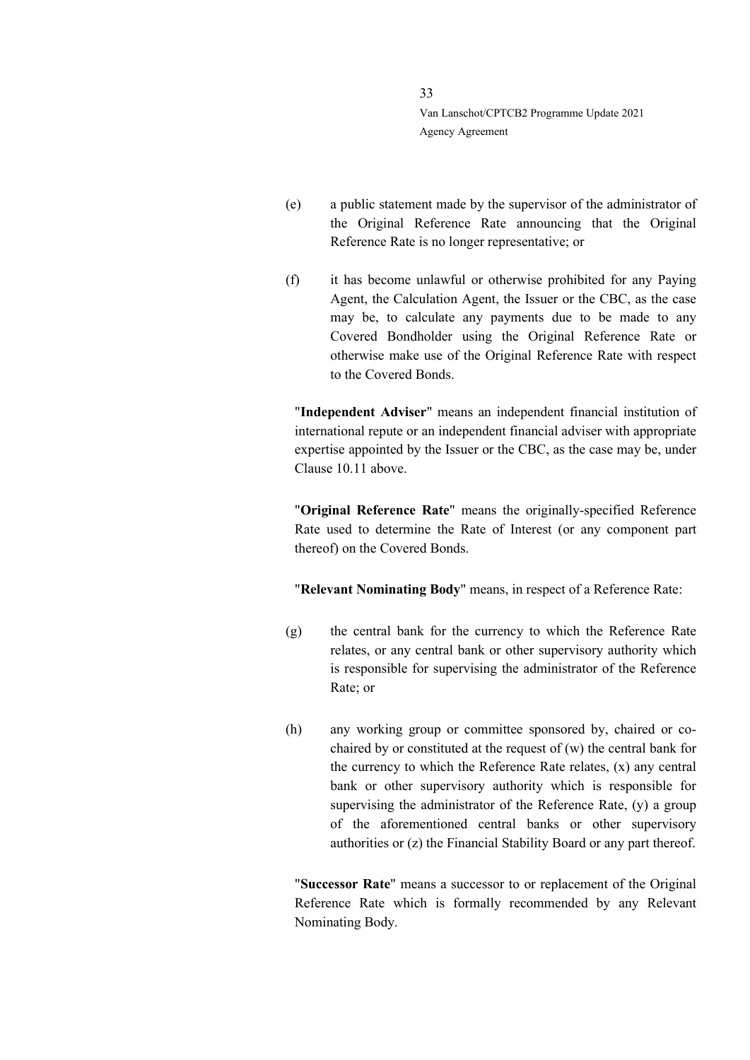(e) a public statement made by the supervisor of the administrator of the Original Reference Rate announcing that the Original Reference Rate is no longer representative; or

(f) it has become unlawful or otherwise prohibited for any Paying Agent, the Calculation Agent, the Issuer or the CBC, as the case may be, to calculate any payments due to be made to any Covered Bondholder using the Original Reference Rate or otherwise make use of the Original Reference Rate with respect to the Covered Bonds.

"**Independent Adviser**" means an independent financial institution of international repute or an independent financial adviser with appropriate expertise appointed by the Issuer or the CBC, as the case may be, under Clause 10.11 above.

"**Original Reference Rate**" means the originally-specified Reference Rate used to determine the Rate of Interest (or any component part thereof) on the Covered Bonds.

"**Relevant Nominating Body**" means, in respect of a Reference Rate:

(g) the central bank for the currency to which the Reference Rate relates, or any central bank or other supervisory authority which is responsible for supervising the administrator of the Reference Rate; or

(h) any working group or committee sponsored by, chaired or co-chaired by or constituted at the request of (w) the central bank for the currency to which the Reference Rate relates, (x) any central bank or other supervisory authority which is responsible for supervising the administrator of the Reference Rate, (y) a group of the aforementioned central banks or other supervisory authorities or (z) the Financial Stability Board or any part thereof.

"**Successor Rate**" means a successor to or replacement of the Original Reference Rate which is formally recommended by any Relevant Nominating Body.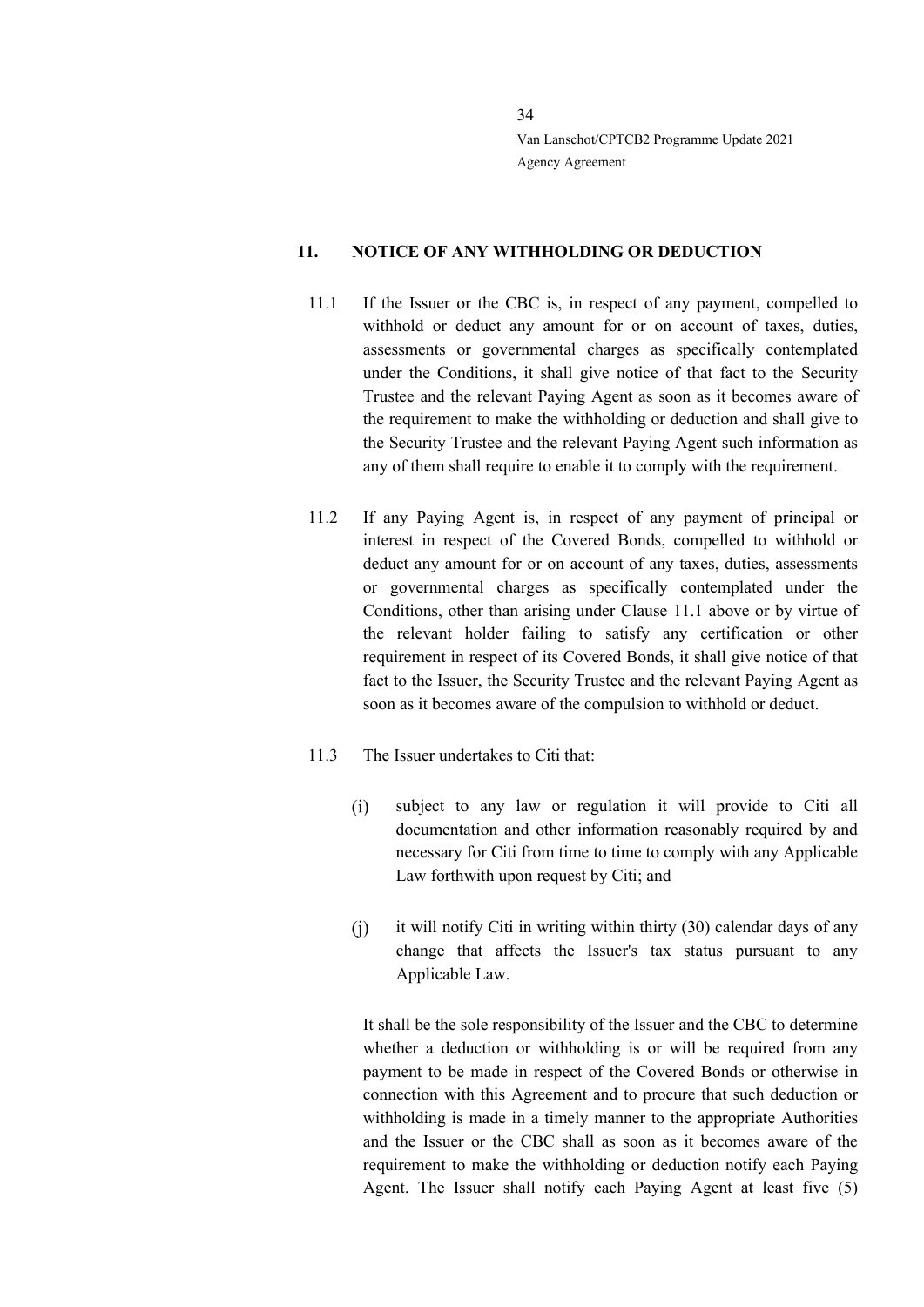## 11. NOTICE OF ANY WITHHOLDING OR DEDUCTION

11.1 If the Issuer or the CBC is, in respect of any payment, compelled to withhold or deduct any amount for or on account of taxes, duties, assessments or governmental charges as specifically contemplated under the Conditions, it shall give notice of that fact to the Security Trustee and the relevant Paying Agent as soon as it becomes aware of the requirement to make the withholding or deduction and shall give to the Security Trustee and the relevant Paying Agent such information as any of them shall require to enable it to comply with the requirement.

11.2 If any Paying Agent is, in respect of any payment of principal or interest in respect of the Covered Bonds, compelled to withhold or deduct any amount for or on account of any taxes, duties, assessments or governmental charges as specifically contemplated under the Conditions, other than arising under Clause 11.1 above or by virtue of the relevant holder failing to satisfy any certification or other requirement in respect of its Covered Bonds, it shall give notice of that fact to the Issuer, the Security Trustee and the relevant Paying Agent as soon as it becomes aware of the compulsion to withhold or deduct.

11.3 The Issuer undertakes to Citi that:

(i) subject to any law or regulation it will provide to Citi all documentation and other information reasonably required by and necessary for Citi from time to time to comply with any Applicable Law forthwith upon request by Citi; and

(j) it will notify Citi in writing within thirty (30) calendar days of any change that affects the Issuer's tax status pursuant to any Applicable Law.

It shall be the sole responsibility of the Issuer and the CBC to determine whether a deduction or withholding is or will be required from any payment to be made in respect of the Covered Bonds or otherwise in connection with this Agreement and to procure that such deduction or withholding is made in a timely manner to the appropriate Authorities and the Issuer or the CBC shall as soon as it becomes aware of the requirement to make the withholding or deduction notify each Paying Agent. The Issuer shall notify each Paying Agent at least five (5)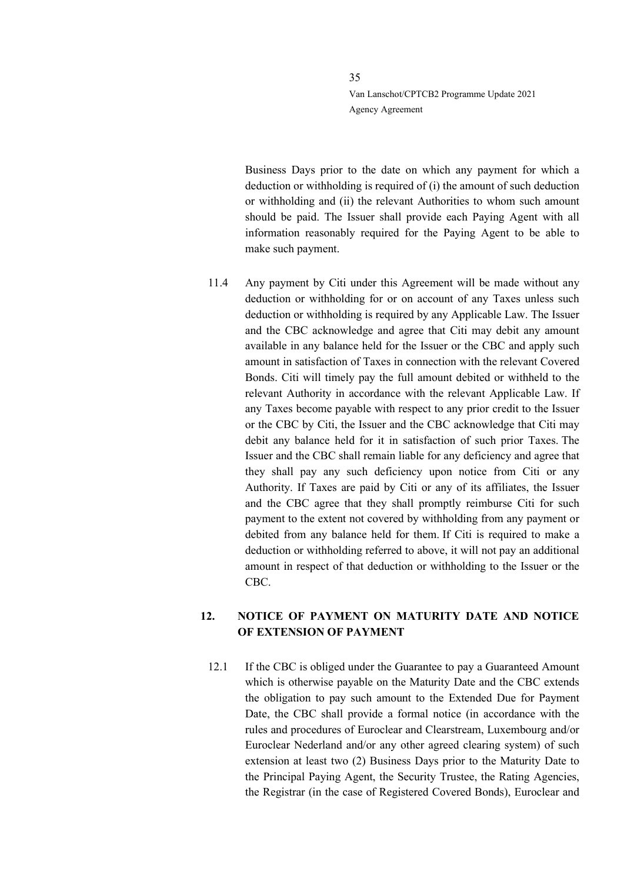Business Days prior to the date on which any payment for which a deduction or withholding is required of (i) the amount of such deduction or withholding and (ii) the relevant Authorities to whom such amount should be paid. The Issuer shall provide each Paying Agent with all information reasonably required for the Paying Agent to be able to make such payment.

11.4 Any payment by Citi under this Agreement will be made without any deduction or withholding for or on account of any Taxes unless such deduction or withholding is required by any Applicable Law. The Issuer and the CBC acknowledge and agree that Citi may debit any amount available in any balance held for the Issuer or the CBC and apply such amount in satisfaction of Taxes in connection with the relevant Covered Bonds. Citi will timely pay the full amount debited or withheld to the relevant Authority in accordance with the relevant Applicable Law. If any Taxes become payable with respect to any prior credit to the Issuer or the CBC by Citi, the Issuer and the CBC acknowledge that Citi may debit any balance held for it in satisfaction of such prior Taxes. The Issuer and the CBC shall remain liable for any deficiency and agree that they shall pay any such deficiency upon notice from Citi or any Authority. If Taxes are paid by Citi or any of its affiliates, the Issuer and the CBC agree that they shall promptly reimburse Citi for such payment to the extent not covered by withholding from any payment or debited from any balance held for them. If Citi is required to make a deduction or withholding referred to above, it will not pay an additional amount in respect of that deduction or withholding to the Issuer or the CBC.

## 12. NOTICE OF PAYMENT ON MATURITY DATE AND NOTICE OF EXTENSION OF PAYMENT

12.1 If the CBC is obliged under the Guarantee to pay a Guaranteed Amount which is otherwise payable on the Maturity Date and the CBC extends the obligation to pay such amount to the Extended Due for Payment Date, the CBC shall provide a formal notice (in accordance with the rules and procedures of Euroclear and Clearstream, Luxembourg and/or Euroclear Nederland and/or any other agreed clearing system) of such extension at least two (2) Business Days prior to the Maturity Date to the Principal Paying Agent, the Security Trustee, the Rating Agencies, the Registrar (in the case of Registered Covered Bonds), Euroclear and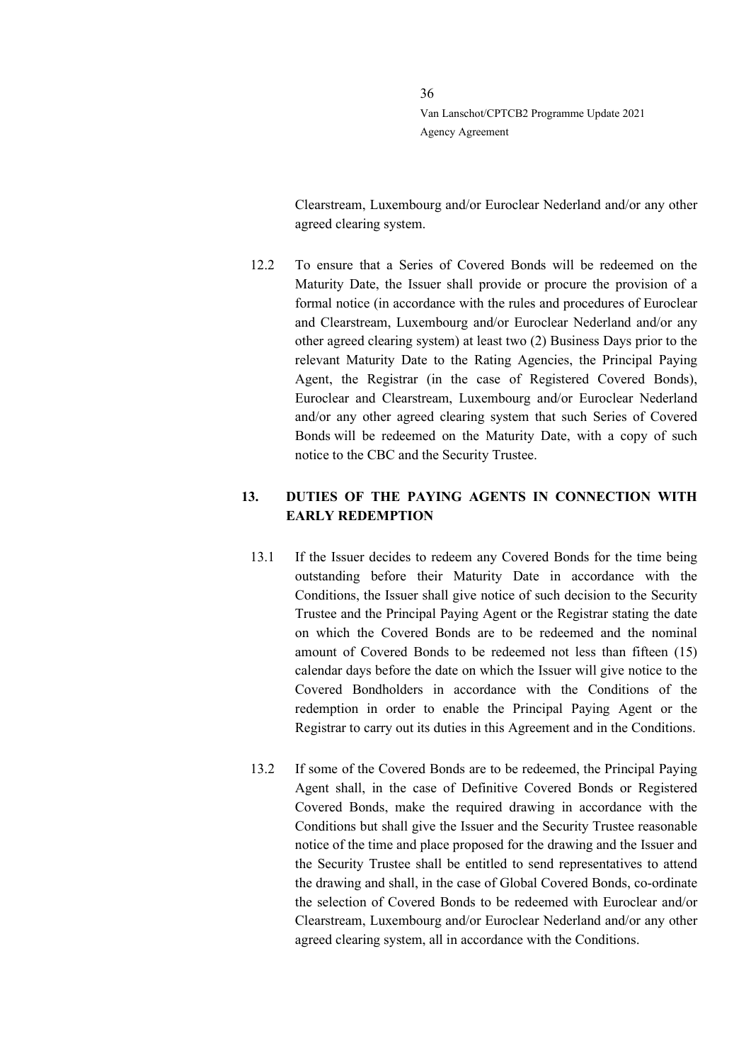Clearstream, Luxembourg and/or Euroclear Nederland and/or any other agreed clearing system.

12.2 To ensure that a Series of Covered Bonds will be redeemed on the Maturity Date, the Issuer shall provide or procure the provision of a formal notice (in accordance with the rules and procedures of Euroclear and Clearstream, Luxembourg and/or Euroclear Nederland and/or any other agreed clearing system) at least two (2) Business Days prior to the relevant Maturity Date to the Rating Agencies, the Principal Paying Agent, the Registrar (in the case of Registered Covered Bonds), Euroclear and Clearstream, Luxembourg and/or Euroclear Nederland and/or any other agreed clearing system that such Series of Covered Bonds will be redeemed on the Maturity Date, with a copy of such notice to the CBC and the Security Trustee.

## 13. DUTIES OF THE PAYING AGENTS IN CONNECTION WITH EARLY REDEMPTION

13.1 If the Issuer decides to redeem any Covered Bonds for the time being outstanding before their Maturity Date in accordance with the Conditions, the Issuer shall give notice of such decision to the Security Trustee and the Principal Paying Agent or the Registrar stating the date on which the Covered Bonds are to be redeemed and the nominal amount of Covered Bonds to be redeemed not less than fifteen (15) calendar days before the date on which the Issuer will give notice to the Covered Bondholders in accordance with the Conditions of the redemption in order to enable the Principal Paying Agent or the Registrar to carry out its duties in this Agreement and in the Conditions.

13.2 If some of the Covered Bonds are to be redeemed, the Principal Paying Agent shall, in the case of Definitive Covered Bonds or Registered Covered Bonds, make the required drawing in accordance with the Conditions but shall give the Issuer and the Security Trustee reasonable notice of the time and place proposed for the drawing and the Issuer and the Security Trustee shall be entitled to send representatives to attend the drawing and shall, in the case of Global Covered Bonds, co-ordinate the selection of Covered Bonds to be redeemed with Euroclear and/or Clearstream, Luxembourg and/or Euroclear Nederland and/or any other agreed clearing system, all in accordance with the Conditions.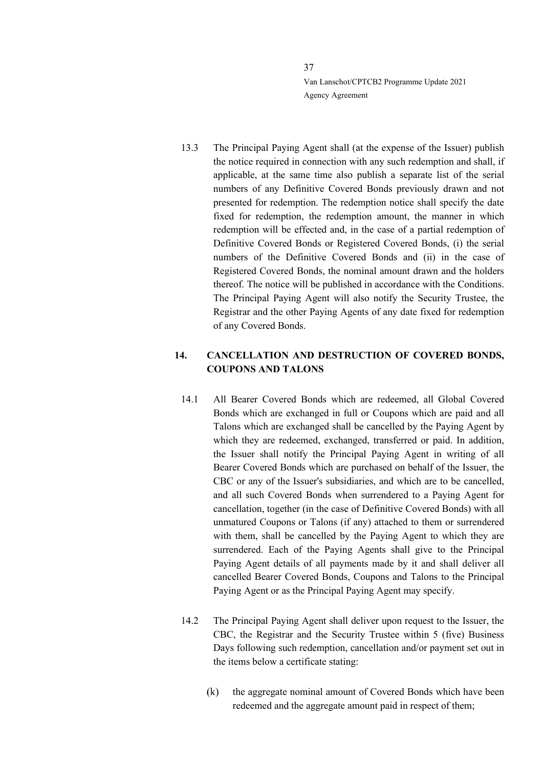13.3 The Principal Paying Agent shall (at the expense of the Issuer) publish the notice required in connection with any such redemption and shall, if applicable, at the same time also publish a separate list of the serial numbers of any Definitive Covered Bonds previously drawn and not presented for redemption. The redemption notice shall specify the date fixed for redemption, the redemption amount, the manner in which redemption will be effected and, in the case of a partial redemption of Definitive Covered Bonds or Registered Covered Bonds, (i) the serial numbers of the Definitive Covered Bonds and (ii) in the case of Registered Covered Bonds, the nominal amount drawn and the holders thereof. The notice will be published in accordance with the Conditions. The Principal Paying Agent will also notify the Security Trustee, the Registrar and the other Paying Agents of any date fixed for redemption of any Covered Bonds.

## 14. CANCELLATION AND DESTRUCTION OF COVERED BONDS, COUPONS AND TALONS

14.1 All Bearer Covered Bonds which are redeemed, all Global Covered Bonds which are exchanged in full or Coupons which are paid and all Talons which are exchanged shall be cancelled by the Paying Agent by which they are redeemed, exchanged, transferred or paid. In addition, the Issuer shall notify the Principal Paying Agent in writing of all Bearer Covered Bonds which are purchased on behalf of the Issuer, the CBC or any of the Issuer's subsidiaries, and which are to be cancelled, and all such Covered Bonds when surrendered to a Paying Agent for cancellation, together (in the case of Definitive Covered Bonds) with all unmatured Coupons or Talons (if any) attached to them or surrendered with them, shall be cancelled by the Paying Agent to which they are surrendered. Each of the Paying Agents shall give to the Principal Paying Agent details of all payments made by it and shall deliver all cancelled Bearer Covered Bonds, Coupons and Talons to the Principal Paying Agent or as the Principal Paying Agent may specify.

14.2 The Principal Paying Agent shall deliver upon request to the Issuer, the CBC, the Registrar and the Security Trustee within 5 (five) Business Days following such redemption, cancellation and/or payment set out in the items below a certificate stating:

(k) the aggregate nominal amount of Covered Bonds which have been redeemed and the aggregate amount paid in respect of them;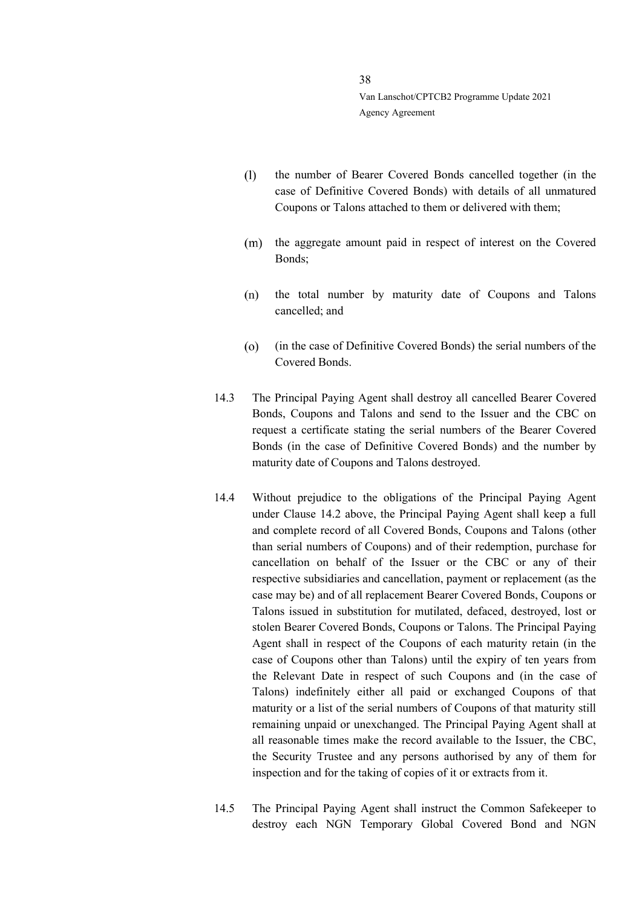(l) the number of Bearer Covered Bonds cancelled together (in the case of Definitive Covered Bonds) with details of all unmatured Coupons or Talons attached to them or delivered with them;

(m) the aggregate amount paid in respect of interest on the Covered Bonds;

(n) the total number by maturity date of Coupons and Talons cancelled; and

(o) (in the case of Definitive Covered Bonds) the serial numbers of the Covered Bonds.

14.3 The Principal Paying Agent shall destroy all cancelled Bearer Covered Bonds, Coupons and Talons and send to the Issuer and the CBC on request a certificate stating the serial numbers of the Bearer Covered Bonds (in the case of Definitive Covered Bonds) and the number by maturity date of Coupons and Talons destroyed.

14.4 Without prejudice to the obligations of the Principal Paying Agent under Clause 14.2 above, the Principal Paying Agent shall keep a full and complete record of all Covered Bonds, Coupons and Talons (other than serial numbers of Coupons) and of their redemption, purchase for cancellation on behalf of the Issuer or the CBC or any of their respective subsidiaries and cancellation, payment or replacement (as the case may be) and of all replacement Bearer Covered Bonds, Coupons or Talons issued in substitution for mutilated, defaced, destroyed, lost or stolen Bearer Covered Bonds, Coupons or Talons. The Principal Paying Agent shall in respect of the Coupons of each maturity retain (in the case of Coupons other than Talons) until the expiry of ten years from the Relevant Date in respect of such Coupons and (in the case of Talons) indefinitely either all paid or exchanged Coupons of that maturity or a list of the serial numbers of Coupons of that maturity still remaining unpaid or unexchanged. The Principal Paying Agent shall at all reasonable times make the record available to the Issuer, the CBC, the Security Trustee and any persons authorised by any of them for inspection and for the taking of copies of it or extracts from it.

14.5 The Principal Paying Agent shall instruct the Common Safekeeper to destroy each NGN Temporary Global Covered Bond and NGN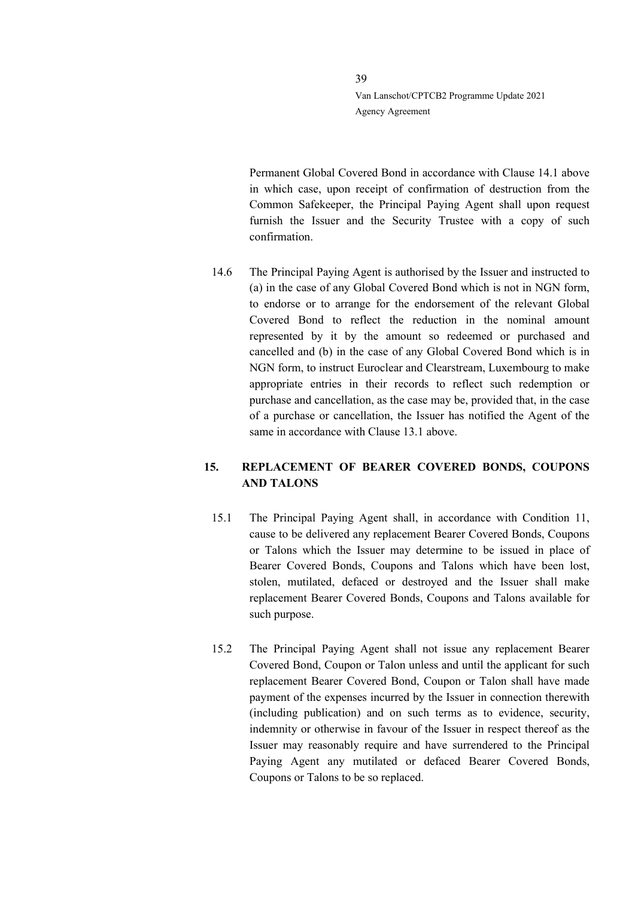Permanent Global Covered Bond in accordance with Clause 14.1 above in which case, upon receipt of confirmation of destruction from the Common Safekeeper, the Principal Paying Agent shall upon request furnish the Issuer and the Security Trustee with a copy of such confirmation.

14.6 The Principal Paying Agent is authorised by the Issuer and instructed to (a) in the case of any Global Covered Bond which is not in NGN form, to endorse or to arrange for the endorsement of the relevant Global Covered Bond to reflect the reduction in the nominal amount represented by it by the amount so redeemed or purchased and cancelled and (b) in the case of any Global Covered Bond which is in NGN form, to instruct Euroclear and Clearstream, Luxembourg to make appropriate entries in their records to reflect such redemption or purchase and cancellation, as the case may be, provided that, in the case of a purchase or cancellation, the Issuer has notified the Agent of the same in accordance with Clause 13.1 above.

## 15. REPLACEMENT OF BEARER COVERED BONDS, COUPONS AND TALONS

15.1 The Principal Paying Agent shall, in accordance with Condition 11, cause to be delivered any replacement Bearer Covered Bonds, Coupons or Talons which the Issuer may determine to be issued in place of Bearer Covered Bonds, Coupons and Talons which have been lost, stolen, mutilated, defaced or destroyed and the Issuer shall make replacement Bearer Covered Bonds, Coupons and Talons available for such purpose.

15.2 The Principal Paying Agent shall not issue any replacement Bearer Covered Bond, Coupon or Talon unless and until the applicant for such replacement Bearer Covered Bond, Coupon or Talon shall have made payment of the expenses incurred by the Issuer in connection therewith (including publication) and on such terms as to evidence, security, indemnity or otherwise in favour of the Issuer in respect thereof as the Issuer may reasonably require and have surrendered to the Principal Paying Agent any mutilated or defaced Bearer Covered Bonds, Coupons or Talons to be so replaced.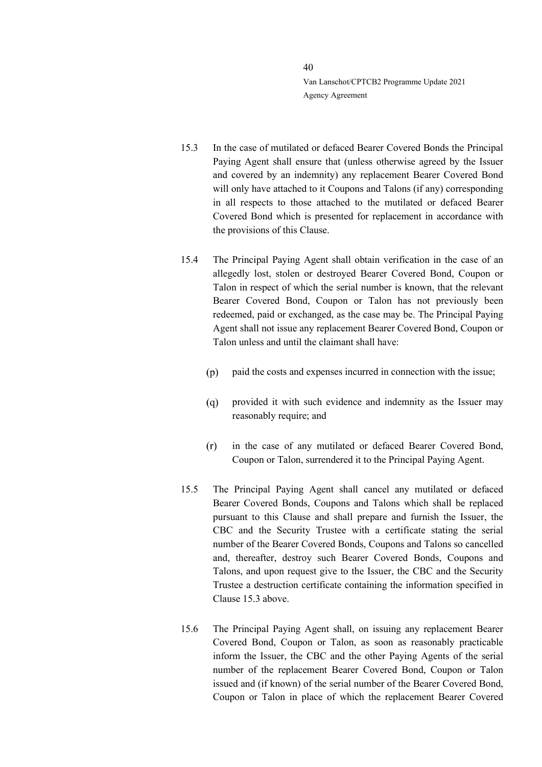15.3 In the case of mutilated or defaced Bearer Covered Bonds the Principal Paying Agent shall ensure that (unless otherwise agreed by the Issuer and covered by an indemnity) any replacement Bearer Covered Bond will only have attached to it Coupons and Talons (if any) corresponding in all respects to those attached to the mutilated or defaced Bearer Covered Bond which is presented for replacement in accordance with the provisions of this Clause.

15.4 The Principal Paying Agent shall obtain verification in the case of an allegedly lost, stolen or destroyed Bearer Covered Bond, Coupon or Talon in respect of which the serial number is known, that the relevant Bearer Covered Bond, Coupon or Talon has not previously been redeemed, paid or exchanged, as the case may be. The Principal Paying Agent shall not issue any replacement Bearer Covered Bond, Coupon or Talon unless and until the claimant shall have:

(p) paid the costs and expenses incurred in connection with the issue;

(q) provided it with such evidence and indemnity as the Issuer may reasonably require; and

(r) in the case of any mutilated or defaced Bearer Covered Bond, Coupon or Talon, surrendered it to the Principal Paying Agent.

15.5 The Principal Paying Agent shall cancel any mutilated or defaced Bearer Covered Bonds, Coupons and Talons which shall be replaced pursuant to this Clause and shall prepare and furnish the Issuer, the CBC and the Security Trustee with a certificate stating the serial number of the Bearer Covered Bonds, Coupons and Talons so cancelled and, thereafter, destroy such Bearer Covered Bonds, Coupons and Talons, and upon request give to the Issuer, the CBC and the Security Trustee a destruction certificate containing the information specified in Clause 15.3 above.

15.6 The Principal Paying Agent shall, on issuing any replacement Bearer Covered Bond, Coupon or Talon, as soon as reasonably practicable inform the Issuer, the CBC and the other Paying Agents of the serial number of the replacement Bearer Covered Bond, Coupon or Talon issued and (if known) of the serial number of the Bearer Covered Bond, Coupon or Talon in place of which the replacement Bearer Covered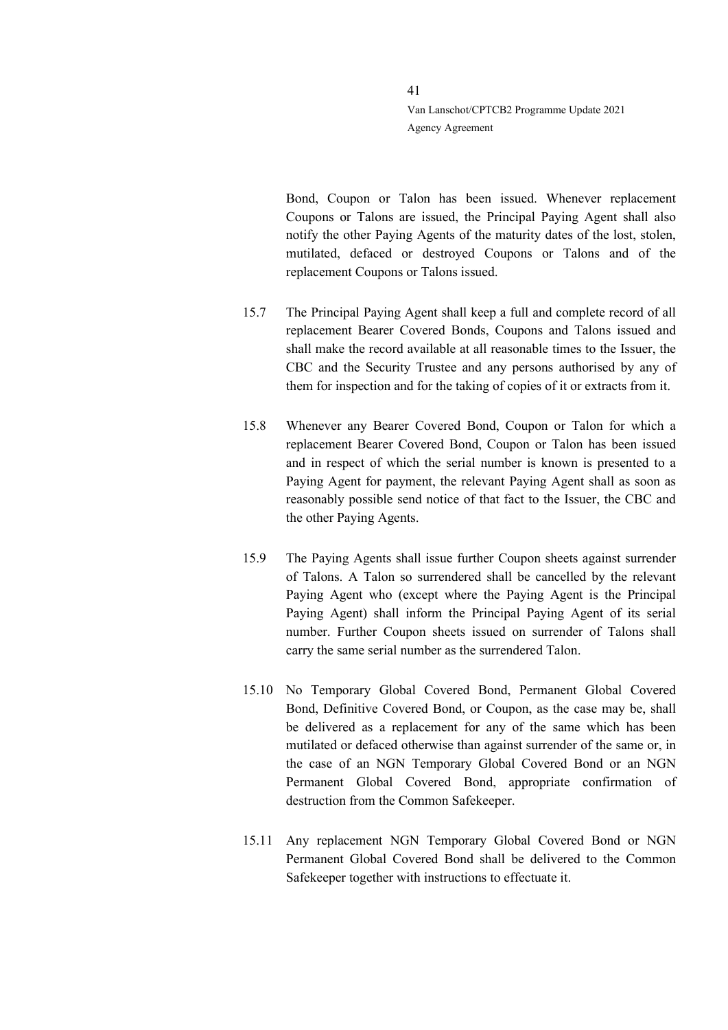Bond, Coupon or Talon has been issued. Whenever replacement Coupons or Talons are issued, the Principal Paying Agent shall also notify the other Paying Agents of the maturity dates of the lost, stolen, mutilated, defaced or destroyed Coupons or Talons and of the replacement Coupons or Talons issued.

15.7 The Principal Paying Agent shall keep a full and complete record of all replacement Bearer Covered Bonds, Coupons and Talons issued and shall make the record available at all reasonable times to the Issuer, the CBC and the Security Trustee and any persons authorised by any of them for inspection and for the taking of copies of it or extracts from it.

15.8 Whenever any Bearer Covered Bond, Coupon or Talon for which a replacement Bearer Covered Bond, Coupon or Talon has been issued and in respect of which the serial number is known is presented to a Paying Agent for payment, the relevant Paying Agent shall as soon as reasonably possible send notice of that fact to the Issuer, the CBC and the other Paying Agents.

15.9 The Paying Agents shall issue further Coupon sheets against surrender of Talons. A Talon so surrendered shall be cancelled by the relevant Paying Agent who (except where the Paying Agent is the Principal Paying Agent) shall inform the Principal Paying Agent of its serial number. Further Coupon sheets issued on surrender of Talons shall carry the same serial number as the surrendered Talon.

15.10 No Temporary Global Covered Bond, Permanent Global Covered Bond, Definitive Covered Bond, or Coupon, as the case may be, shall be delivered as a replacement for any of the same which has been mutilated or defaced otherwise than against surrender of the same or, in the case of an NGN Temporary Global Covered Bond or an NGN Permanent Global Covered Bond, appropriate confirmation of destruction from the Common Safekeeper.

15.11 Any replacement NGN Temporary Global Covered Bond or NGN Permanent Global Covered Bond shall be delivered to the Common Safekeeper together with instructions to effectuate it.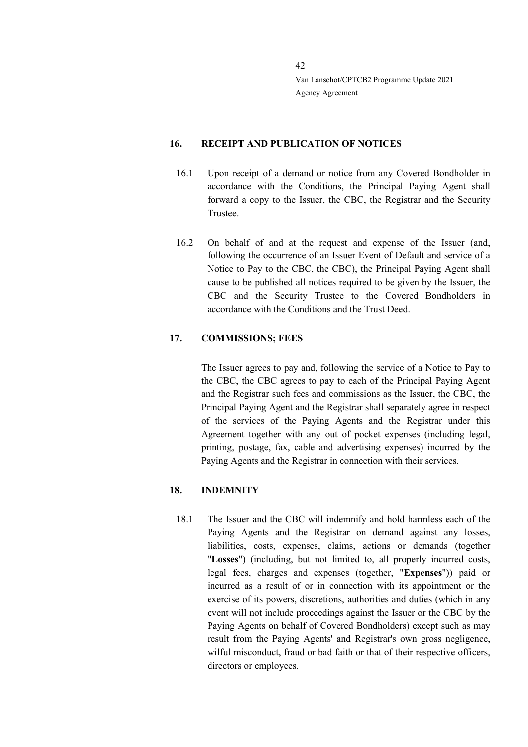## 16. RECEIPT AND PUBLICATION OF NOTICES

16.1 Upon receipt of a demand or notice from any Covered Bondholder in accordance with the Conditions, the Principal Paying Agent shall forward a copy to the Issuer, the CBC, the Registrar and the Security Trustee.

16.2 On behalf of and at the request and expense of the Issuer (and, following the occurrence of an Issuer Event of Default and service of a Notice to Pay to the CBC, the CBC), the Principal Paying Agent shall cause to be published all notices required to be given by the Issuer, the CBC and the Security Trustee to the Covered Bondholders in accordance with the Conditions and the Trust Deed.

## 17. COMMISSIONS; FEES

The Issuer agrees to pay and, following the service of a Notice to Pay to the CBC, the CBC agrees to pay to each of the Principal Paying Agent and the Registrar such fees and commissions as the Issuer, the CBC, the Principal Paying Agent and the Registrar shall separately agree in respect of the services of the Paying Agents and the Registrar under this Agreement together with any out of pocket expenses (including legal, printing, postage, fax, cable and advertising expenses) incurred by the Paying Agents and the Registrar in connection with their services.

## 18. INDEMNITY

18.1 The Issuer and the CBC will indemnify and hold harmless each of the Paying Agents and the Registrar on demand against any losses, liabilities, costs, expenses, claims, actions or demands (together "**Losses**") (including, but not limited to, all properly incurred costs, legal fees, charges and expenses (together, "**Expenses**")) paid or incurred as a result of or in connection with its appointment or the exercise of its powers, discretions, authorities and duties (which in any event will not include proceedings against the Issuer or the CBC by the Paying Agents on behalf of Covered Bondholders) except such as may result from the Paying Agents' and Registrar's own gross negligence, wilful misconduct, fraud or bad faith or that of their respective officers, directors or employees.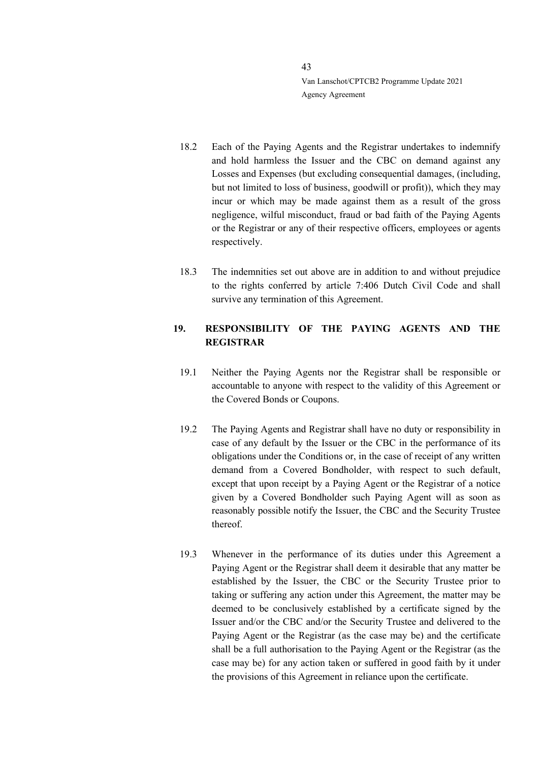18.2 Each of the Paying Agents and the Registrar undertakes to indemnify and hold harmless the Issuer and the CBC on demand against any Losses and Expenses (but excluding consequential damages, (including, but not limited to loss of business, goodwill or profit)), which they may incur or which may be made against them as a result of the gross negligence, wilful misconduct, fraud or bad faith of the Paying Agents or the Registrar or any of their respective officers, employees or agents respectively.

18.3 The indemnities set out above are in addition to and without prejudice to the rights conferred by article 7:406 Dutch Civil Code and shall survive any termination of this Agreement.

## 19. RESPONSIBILITY OF THE PAYING AGENTS AND THE REGISTRAR

19.1 Neither the Paying Agents nor the Registrar shall be responsible or accountable to anyone with respect to the validity of this Agreement or the Covered Bonds or Coupons.

19.2 The Paying Agents and Registrar shall have no duty or responsibility in case of any default by the Issuer or the CBC in the performance of its obligations under the Conditions or, in the case of receipt of any written demand from a Covered Bondholder, with respect to such default, except that upon receipt by a Paying Agent or the Registrar of a notice given by a Covered Bondholder such Paying Agent will as soon as reasonably possible notify the Issuer, the CBC and the Security Trustee thereof.

19.3 Whenever in the performance of its duties under this Agreement a Paying Agent or the Registrar shall deem it desirable that any matter be established by the Issuer, the CBC or the Security Trustee prior to taking or suffering any action under this Agreement, the matter may be deemed to be conclusively established by a certificate signed by the Issuer and/or the CBC and/or the Security Trustee and delivered to the Paying Agent or the Registrar (as the case may be) and the certificate shall be a full authorisation to the Paying Agent or the Registrar (as the case may be) for any action taken or suffered in good faith by it under the provisions of this Agreement in reliance upon the certificate.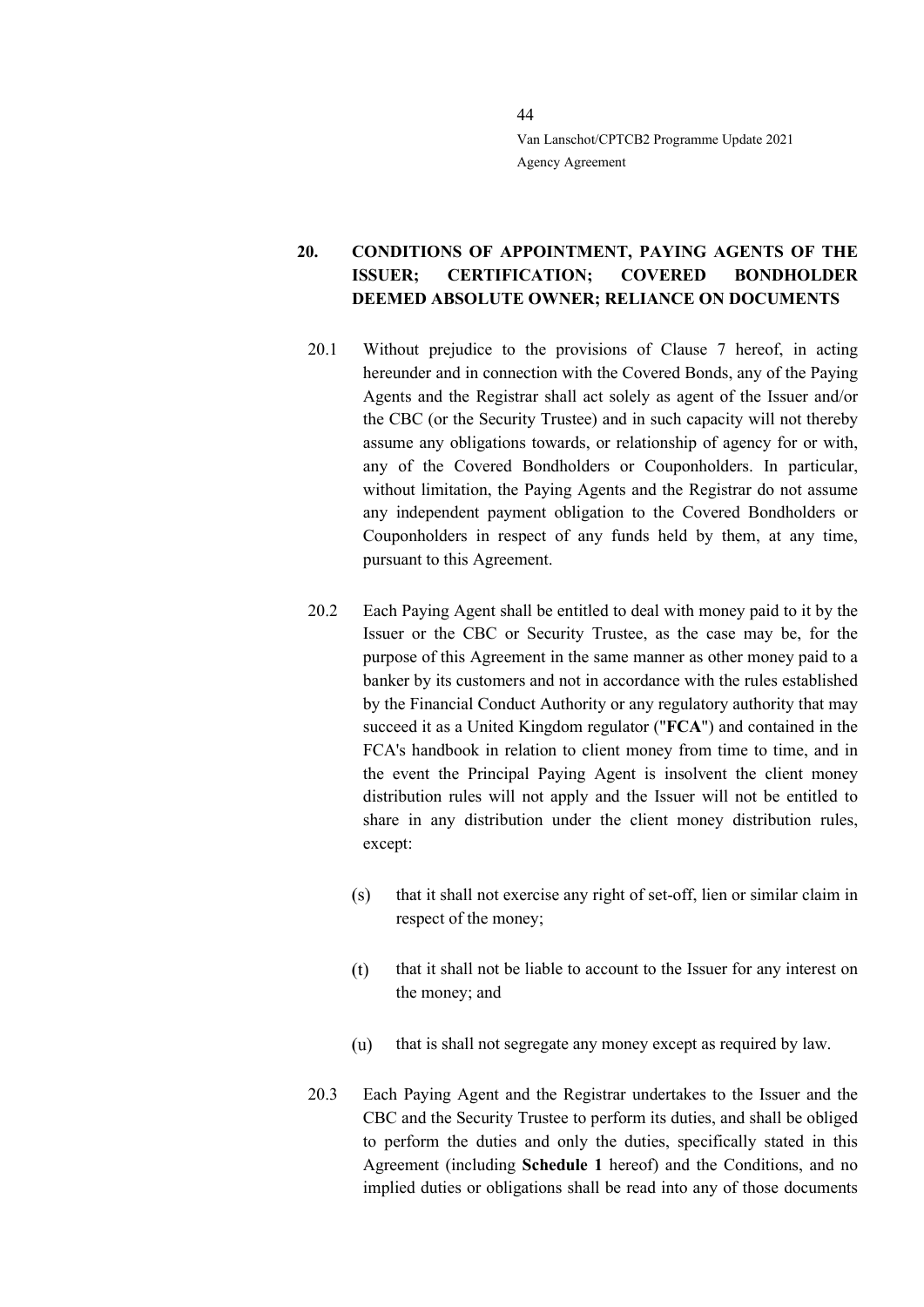## 20. CONDITIONS OF APPOINTMENT, PAYING AGENTS OF THE ISSUER; CERTIFICATION; COVERED BONDHOLDER DEEMED ABSOLUTE OWNER; RELIANCE ON DOCUMENTS

20.1 Without prejudice to the provisions of Clause 7 hereof, in acting hereunder and in connection with the Covered Bonds, any of the Paying Agents and the Registrar shall act solely as agent of the Issuer and/or the CBC (or the Security Trustee) and in such capacity will not thereby assume any obligations towards, or relationship of agency for or with, any of the Covered Bondholders or Couponholders. In particular, without limitation, the Paying Agents and the Registrar do not assume any independent payment obligation to the Covered Bondholders or Couponholders in respect of any funds held by them, at any time, pursuant to this Agreement.

20.2 Each Paying Agent shall be entitled to deal with money paid to it by the Issuer or the CBC or Security Trustee, as the case may be, for the purpose of this Agreement in the same manner as other money paid to a banker by its customers and not in accordance with the rules established by the Financial Conduct Authority or any regulatory authority that may succeed it as a United Kingdom regulator ("**FCA**") and contained in the FCA's handbook in relation to client money from time to time, and in the event the Principal Paying Agent is insolvent the client money distribution rules will not apply and the Issuer will not be entitled to share in any distribution under the client money distribution rules, except:

(s) that it shall not exercise any right of set-off, lien or similar claim in respect of the money;

(t) that it shall not be liable to account to the Issuer for any interest on the money; and

(u) that is shall not segregate any money except as required by law.

20.3 Each Paying Agent and the Registrar undertakes to the Issuer and the CBC and the Security Trustee to perform its duties, and shall be obliged to perform the duties and only the duties, specifically stated in this Agreement (including **Schedule 1** hereof) and the Conditions, and no implied duties or obligations shall be read into any of those documents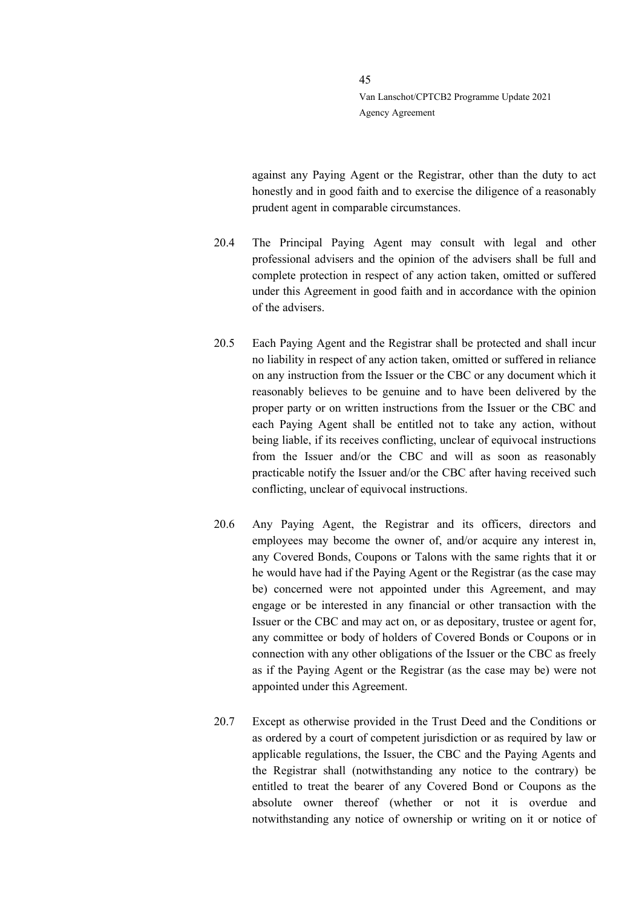against any Paying Agent or the Registrar, other than the duty to act honestly and in good faith and to exercise the diligence of a reasonably prudent agent in comparable circumstances.

20.4 The Principal Paying Agent may consult with legal and other professional advisers and the opinion of the advisers shall be full and complete protection in respect of any action taken, omitted or suffered under this Agreement in good faith and in accordance with the opinion of the advisers.

20.5 Each Paying Agent and the Registrar shall be protected and shall incur no liability in respect of any action taken, omitted or suffered in reliance on any instruction from the Issuer or the CBC or any document which it reasonably believes to be genuine and to have been delivered by the proper party or on written instructions from the Issuer or the CBC and each Paying Agent shall be entitled not to take any action, without being liable, if its receives conflicting, unclear of equivocal instructions from the Issuer and/or the CBC and will as soon as reasonably practicable notify the Issuer and/or the CBC after having received such conflicting, unclear of equivocal instructions.

20.6 Any Paying Agent, the Registrar and its officers, directors and employees may become the owner of, and/or acquire any interest in, any Covered Bonds, Coupons or Talons with the same rights that it or he would have had if the Paying Agent or the Registrar (as the case may be) concerned were not appointed under this Agreement, and may engage or be interested in any financial or other transaction with the Issuer or the CBC and may act on, or as depositary, trustee or agent for, any committee or body of holders of Covered Bonds or Coupons or in connection with any other obligations of the Issuer or the CBC as freely as if the Paying Agent or the Registrar (as the case may be) were not appointed under this Agreement.

20.7 Except as otherwise provided in the Trust Deed and the Conditions or as ordered by a court of competent jurisdiction or as required by law or applicable regulations, the Issuer, the CBC and the Paying Agents and the Registrar shall (notwithstanding any notice to the contrary) be entitled to treat the bearer of any Covered Bond or Coupons as the absolute owner thereof (whether or not it is overdue and notwithstanding any notice of ownership or writing on it or notice of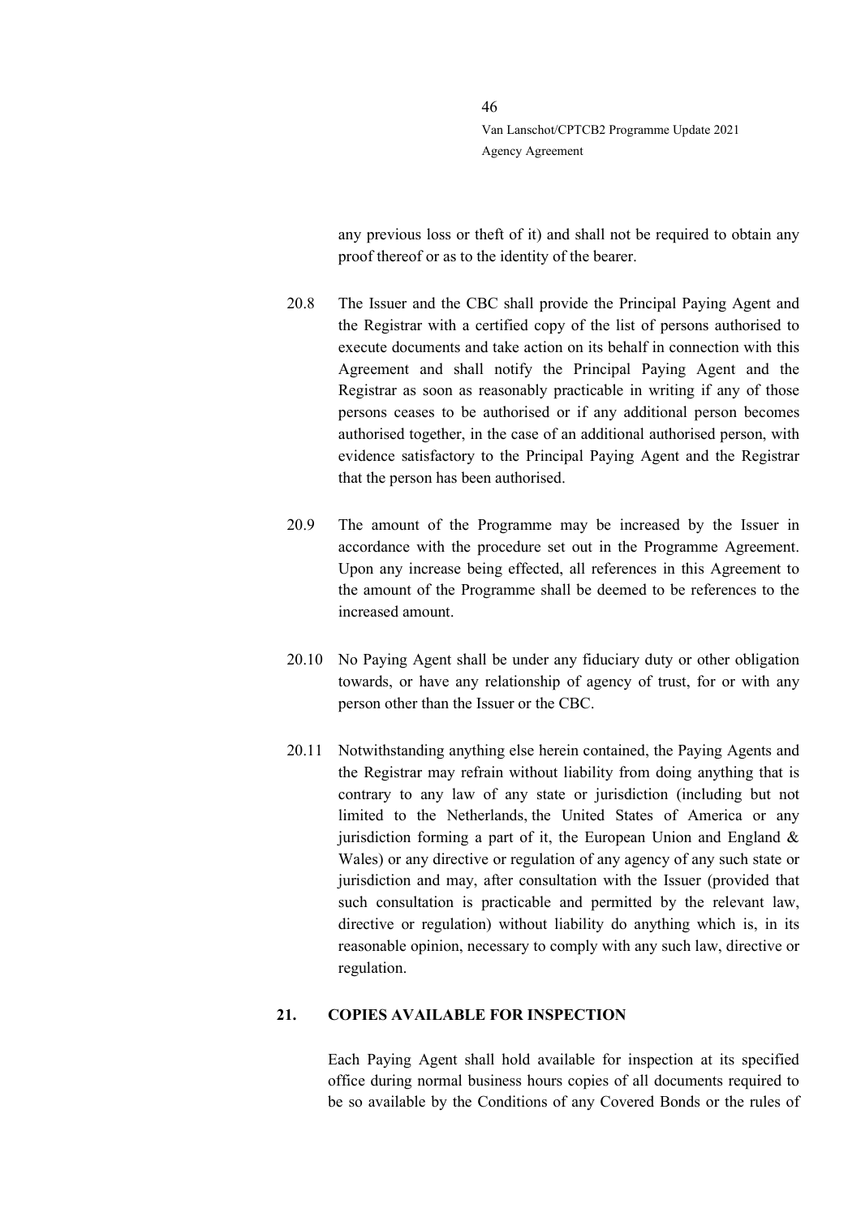any previous loss or theft of it) and shall not be required to obtain any proof thereof or as to the identity of the bearer.

20.8 The Issuer and the CBC shall provide the Principal Paying Agent and the Registrar with a certified copy of the list of persons authorised to execute documents and take action on its behalf in connection with this Agreement and shall notify the Principal Paying Agent and the Registrar as soon as reasonably practicable in writing if any of those persons ceases to be authorised or if any additional person becomes authorised together, in the case of an additional authorised person, with evidence satisfactory to the Principal Paying Agent and the Registrar that the person has been authorised.

20.9 The amount of the Programme may be increased by the Issuer in accordance with the procedure set out in the Programme Agreement. Upon any increase being effected, all references in this Agreement to the amount of the Programme shall be deemed to be references to the increased amount.

20.10 No Paying Agent shall be under any fiduciary duty or other obligation towards, or have any relationship of agency of trust, for or with any person other than the Issuer or the CBC.

20.11 Notwithstanding anything else herein contained, the Paying Agents and the Registrar may refrain without liability from doing anything that is contrary to any law of any state or jurisdiction (including but not limited to the Netherlands, the United States of America or any jurisdiction forming a part of it, the European Union and England & Wales) or any directive or regulation of any agency of any such state or jurisdiction and may, after consultation with the Issuer (provided that such consultation is practicable and permitted by the relevant law, directive or regulation) without liability do anything which is, in its reasonable opinion, necessary to comply with any such law, directive or regulation.

## 21. COPIES AVAILABLE FOR INSPECTION

Each Paying Agent shall hold available for inspection at its specified office during normal business hours copies of all documents required to be so available by the Conditions of any Covered Bonds or the rules of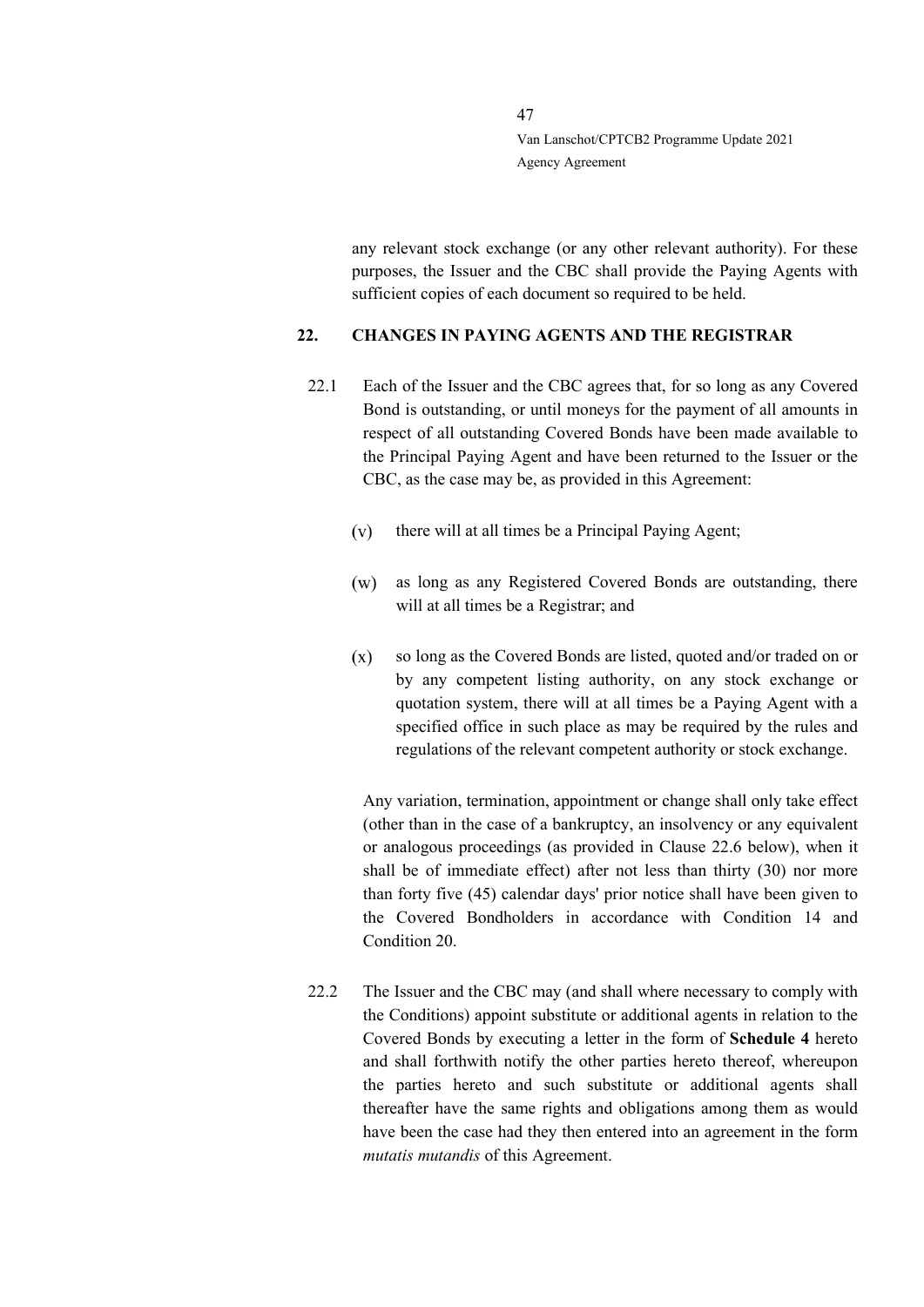any relevant stock exchange (or any other relevant authority). For these purposes, the Issuer and the CBC shall provide the Paying Agents with sufficient copies of each document so required to be held.

## 22. CHANGES IN PAYING AGENTS AND THE REGISTRAR

22.1 Each of the Issuer and the CBC agrees that, for so long as any Covered Bond is outstanding, or until moneys for the payment of all amounts in respect of all outstanding Covered Bonds have been made available to the Principal Paying Agent and have been returned to the Issuer or the CBC, as the case may be, as provided in this Agreement:

(v) there will at all times be a Principal Paying Agent;

(w) as long as any Registered Covered Bonds are outstanding, there will at all times be a Registrar; and

(x) so long as the Covered Bonds are listed, quoted and/or traded on or by any competent listing authority, on any stock exchange or quotation system, there will at all times be a Paying Agent with a specified office in such place as may be required by the rules and regulations of the relevant competent authority or stock exchange.

Any variation, termination, appointment or change shall only take effect (other than in the case of a bankruptcy, an insolvency or any equivalent or analogous proceedings (as provided in Clause 22.6 below), when it shall be of immediate effect) after not less than thirty (30) nor more than forty five (45) calendar days' prior notice shall have been given to the Covered Bondholders in accordance with Condition 14 and Condition 20.

22.2 The Issuer and the CBC may (and shall where necessary to comply with the Conditions) appoint substitute or additional agents in relation to the Covered Bonds by executing a letter in the form of **Schedule 4** hereto and shall forthwith notify the other parties hereto thereof, whereupon the parties hereto and such substitute or additional agents shall thereafter have the same rights and obligations among them as would have been the case had they then entered into an agreement in the form *mutatis mutandis* of this Agreement.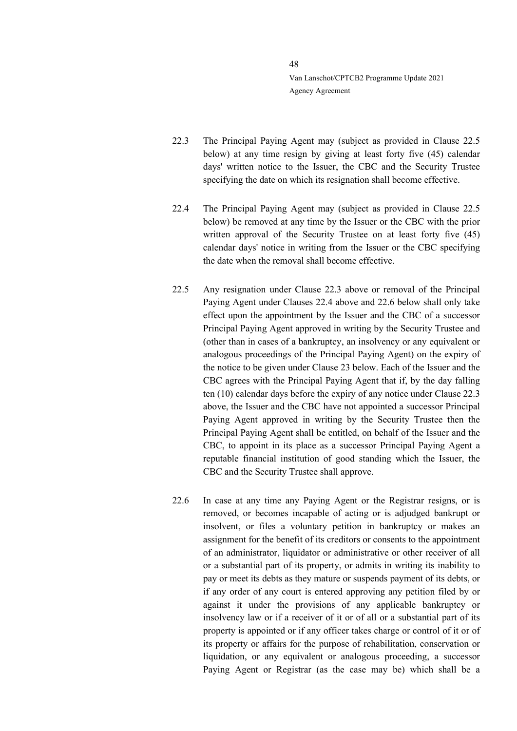22.3 The Principal Paying Agent may (subject as provided in Clause 22.5 below) at any time resign by giving at least forty five (45) calendar days' written notice to the Issuer, the CBC and the Security Trustee specifying the date on which its resignation shall become effective.

22.4 The Principal Paying Agent may (subject as provided in Clause 22.5 below) be removed at any time by the Issuer or the CBC with the prior written approval of the Security Trustee on at least forty five (45) calendar days' notice in writing from the Issuer or the CBC specifying the date when the removal shall become effective.

22.5 Any resignation under Clause 22.3 above or removal of the Principal Paying Agent under Clauses 22.4 above and 22.6 below shall only take effect upon the appointment by the Issuer and the CBC of a successor Principal Paying Agent approved in writing by the Security Trustee and (other than in cases of a bankruptcy, an insolvency or any equivalent or analogous proceedings of the Principal Paying Agent) on the expiry of the notice to be given under Clause 23 below. Each of the Issuer and the CBC agrees with the Principal Paying Agent that if, by the day falling ten (10) calendar days before the expiry of any notice under Clause 22.3 above, the Issuer and the CBC have not appointed a successor Principal Paying Agent approved in writing by the Security Trustee then the Principal Paying Agent shall be entitled, on behalf of the Issuer and the CBC, to appoint in its place as a successor Principal Paying Agent a reputable financial institution of good standing which the Issuer, the CBC and the Security Trustee shall approve.

22.6 In case at any time any Paying Agent or the Registrar resigns, or is removed, or becomes incapable of acting or is adjudged bankrupt or insolvent, or files a voluntary petition in bankruptcy or makes an assignment for the benefit of its creditors or consents to the appointment of an administrator, liquidator or administrative or other receiver of all or a substantial part of its property, or admits in writing its inability to pay or meet its debts as they mature or suspends payment of its debts, or if any order of any court is entered approving any petition filed by or against it under the provisions of any applicable bankruptcy or insolvency law or if a receiver of it or of all or a substantial part of its property is appointed or if any officer takes charge or control of it or of its property or affairs for the purpose of rehabilitation, conservation or liquidation, or any equivalent or analogous proceeding, a successor Paying Agent or Registrar (as the case may be) which shall be a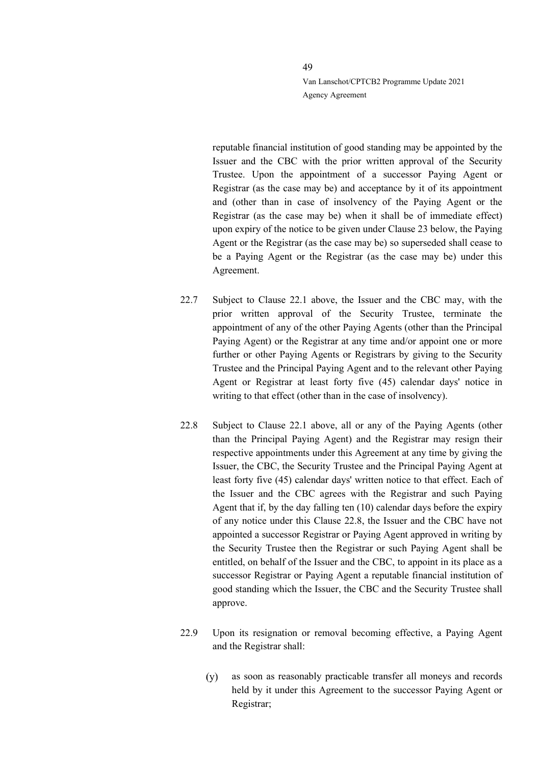reputable financial institution of good standing may be appointed by the Issuer and the CBC with the prior written approval of the Security Trustee. Upon the appointment of a successor Paying Agent or Registrar (as the case may be) and acceptance by it of its appointment and (other than in case of insolvency of the Paying Agent or the Registrar (as the case may be) when it shall be of immediate effect) upon expiry of the notice to be given under Clause 23 below, the Paying Agent or the Registrar (as the case may be) so superseded shall cease to be a Paying Agent or the Registrar (as the case may be) under this Agreement.

22.7 Subject to Clause 22.1 above, the Issuer and the CBC may, with the prior written approval of the Security Trustee, terminate the appointment of any of the other Paying Agents (other than the Principal Paying Agent) or the Registrar at any time and/or appoint one or more further or other Paying Agents or Registrars by giving to the Security Trustee and the Principal Paying Agent and to the relevant other Paying Agent or Registrar at least forty five (45) calendar days' notice in writing to that effect (other than in the case of insolvency).

22.8 Subject to Clause 22.1 above, all or any of the Paying Agents (other than the Principal Paying Agent) and the Registrar may resign their respective appointments under this Agreement at any time by giving the Issuer, the CBC, the Security Trustee and the Principal Paying Agent at least forty five (45) calendar days' written notice to that effect. Each of the Issuer and the CBC agrees with the Registrar and such Paying Agent that if, by the day falling ten (10) calendar days before the expiry of any notice under this Clause 22.8, the Issuer and the CBC have not appointed a successor Registrar or Paying Agent approved in writing by the Security Trustee then the Registrar or such Paying Agent shall be entitled, on behalf of the Issuer and the CBC, to appoint in its place as a successor Registrar or Paying Agent a reputable financial institution of good standing which the Issuer, the CBC and the Security Trustee shall approve.

22.9 Upon its resignation or removal becoming effective, a Paying Agent and the Registrar shall:

(y) as soon as reasonably practicable transfer all moneys and records held by it under this Agreement to the successor Paying Agent or Registrar;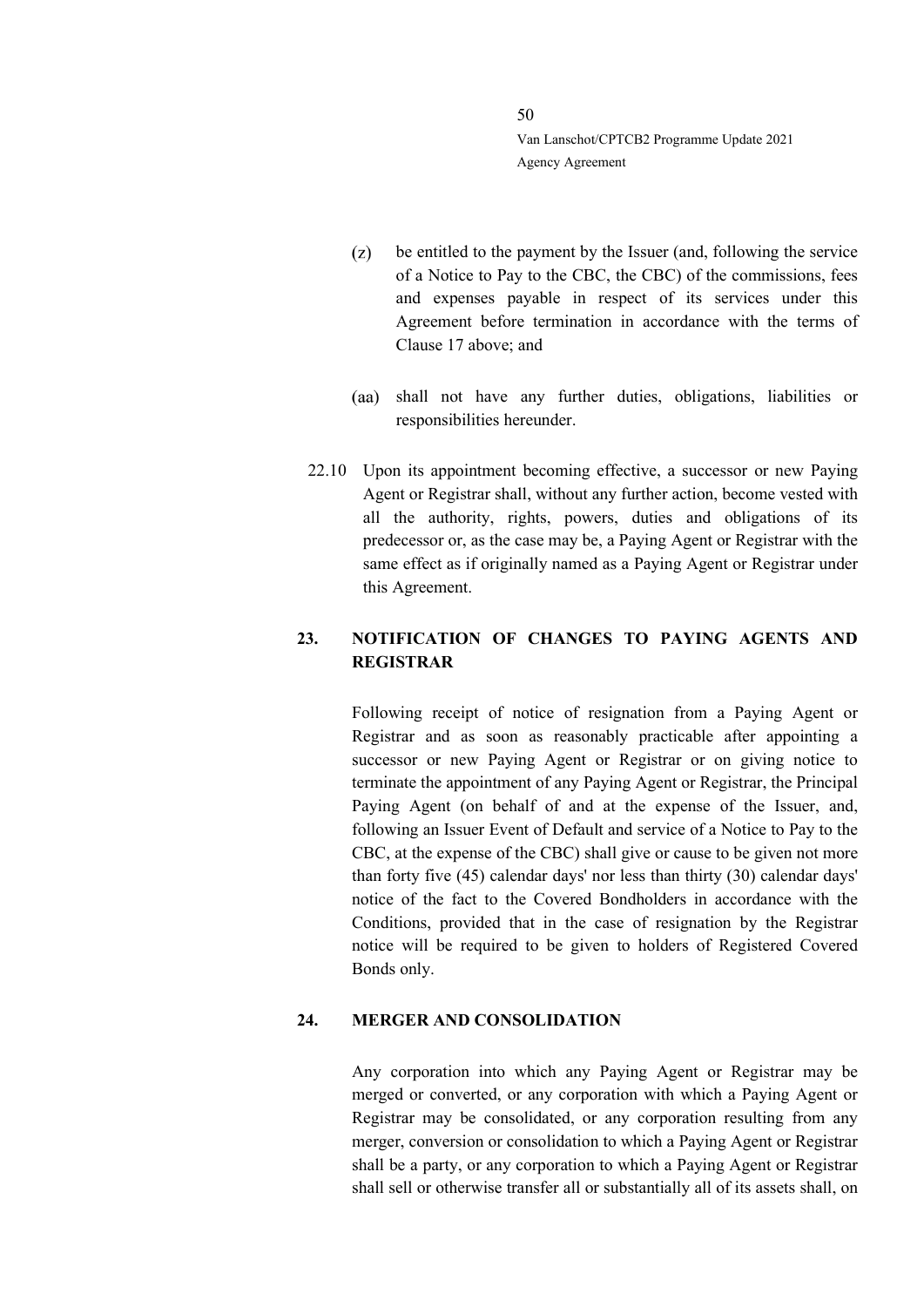(z) be entitled to the payment by the Issuer (and, following the service of a Notice to Pay to the CBC, the CBC) of the commissions, fees and expenses payable in respect of its services under this Agreement before termination in accordance with the terms of Clause 17 above; and

(aa) shall not have any further duties, obligations, liabilities or responsibilities hereunder.

22.10 Upon its appointment becoming effective, a successor or new Paying Agent or Registrar shall, without any further action, become vested with all the authority, rights, powers, duties and obligations of its predecessor or, as the case may be, a Paying Agent or Registrar with the same effect as if originally named as a Paying Agent or Registrar under this Agreement.

## 23. NOTIFICATION OF CHANGES TO PAYING AGENTS AND REGISTRAR

Following receipt of notice of resignation from a Paying Agent or Registrar and as soon as reasonably practicable after appointing a successor or new Paying Agent or Registrar or on giving notice to terminate the appointment of any Paying Agent or Registrar, the Principal Paying Agent (on behalf of and at the expense of the Issuer, and, following an Issuer Event of Default and service of a Notice to Pay to the CBC, at the expense of the CBC) shall give or cause to be given not more than forty five (45) calendar days' nor less than thirty (30) calendar days' notice of the fact to the Covered Bondholders in accordance with the Conditions, provided that in the case of resignation by the Registrar notice will be required to be given to holders of Registered Covered Bonds only.

## 24. MERGER AND CONSOLIDATION

Any corporation into which any Paying Agent or Registrar may be merged or converted, or any corporation with which a Paying Agent or Registrar may be consolidated, or any corporation resulting from any merger, conversion or consolidation to which a Paying Agent or Registrar shall be a party, or any corporation to which a Paying Agent or Registrar shall sell or otherwise transfer all or substantially all of its assets shall, on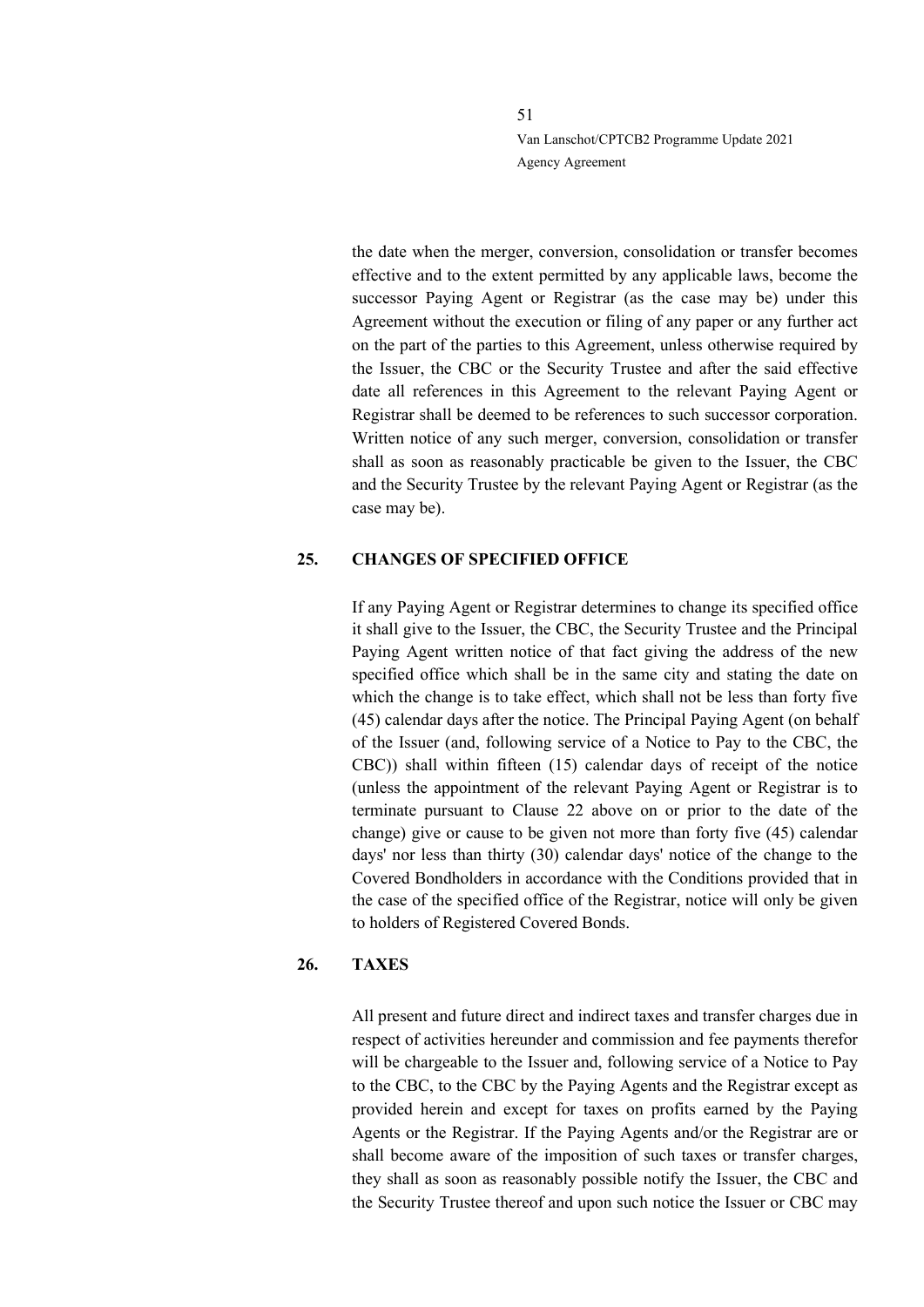the date when the merger, conversion, consolidation or transfer becomes effective and to the extent permitted by any applicable laws, become the successor Paying Agent or Registrar (as the case may be) under this Agreement without the execution or filing of any paper or any further act on the part of the parties to this Agreement, unless otherwise required by the Issuer, the CBC or the Security Trustee and after the said effective date all references in this Agreement to the relevant Paying Agent or Registrar shall be deemed to be references to such successor corporation. Written notice of any such merger, conversion, consolidation or transfer shall as soon as reasonably practicable be given to the Issuer, the CBC and the Security Trustee by the relevant Paying Agent or Registrar (as the case may be).

## 25. CHANGES OF SPECIFIED OFFICE

If any Paying Agent or Registrar determines to change its specified office it shall give to the Issuer, the CBC, the Security Trustee and the Principal Paying Agent written notice of that fact giving the address of the new specified office which shall be in the same city and stating the date on which the change is to take effect, which shall not be less than forty five (45) calendar days after the notice. The Principal Paying Agent (on behalf of the Issuer (and, following service of a Notice to Pay to the CBC, the CBC)) shall within fifteen (15) calendar days of receipt of the notice (unless the appointment of the relevant Paying Agent or Registrar is to terminate pursuant to Clause 22 above on or prior to the date of the change) give or cause to be given not more than forty five (45) calendar days' nor less than thirty (30) calendar days' notice of the change to the Covered Bondholders in accordance with the Conditions provided that in the case of the specified office of the Registrar, notice will only be given to holders of Registered Covered Bonds.

## 26. TAXES

All present and future direct and indirect taxes and transfer charges due in respect of activities hereunder and commission and fee payments therefor will be chargeable to the Issuer and, following service of a Notice to Pay to the CBC, to the CBC by the Paying Agents and the Registrar except as provided herein and except for taxes on profits earned by the Paying Agents or the Registrar. If the Paying Agents and/or the Registrar are or shall become aware of the imposition of such taxes or transfer charges, they shall as soon as reasonably possible notify the Issuer, the CBC and the Security Trustee thereof and upon such notice the Issuer or CBC may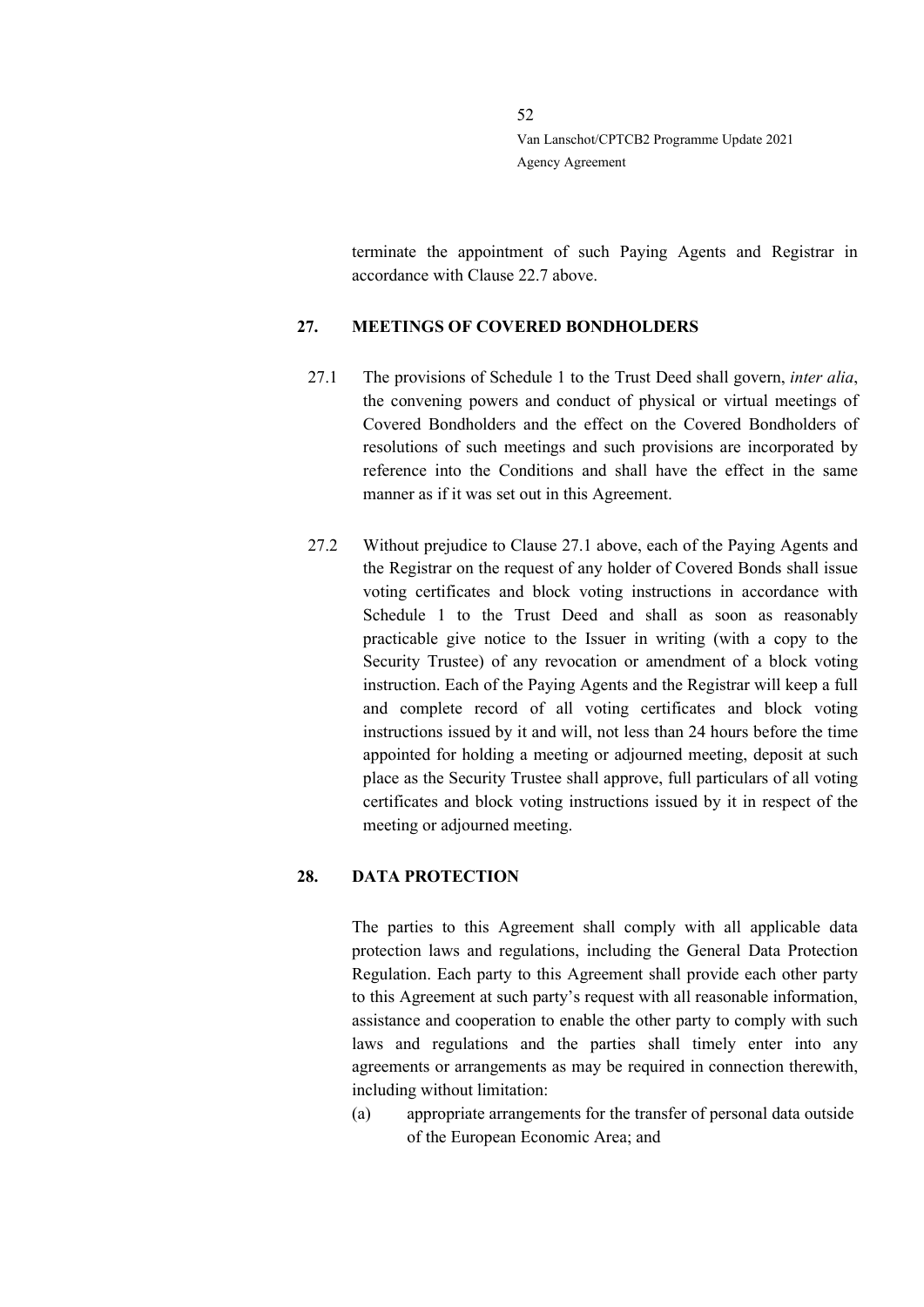terminate the appointment of such Paying Agents and Registrar in accordance with Clause 22.7 above.

## 27. MEETINGS OF COVERED BONDHOLDERS

27.1 The provisions of Schedule 1 to the Trust Deed shall govern, *inter alia*, the convening powers and conduct of physical or virtual meetings of Covered Bondholders and the effect on the Covered Bondholders of resolutions of such meetings and such provisions are incorporated by reference into the Conditions and shall have the effect in the same manner as if it was set out in this Agreement.

27.2 Without prejudice to Clause 27.1 above, each of the Paying Agents and the Registrar on the request of any holder of Covered Bonds shall issue voting certificates and block voting instructions in accordance with Schedule 1 to the Trust Deed and shall as soon as reasonably practicable give notice to the Issuer in writing (with a copy to the Security Trustee) of any revocation or amendment of a block voting instruction. Each of the Paying Agents and the Registrar will keep a full and complete record of all voting certificates and block voting instructions issued by it and will, not less than 24 hours before the time appointed for holding a meeting or adjourned meeting, deposit at such place as the Security Trustee shall approve, full particulars of all voting certificates and block voting instructions issued by it in respect of the meeting or adjourned meeting.

## 28. DATA PROTECTION

The parties to this Agreement shall comply with all applicable data protection laws and regulations, including the General Data Protection Regulation. Each party to this Agreement shall provide each other party to this Agreement at such party's request with all reasonable information, assistance and cooperation to enable the other party to comply with such laws and regulations and the parties shall timely enter into any agreements or arrangements as may be required in connection therewith, including without limitation:

(a) appropriate arrangements for the transfer of personal data outside of the European Economic Area; and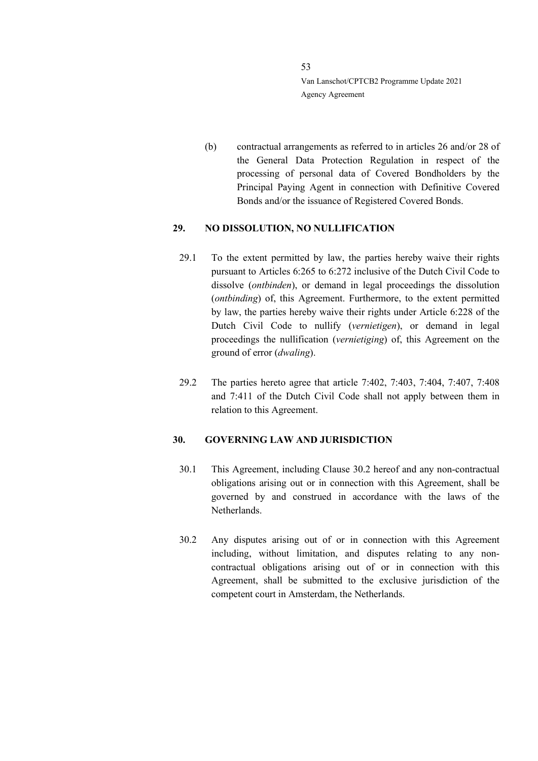(b) contractual arrangements as referred to in articles 26 and/or 28 of the General Data Protection Regulation in respect of the processing of personal data of Covered Bondholders by the Principal Paying Agent in connection with Definitive Covered Bonds and/or the issuance of Registered Covered Bonds.

## 29. NO DISSOLUTION, NO NULLIFICATION

29.1 To the extent permitted by law, the parties hereby waive their rights pursuant to Articles 6:265 to 6:272 inclusive of the Dutch Civil Code to dissolve (*ontbinden*), or demand in legal proceedings the dissolution (*ontbinding*) of, this Agreement. Furthermore, to the extent permitted by law, the parties hereby waive their rights under Article 6:228 of the Dutch Civil Code to nullify (*vernietigen*), or demand in legal proceedings the nullification (*vernietiging*) of, this Agreement on the ground of error (*dwaling*).

29.2 The parties hereto agree that article 7:402, 7:403, 7:404, 7:407, 7:408 and 7:411 of the Dutch Civil Code shall not apply between them in relation to this Agreement.

## 30. GOVERNING LAW AND JURISDICTION

30.1 This Agreement, including Clause 30.2 hereof and any non-contractual obligations arising out or in connection with this Agreement, shall be governed by and construed in accordance with the laws of the Netherlands.

30.2 Any disputes arising out of or in connection with this Agreement including, without limitation, and disputes relating to any non-contractual obligations arising out of or in connection with this Agreement, shall be submitted to the exclusive jurisdiction of the competent court in Amsterdam, the Netherlands.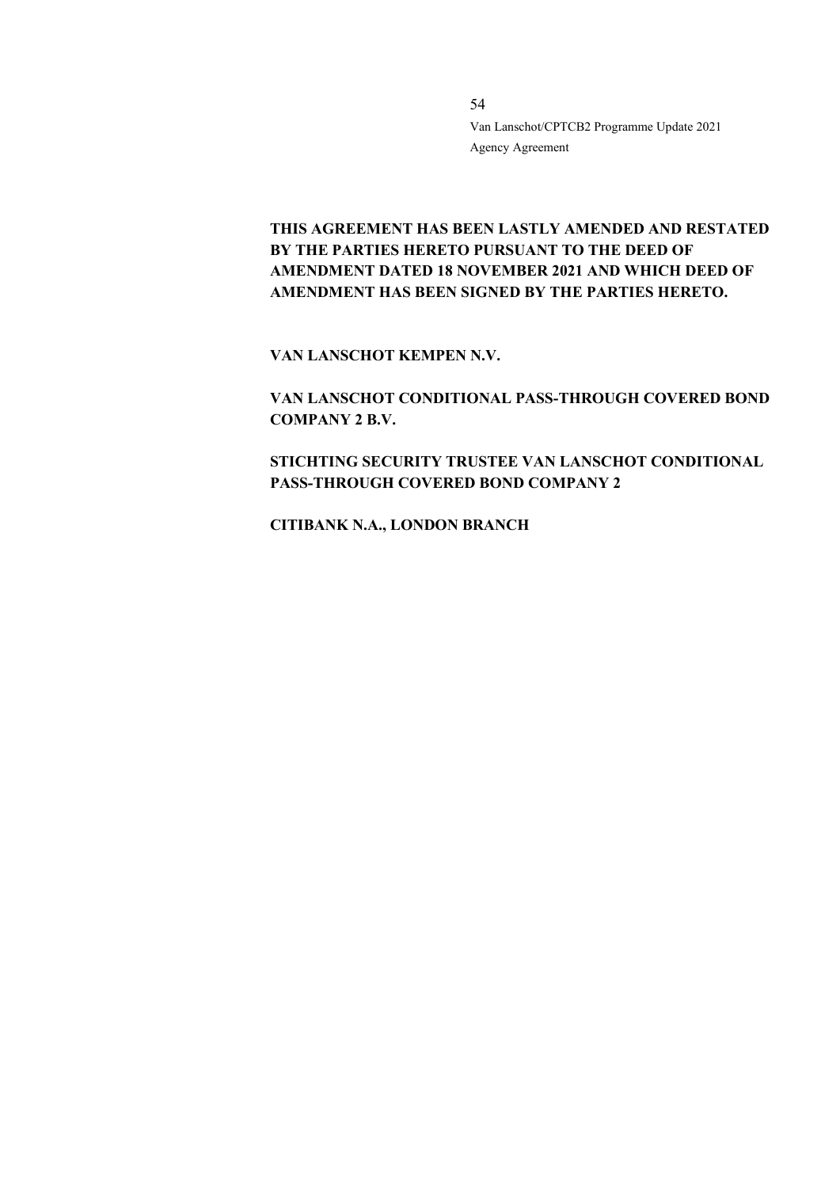**THIS AGREEMENT HAS BEEN LASTLY AMENDED AND RESTATED BY THE PARTIES HERETO PURSUANT TO THE DEED OF AMENDMENT DATED 18 NOVEMBER 2021 AND WHICH DEED OF AMENDMENT HAS BEEN SIGNED BY THE PARTIES HERETO.**

**VAN LANSCHOT KEMPEN N.V.**

**VAN LANSCHOT CONDITIONAL PASS-THROUGH COVERED BOND COMPANY 2 B.V.**

**STICHTING SECURITY TRUSTEE VAN LANSCHOT CONDITIONAL PASS-THROUGH COVERED BOND COMPANY 2**

**CITIBANK N.A., LONDON BRANCH**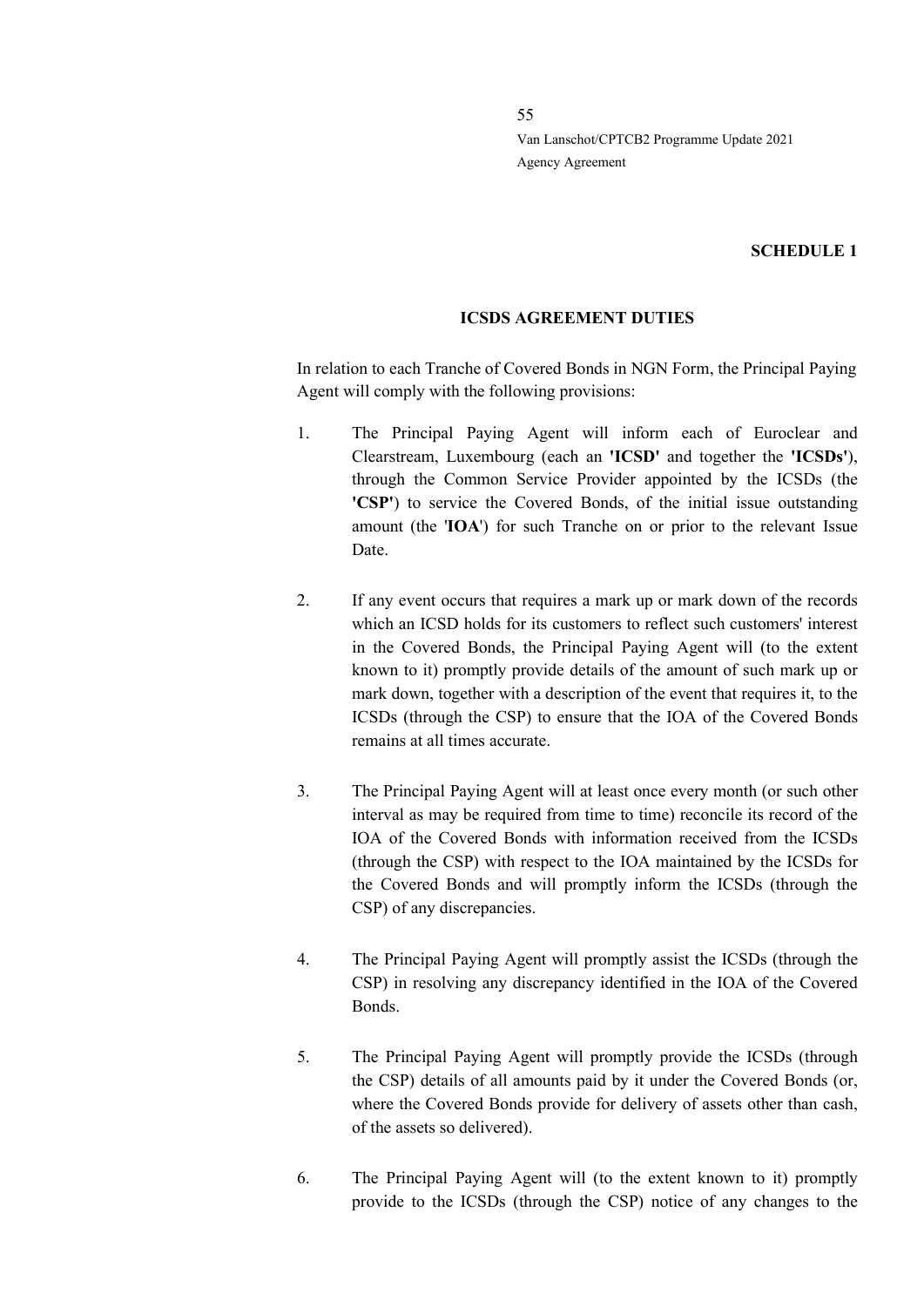## SCHEDULE 1

### ICSDS AGREEMENT DUTIES

In relation to each Tranche of Covered Bonds in NGN Form, the Principal Paying Agent will comply with the following provisions:

1. The Principal Paying Agent will inform each of Euroclear and Clearstream, Luxembourg (each an **'ICSD'** and together the **'ICSDs'**), through the Common Service Provider appointed by the ICSDs (the **'CSP'**) to service the Covered Bonds, of the initial issue outstanding amount (the '**IOA**') for such Tranche on or prior to the relevant Issue Date.

2. If any event occurs that requires a mark up or mark down of the records which an ICSD holds for its customers to reflect such customers' interest in the Covered Bonds, the Principal Paying Agent will (to the extent known to it) promptly provide details of the amount of such mark up or mark down, together with a description of the event that requires it, to the ICSDs (through the CSP) to ensure that the IOA of the Covered Bonds remains at all times accurate.

3. The Principal Paying Agent will at least once every month (or such other interval as may be required from time to time) reconcile its record of the IOA of the Covered Bonds with information received from the ICSDs (through the CSP) with respect to the IOA maintained by the ICSDs for the Covered Bonds and will promptly inform the ICSDs (through the CSP) of any discrepancies.

4. The Principal Paying Agent will promptly assist the ICSDs (through the CSP) in resolving any discrepancy identified in the IOA of the Covered Bonds.

5. The Principal Paying Agent will promptly provide the ICSDs (through the CSP) details of all amounts paid by it under the Covered Bonds (or, where the Covered Bonds provide for delivery of assets other than cash, of the assets so delivered).

6. The Principal Paying Agent will (to the extent known to it) promptly provide to the ICSDs (through the CSP) notice of any changes to the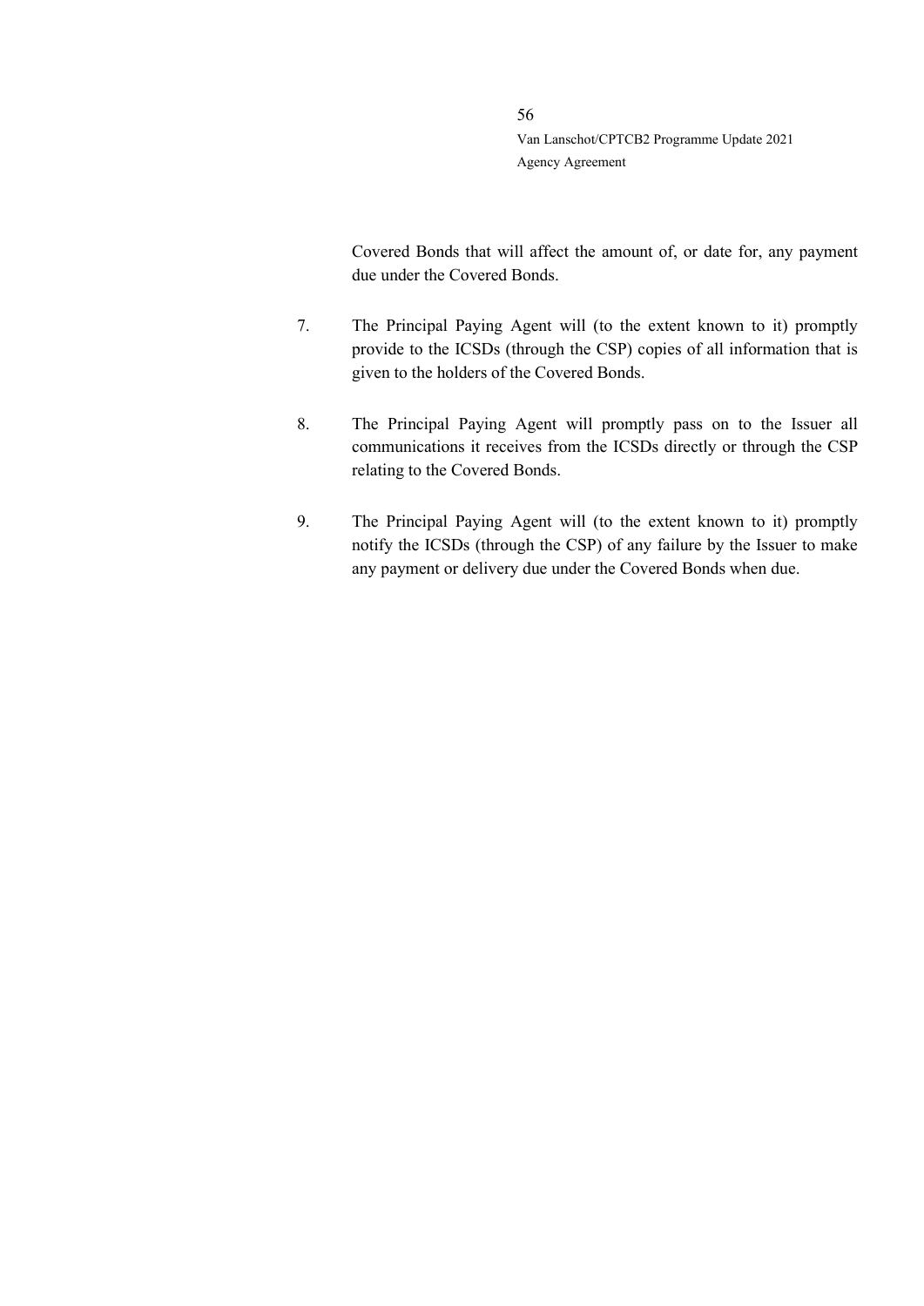Covered Bonds that will affect the amount of, or date for, any payment due under the Covered Bonds.

7. The Principal Paying Agent will (to the extent known to it) promptly provide to the ICSDs (through the CSP) copies of all information that is given to the holders of the Covered Bonds.

8. The Principal Paying Agent will promptly pass on to the Issuer all communications it receives from the ICSDs directly or through the CSP relating to the Covered Bonds.

9. The Principal Paying Agent will (to the extent known to it) promptly notify the ICSDs (through the CSP) of any failure by the Issuer to make any payment or delivery due under the Covered Bonds when due.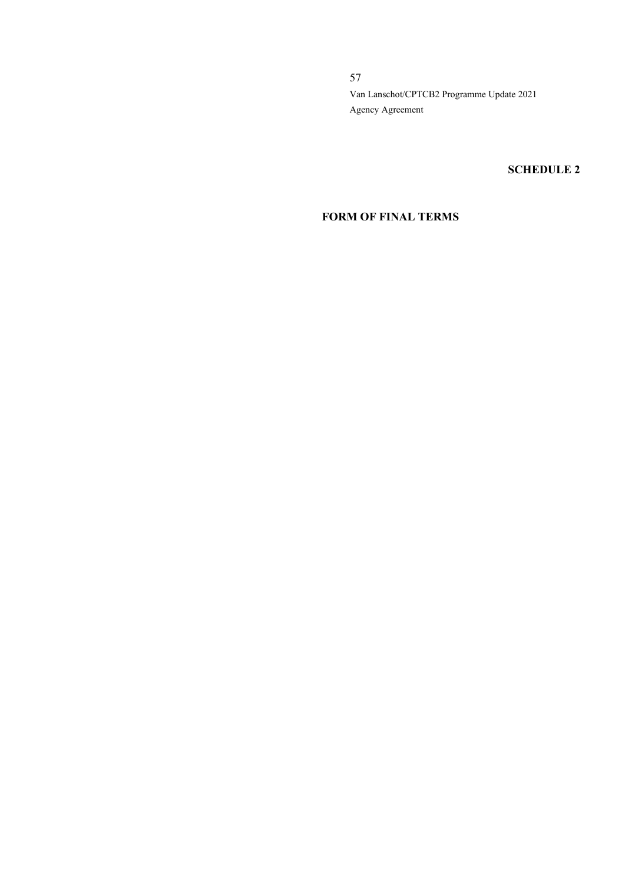## SCHEDULE 2

## FORM OF FINAL TERMS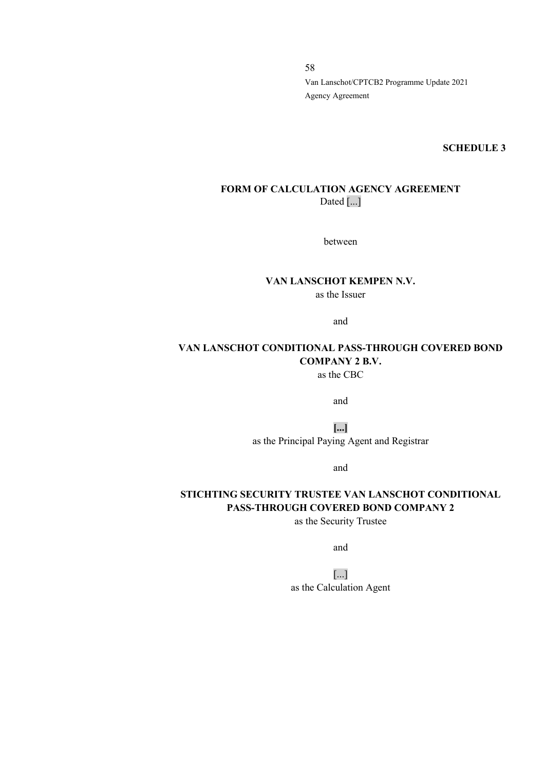**SCHEDULE 3**

**FORM OF CALCULATION AGENCY AGREEMENT**

Dated [...]

between

**VAN LANSCHOT KEMPEN N.V.**

as the Issuer

and

**VAN LANSCHOT CONDITIONAL PASS-THROUGH COVERED BOND COMPANY 2 B.V.**

as the CBC

and

**[...]**

as the Principal Paying Agent and Registrar

and

**STICHTING SECURITY TRUSTEE VAN LANSCHOT CONDITIONAL PASS-THROUGH COVERED BOND COMPANY 2**

as the Security Trustee

and

[...]

as the Calculation Agent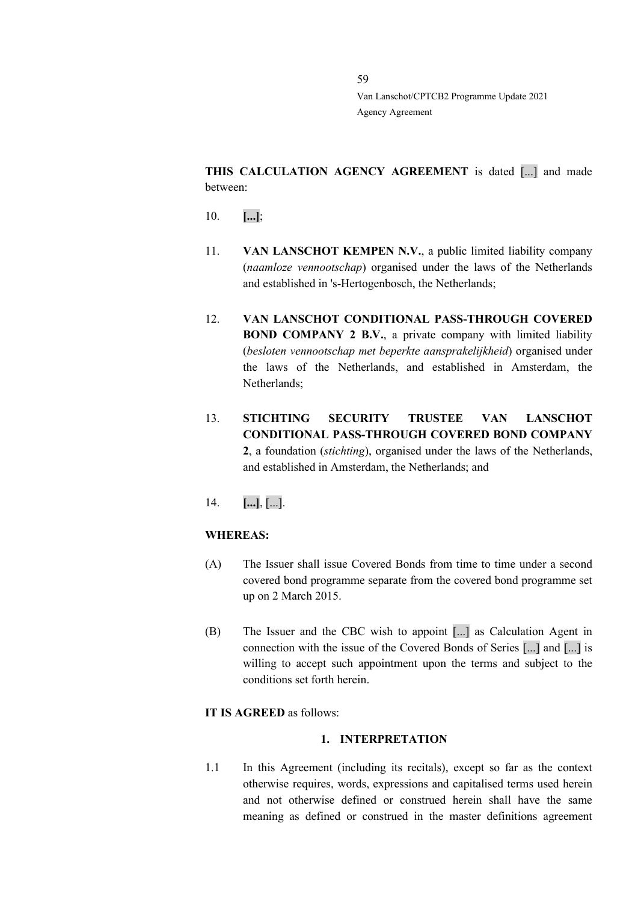**THIS CALCULATION AGENCY AGREEMENT** is dated [...] and made between:

10. **[...]**;

11. **VAN LANSCHOT KEMPEN N.V.**, a public limited liability company (*naamloze vennootschap*) organised under the laws of the Netherlands and established in 's-Hertogenbosch, the Netherlands;

12. **VAN LANSCHOT CONDITIONAL PASS-THROUGH COVERED BOND COMPANY 2 B.V.**, a private company with limited liability (*besloten vennootschap met beperkte aansprakelijkheid*) organised under the laws of the Netherlands, and established in Amsterdam, the Netherlands;

13. **STICHTING SECURITY TRUSTEE VAN LANSCHOT CONDITIONAL PASS-THROUGH COVERED BOND COMPANY 2**, a foundation (*stichting*), organised under the laws of the Netherlands, and established in Amsterdam, the Netherlands; and

14. **[...]**, [...].

**WHEREAS:**

(A) The Issuer shall issue Covered Bonds from time to time under a second covered bond programme separate from the covered bond programme set up on 2 March 2015.

(B) The Issuer and the CBC wish to appoint [...] as Calculation Agent in connection with the issue of the Covered Bonds of Series [...] and [...] is willing to accept such appointment upon the terms and subject to the conditions set forth herein.

**IT IS AGREED** as follows:

## 1. INTERPRETATION

1.1 In this Agreement (including its recitals), except so far as the context otherwise requires, words, expressions and capitalised terms used herein and not otherwise defined or construed herein shall have the same meaning as defined or construed in the master definitions agreement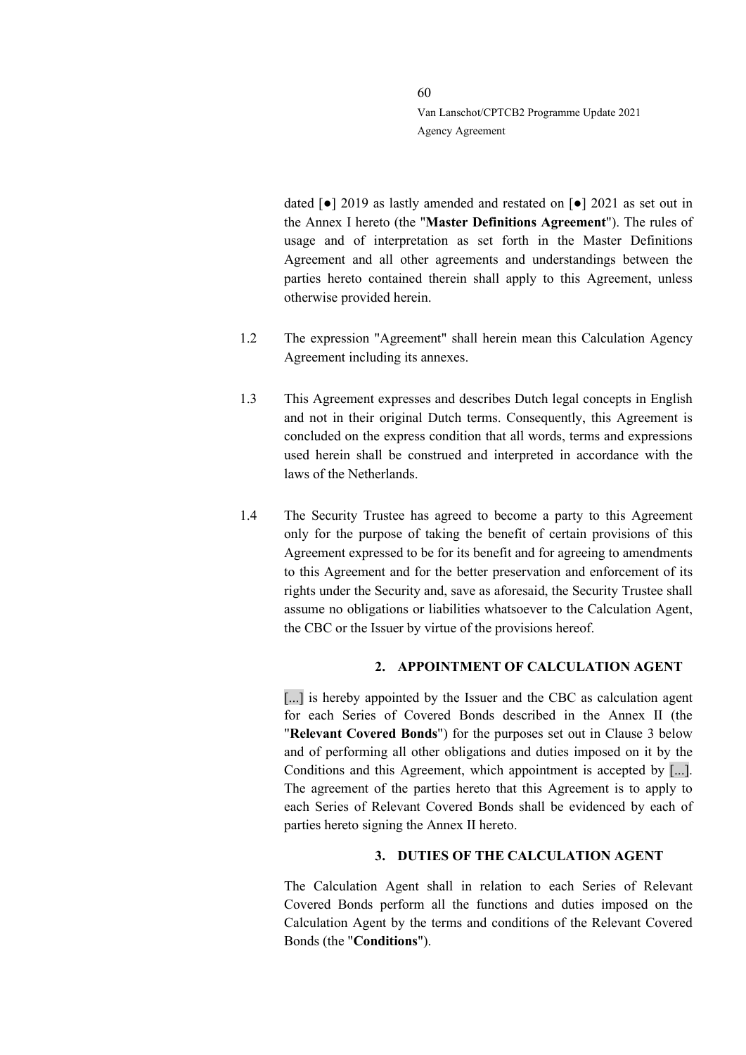dated [●] 2019 as lastly amended and restated on [●] 2021 as set out in the Annex I hereto (the "**Master Definitions Agreement**"). The rules of usage and of interpretation as set forth in the Master Definitions Agreement and all other agreements and understandings between the parties hereto contained therein shall apply to this Agreement, unless otherwise provided herein.

1.2 The expression "Agreement" shall herein mean this Calculation Agency Agreement including its annexes.

1.3 This Agreement expresses and describes Dutch legal concepts in English and not in their original Dutch terms. Consequently, this Agreement is concluded on the express condition that all words, terms and expressions used herein shall be construed and interpreted in accordance with the laws of the Netherlands.

1.4 The Security Trustee has agreed to become a party to this Agreement only for the purpose of taking the benefit of certain provisions of this Agreement expressed to be for its benefit and for agreeing to amendments to this Agreement and for the better preservation and enforcement of its rights under the Security and, save as aforesaid, the Security Trustee shall assume no obligations or liabilities whatsoever to the Calculation Agent, the CBC or the Issuer by virtue of the provisions hereof.

## 2. APPOINTMENT OF CALCULATION AGENT

[...] is hereby appointed by the Issuer and the CBC as calculation agent for each Series of Covered Bonds described in the Annex II (the "**Relevant Covered Bonds**") for the purposes set out in Clause 3 below and of performing all other obligations and duties imposed on it by the Conditions and this Agreement, which appointment is accepted by [...]. The agreement of the parties hereto that this Agreement is to apply to each Series of Relevant Covered Bonds shall be evidenced by each of parties hereto signing the Annex II hereto.

## 3. DUTIES OF THE CALCULATION AGENT

The Calculation Agent shall in relation to each Series of Relevant Covered Bonds perform all the functions and duties imposed on the Calculation Agent by the terms and conditions of the Relevant Covered Bonds (the "**Conditions**").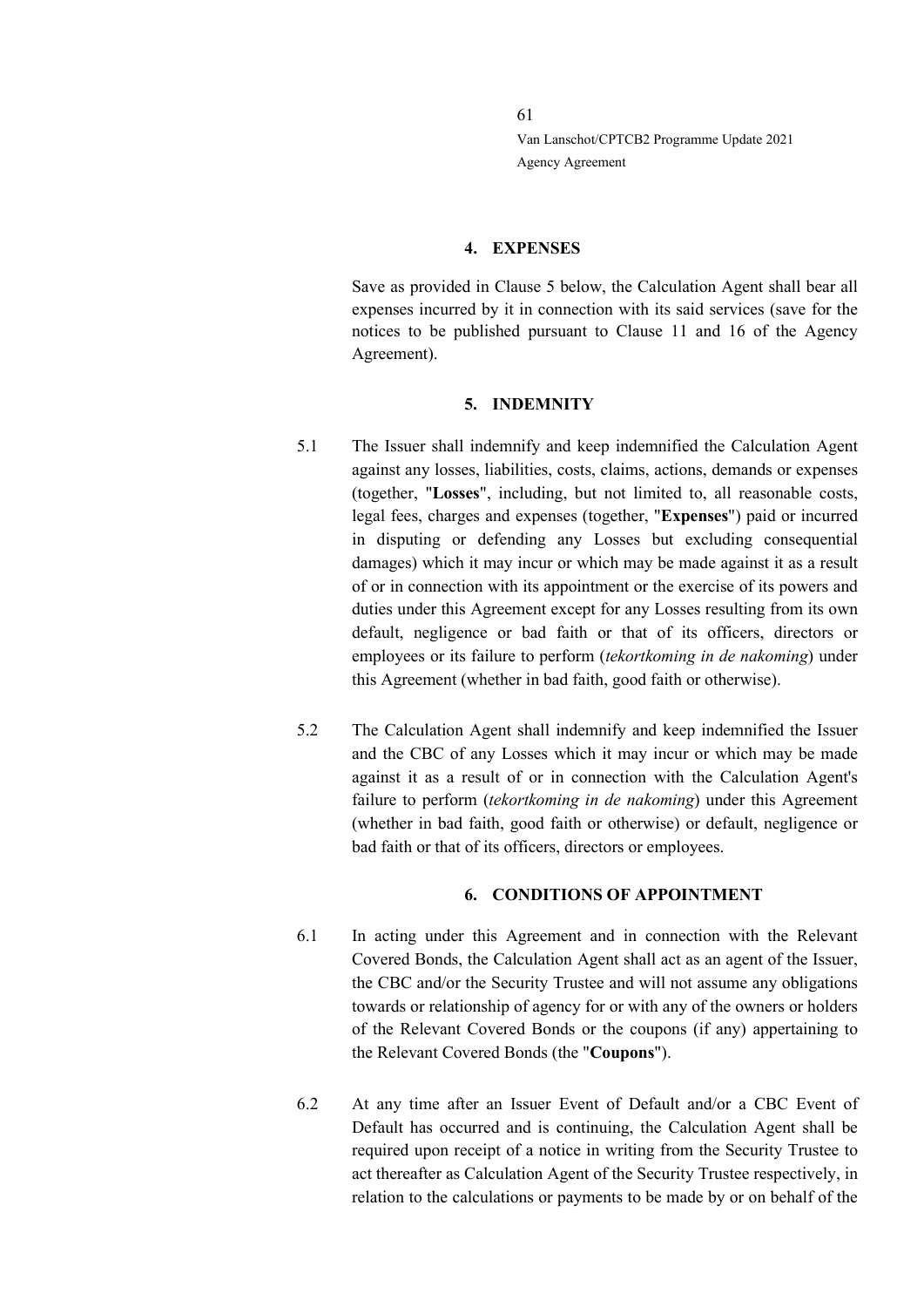## 4. EXPENSES

Save as provided in Clause 5 below, the Calculation Agent shall bear all expenses incurred by it in connection with its said services (save for the notices to be published pursuant to Clause 11 and 16 of the Agency Agreement).

## 5. INDEMNITY

5.1 The Issuer shall indemnify and keep indemnified the Calculation Agent against any losses, liabilities, costs, claims, actions, demands or expenses (together, "**Losses**", including, but not limited to, all reasonable costs, legal fees, charges and expenses (together, "**Expenses**") paid or incurred in disputing or defending any Losses but excluding consequential damages) which it may incur or which may be made against it as a result of or in connection with its appointment or the exercise of its powers and duties under this Agreement except for any Losses resulting from its own default, negligence or bad faith or that of its officers, directors or employees or its failure to perform (*tekortkoming in de nakoming*) under this Agreement (whether in bad faith, good faith or otherwise).

5.2 The Calculation Agent shall indemnify and keep indemnified the Issuer and the CBC of any Losses which it may incur or which may be made against it as a result of or in connection with the Calculation Agent's failure to perform (*tekortkoming in de nakoming*) under this Agreement (whether in bad faith, good faith or otherwise) or default, negligence or bad faith or that of its officers, directors or employees.

## 6. CONDITIONS OF APPOINTMENT

6.1 In acting under this Agreement and in connection with the Relevant Covered Bonds, the Calculation Agent shall act as an agent of the Issuer, the CBC and/or the Security Trustee and will not assume any obligations towards or relationship of agency for or with any of the owners or holders of the Relevant Covered Bonds or the coupons (if any) appertaining to the Relevant Covered Bonds (the "**Coupons**").

6.2 At any time after an Issuer Event of Default and/or a CBC Event of Default has occurred and is continuing, the Calculation Agent shall be required upon receipt of a notice in writing from the Security Trustee to act thereafter as Calculation Agent of the Security Trustee respectively, in relation to the calculations or payments to be made by or on behalf of the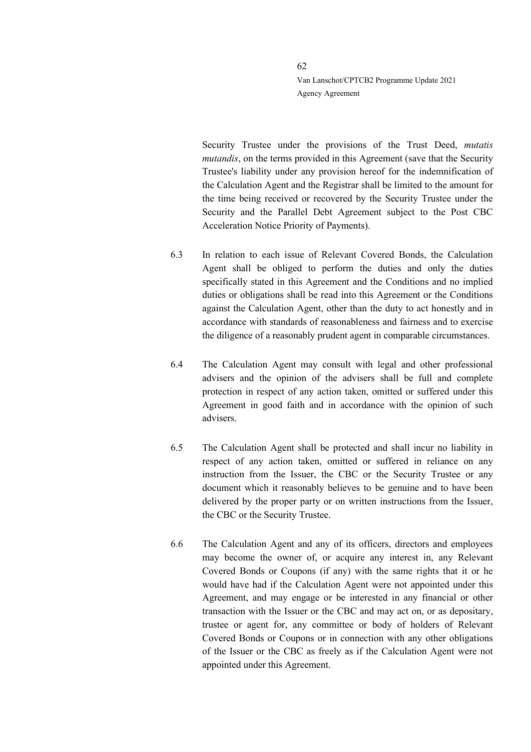Security Trustee under the provisions of the Trust Deed, *mutatis mutandis*, on the terms provided in this Agreement (save that the Security Trustee's liability under any provision hereof for the indemnification of the Calculation Agent and the Registrar shall be limited to the amount for the time being received or recovered by the Security Trustee under the Security and the Parallel Debt Agreement subject to the Post CBC Acceleration Notice Priority of Payments).

6.3 In relation to each issue of Relevant Covered Bonds, the Calculation Agent shall be obliged to perform the duties and only the duties specifically stated in this Agreement and the Conditions and no implied duties or obligations shall be read into this Agreement or the Conditions against the Calculation Agent, other than the duty to act honestly and in accordance with standards of reasonableness and fairness and to exercise the diligence of a reasonably prudent agent in comparable circumstances.

6.4 The Calculation Agent may consult with legal and other professional advisers and the opinion of the advisers shall be full and complete protection in respect of any action taken, omitted or suffered under this Agreement in good faith and in accordance with the opinion of such advisers.

6.5 The Calculation Agent shall be protected and shall incur no liability in respect of any action taken, omitted or suffered in reliance on any instruction from the Issuer, the CBC or the Security Trustee or any document which it reasonably believes to be genuine and to have been delivered by the proper party or on written instructions from the Issuer, the CBC or the Security Trustee.

6.6 The Calculation Agent and any of its officers, directors and employees may become the owner of, or acquire any interest in, any Relevant Covered Bonds or Coupons (if any) with the same rights that it or he would have had if the Calculation Agent were not appointed under this Agreement, and may engage or be interested in any financial or other transaction with the Issuer or the CBC and may act on, or as depositary, trustee or agent for, any committee or body of holders of Relevant Covered Bonds or Coupons or in connection with any other obligations of the Issuer or the CBC as freely as if the Calculation Agent were not appointed under this Agreement.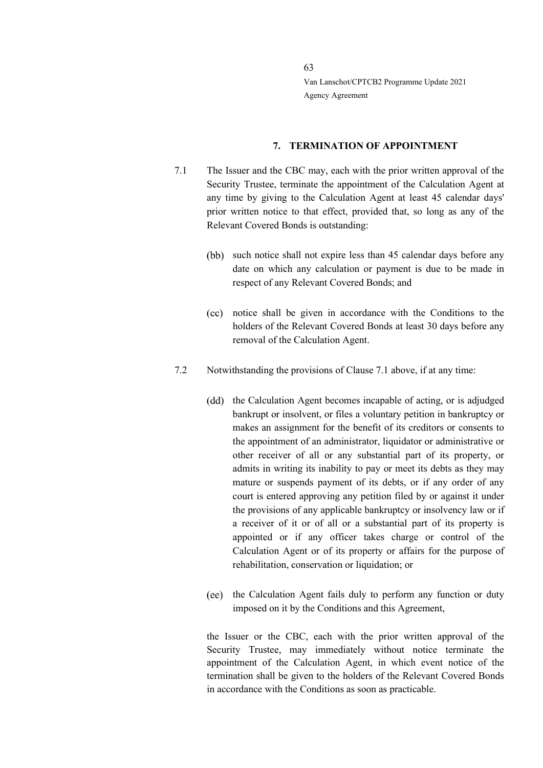## 7. TERMINATION OF APPOINTMENT

7.1 The Issuer and the CBC may, each with the prior written approval of the Security Trustee, terminate the appointment of the Calculation Agent at any time by giving to the Calculation Agent at least 45 calendar days' prior written notice to that effect, provided that, so long as any of the Relevant Covered Bonds is outstanding:

(bb) such notice shall not expire less than 45 calendar days before any date on which any calculation or payment is due to be made in respect of any Relevant Covered Bonds; and

(cc) notice shall be given in accordance with the Conditions to the holders of the Relevant Covered Bonds at least 30 days before any removal of the Calculation Agent.

7.2 Notwithstanding the provisions of Clause 7.1 above, if at any time:

(dd) the Calculation Agent becomes incapable of acting, or is adjudged bankrupt or insolvent, or files a voluntary petition in bankruptcy or makes an assignment for the benefit of its creditors or consents to the appointment of an administrator, liquidator or administrative or other receiver of all or any substantial part of its property, or admits in writing its inability to pay or meet its debts as they may mature or suspends payment of its debts, or if any order of any court is entered approving any petition filed by or against it under the provisions of any applicable bankruptcy or insolvency law or if a receiver of it or of all or a substantial part of its property is appointed or if any officer takes charge or control of the Calculation Agent or of its property or affairs for the purpose of rehabilitation, conservation or liquidation; or

(ee) the Calculation Agent fails duly to perform any function or duty imposed on it by the Conditions and this Agreement,

the Issuer or the CBC, each with the prior written approval of the Security Trustee, may immediately without notice terminate the appointment of the Calculation Agent, in which event notice of the termination shall be given to the holders of the Relevant Covered Bonds in accordance with the Conditions as soon as practicable.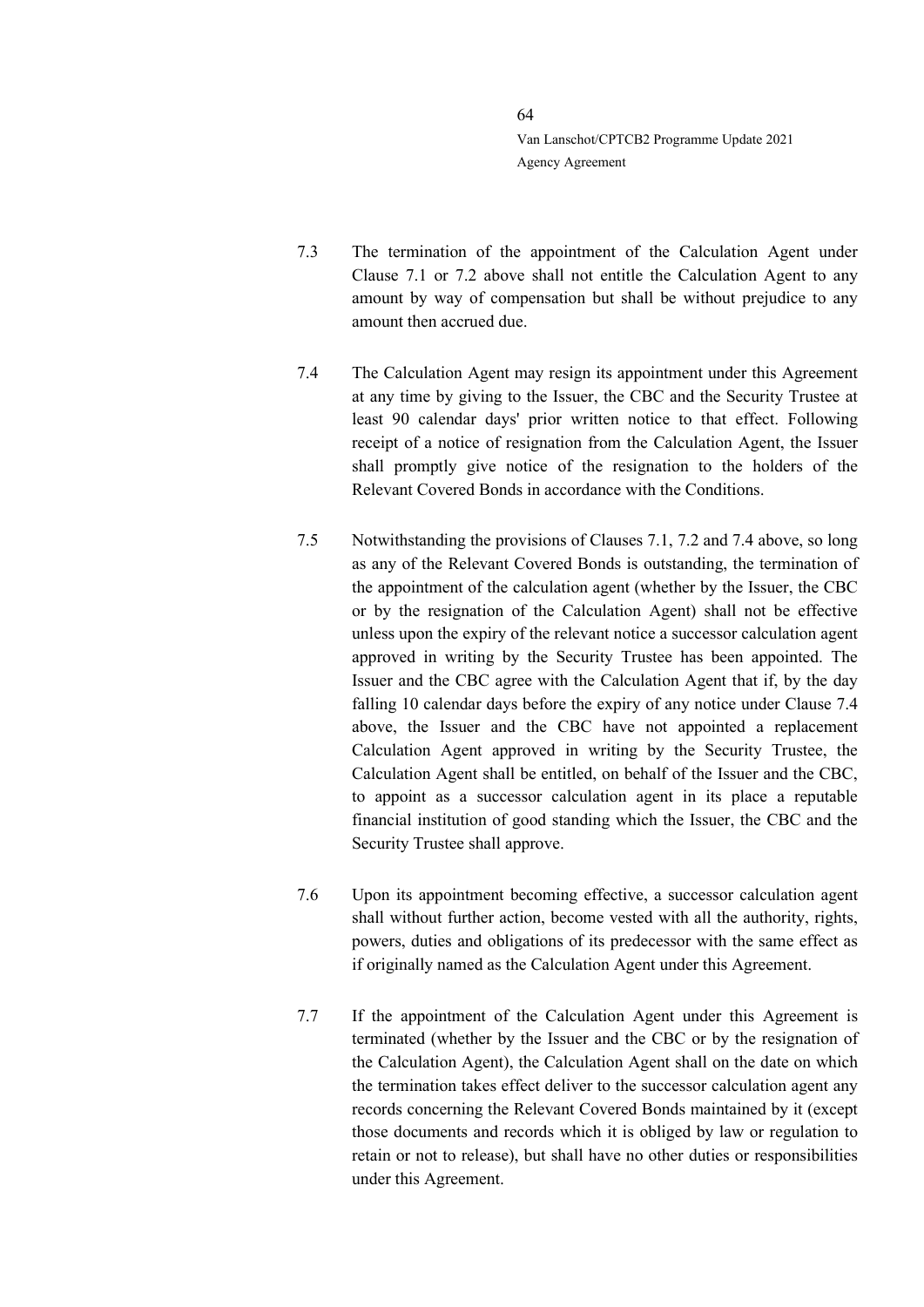7.3 The termination of the appointment of the Calculation Agent under Clause 7.1 or 7.2 above shall not entitle the Calculation Agent to any amount by way of compensation but shall be without prejudice to any amount then accrued due.

7.4 The Calculation Agent may resign its appointment under this Agreement at any time by giving to the Issuer, the CBC and the Security Trustee at least 90 calendar days' prior written notice to that effect. Following receipt of a notice of resignation from the Calculation Agent, the Issuer shall promptly give notice of the resignation to the holders of the Relevant Covered Bonds in accordance with the Conditions.

7.5 Notwithstanding the provisions of Clauses 7.1, 7.2 and 7.4 above, so long as any of the Relevant Covered Bonds is outstanding, the termination of the appointment of the calculation agent (whether by the Issuer, the CBC or by the resignation of the Calculation Agent) shall not be effective unless upon the expiry of the relevant notice a successor calculation agent approved in writing by the Security Trustee has been appointed. The Issuer and the CBC agree with the Calculation Agent that if, by the day falling 10 calendar days before the expiry of any notice under Clause 7.4 above, the Issuer and the CBC have not appointed a replacement Calculation Agent approved in writing by the Security Trustee, the Calculation Agent shall be entitled, on behalf of the Issuer and the CBC, to appoint as a successor calculation agent in its place a reputable financial institution of good standing which the Issuer, the CBC and the Security Trustee shall approve.

7.6 Upon its appointment becoming effective, a successor calculation agent shall without further action, become vested with all the authority, rights, powers, duties and obligations of its predecessor with the same effect as if originally named as the Calculation Agent under this Agreement.

7.7 If the appointment of the Calculation Agent under this Agreement is terminated (whether by the Issuer and the CBC or by the resignation of the Calculation Agent), the Calculation Agent shall on the date on which the termination takes effect deliver to the successor calculation agent any records concerning the Relevant Covered Bonds maintained by it (except those documents and records which it is obliged by law or regulation to retain or not to release), but shall have no other duties or responsibilities under this Agreement.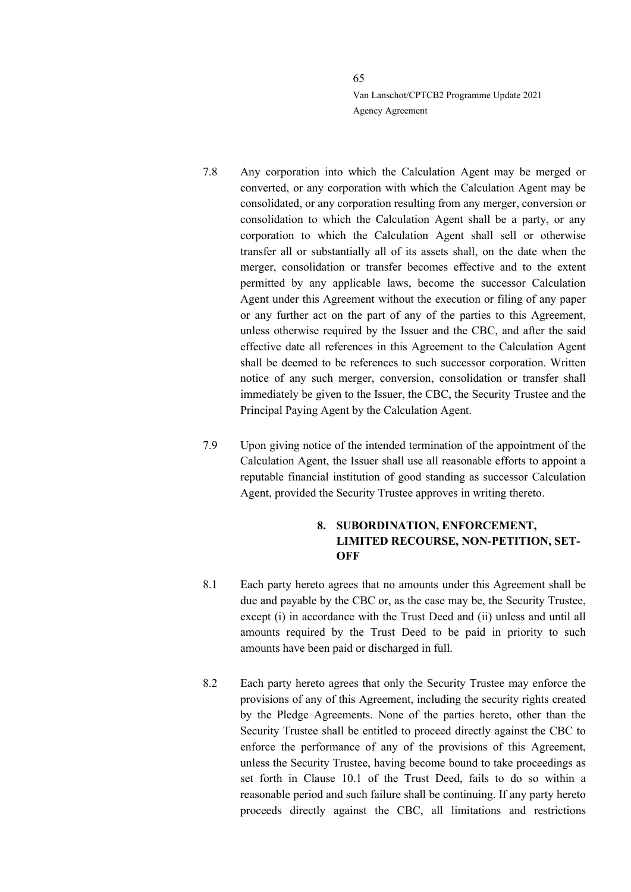7.8 Any corporation into which the Calculation Agent may be merged or converted, or any corporation with which the Calculation Agent may be consolidated, or any corporation resulting from any merger, conversion or consolidation to which the Calculation Agent shall be a party, or any corporation to which the Calculation Agent shall sell or otherwise transfer all or substantially all of its assets shall, on the date when the merger, consolidation or transfer becomes effective and to the extent permitted by any applicable laws, become the successor Calculation Agent under this Agreement without the execution or filing of any paper or any further act on the part of any of the parties to this Agreement, unless otherwise required by the Issuer and the CBC, and after the said effective date all references in this Agreement to the Calculation Agent shall be deemed to be references to such successor corporation. Written notice of any such merger, conversion, consolidation or transfer shall immediately be given to the Issuer, the CBC, the Security Trustee and the Principal Paying Agent by the Calculation Agent.

7.9 Upon giving notice of the intended termination of the appointment of the Calculation Agent, the Issuer shall use all reasonable efforts to appoint a reputable financial institution of good standing as successor Calculation Agent, provided the Security Trustee approves in writing thereto.

## 8. SUBORDINATION, ENFORCEMENT, LIMITED RECOURSE, NON-PETITION, SET-OFF

8.1 Each party hereto agrees that no amounts under this Agreement shall be due and payable by the CBC or, as the case may be, the Security Trustee, except (i) in accordance with the Trust Deed and (ii) unless and until all amounts required by the Trust Deed to be paid in priority to such amounts have been paid or discharged in full.

8.2 Each party hereto agrees that only the Security Trustee may enforce the provisions of any of this Agreement, including the security rights created by the Pledge Agreements. None of the parties hereto, other than the Security Trustee shall be entitled to proceed directly against the CBC to enforce the performance of any of the provisions of this Agreement, unless the Security Trustee, having become bound to take proceedings as set forth in Clause 10.1 of the Trust Deed, fails to do so within a reasonable period and such failure shall be continuing. If any party hereto proceeds directly against the CBC, all limitations and restrictions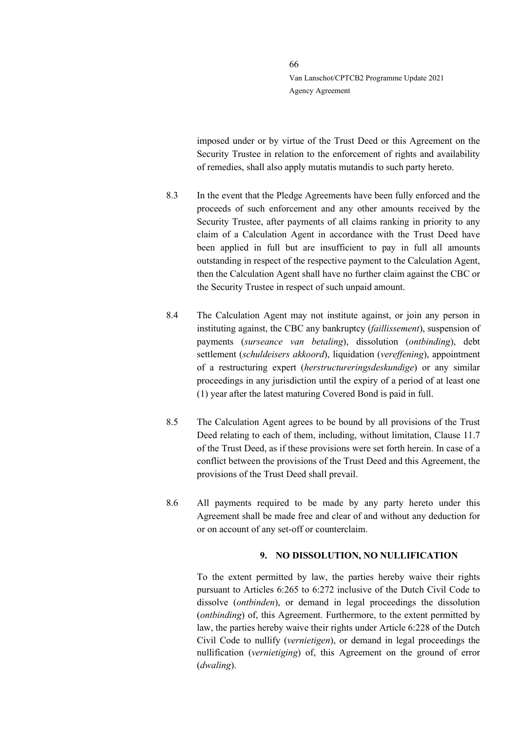imposed under or by virtue of the Trust Deed or this Agreement on the Security Trustee in relation to the enforcement of rights and availability of remedies, shall also apply mutatis mutandis to such party hereto.

8.3 In the event that the Pledge Agreements have been fully enforced and the proceeds of such enforcement and any other amounts received by the Security Trustee, after payments of all claims ranking in priority to any claim of a Calculation Agent in accordance with the Trust Deed have been applied in full but are insufficient to pay in full all amounts outstanding in respect of the respective payment to the Calculation Agent, then the Calculation Agent shall have no further claim against the CBC or the Security Trustee in respect of such unpaid amount.

8.4 The Calculation Agent may not institute against, or join any person in instituting against, the CBC any bankruptcy (*faillissement*), suspension of payments (*surseance van betaling*), dissolution (*ontbinding*), debt settlement (*schuldeisers akkoord*), liquidation (*vereffening*), appointment of a restructuring expert (*herstructureringsdeskundige*) or any similar proceedings in any jurisdiction until the expiry of a period of at least one (1) year after the latest maturing Covered Bond is paid in full.

8.5 The Calculation Agent agrees to be bound by all provisions of the Trust Deed relating to each of them, including, without limitation, Clause 11.7 of the Trust Deed, as if these provisions were set forth herein. In case of a conflict between the provisions of the Trust Deed and this Agreement, the provisions of the Trust Deed shall prevail.

8.6 All payments required to be made by any party hereto under this Agreement shall be made free and clear of and without any deduction for or on account of any set-off or counterclaim.

## 9. NO DISSOLUTION, NO NULLIFICATION

To the extent permitted by law, the parties hereby waive their rights pursuant to Articles 6:265 to 6:272 inclusive of the Dutch Civil Code to dissolve (*ontbinden*), or demand in legal proceedings the dissolution (*ontbinding*) of, this Agreement. Furthermore, to the extent permitted by law, the parties hereby waive their rights under Article 6:228 of the Dutch Civil Code to nullify (*vernietigen*), or demand in legal proceedings the nullification (*vernietiging*) of, this Agreement on the ground of error (*dwaling*).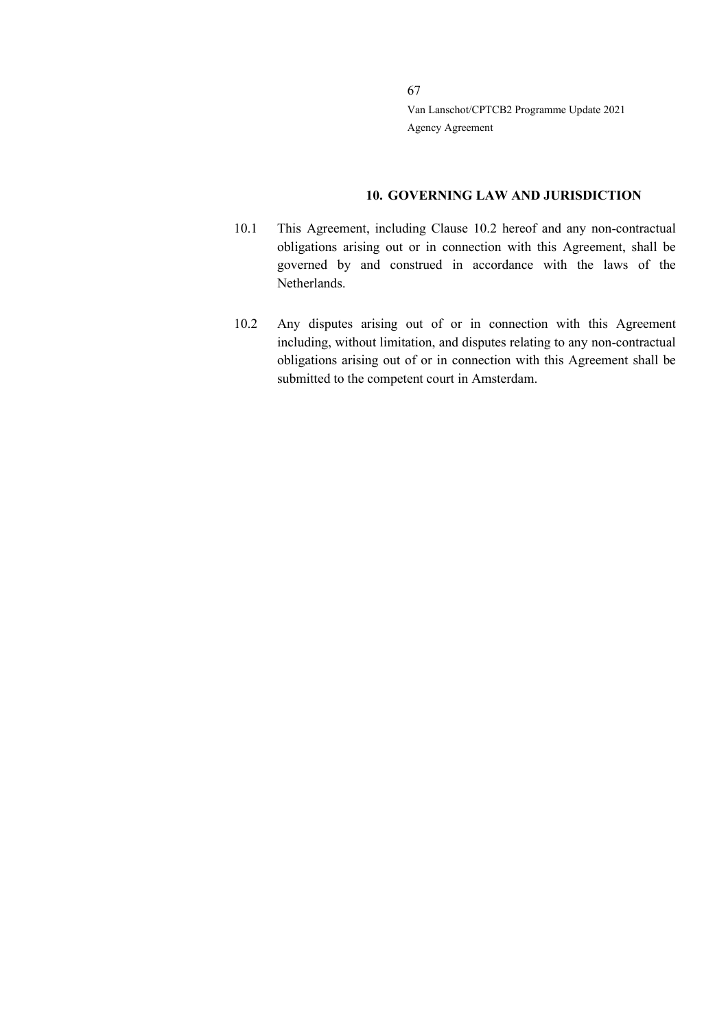## 10. GOVERNING LAW AND JURISDICTION

10.1 This Agreement, including Clause 10.2 hereof and any non-contractual obligations arising out or in connection with this Agreement, shall be governed by and construed in accordance with the laws of the Netherlands.

10.2 Any disputes arising out of or in connection with this Agreement including, without limitation, and disputes relating to any non-contractual obligations arising out of or in connection with this Agreement shall be submitted to the competent court in Amsterdam.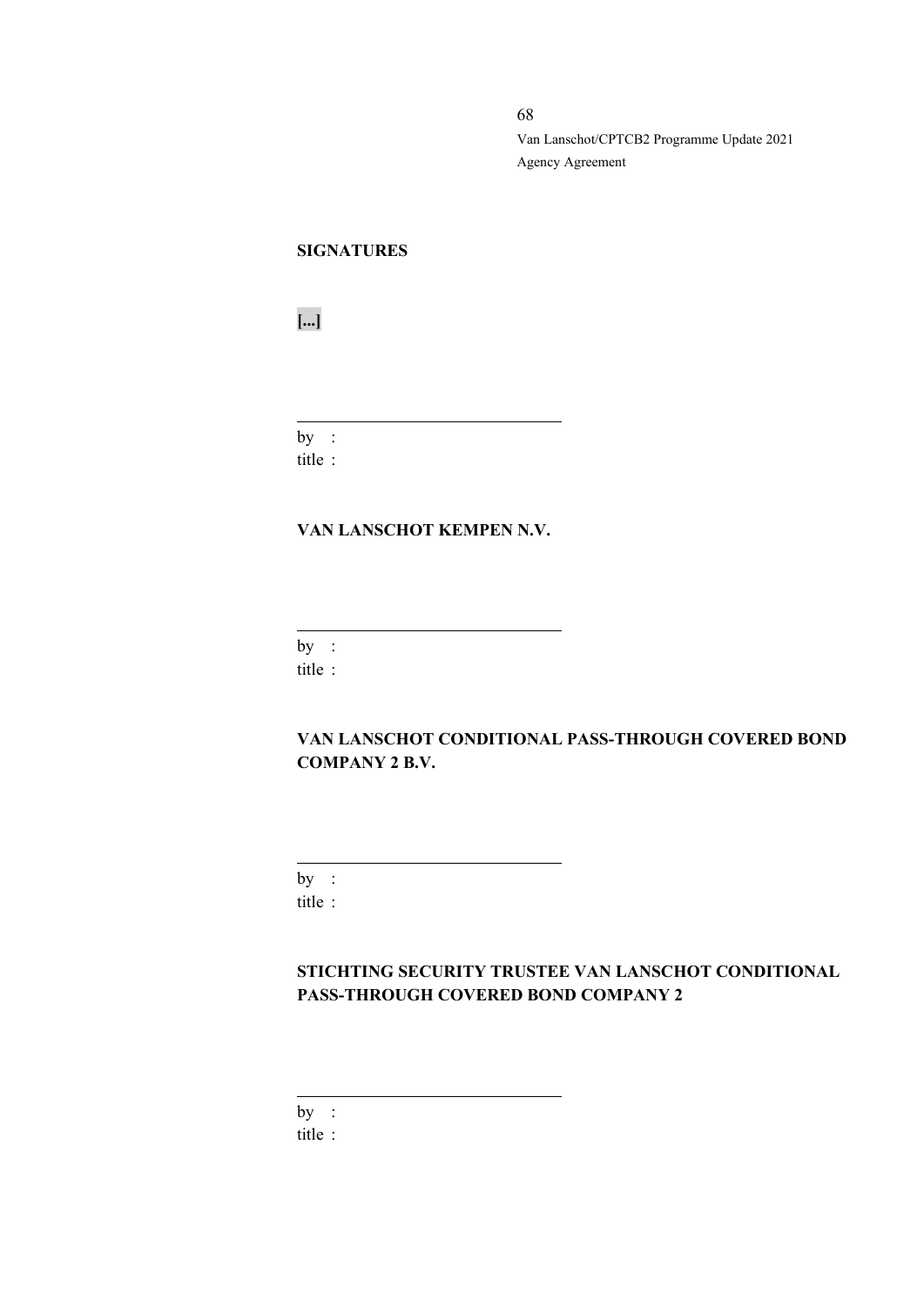**SIGNATURES**

**[...]**

\_\_\_\_\_\_\_\_\_\_\_\_\_\_\_\_\_\_\_\_\_\_\_\_\_\_\_\_\_\_

by :

title :

**VAN LANSCHOT KEMPEN N.V.**

\_\_\_\_\_\_\_\_\_\_\_\_\_\_\_\_\_\_\_\_\_\_\_\_\_\_\_\_\_\_

by :

title :

**VAN LANSCHOT CONDITIONAL PASS-THROUGH COVERED BOND COMPANY 2 B.V.**

\_\_\_\_\_\_\_\_\_\_\_\_\_\_\_\_\_\_\_\_\_\_\_\_\_\_\_\_\_\_

by :

title :

**STICHTING SECURITY TRUSTEE VAN LANSCHOT CONDITIONAL PASS-THROUGH COVERED BOND COMPANY 2**

\_\_\_\_\_\_\_\_\_\_\_\_\_\_\_\_\_\_\_\_\_\_\_\_\_\_\_\_\_\_

by :

title :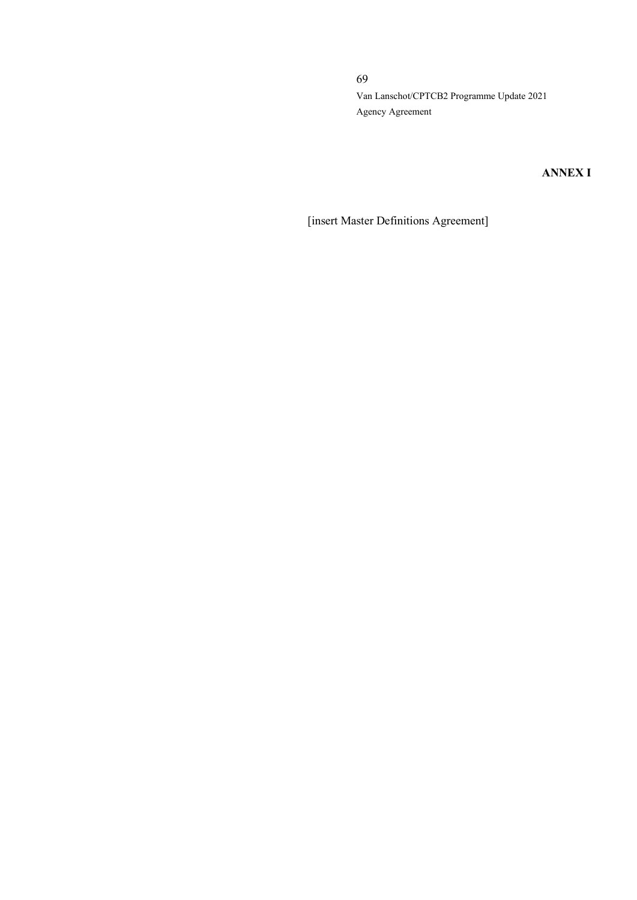**ANNEX I**

[insert Master Definitions Agreement]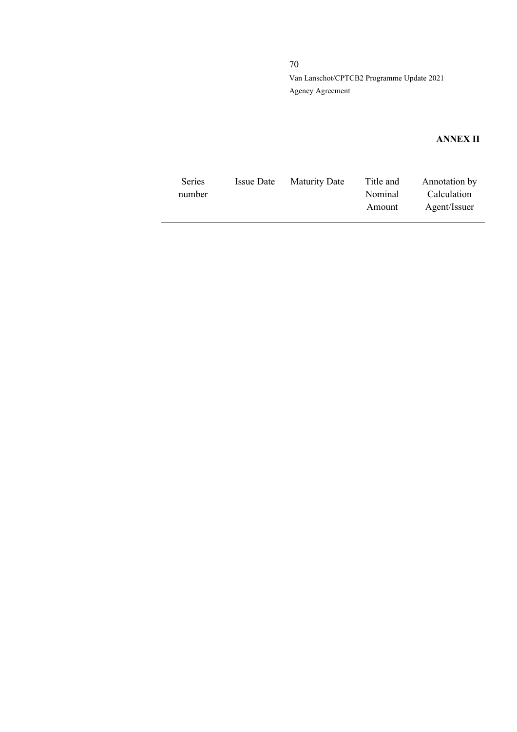**ANNEX II**

| Series number | Issue Date | Maturity Date | Title and Nominal Amount | Annotation by Calculation Agent/Issuer |
|---|---|---|---|---|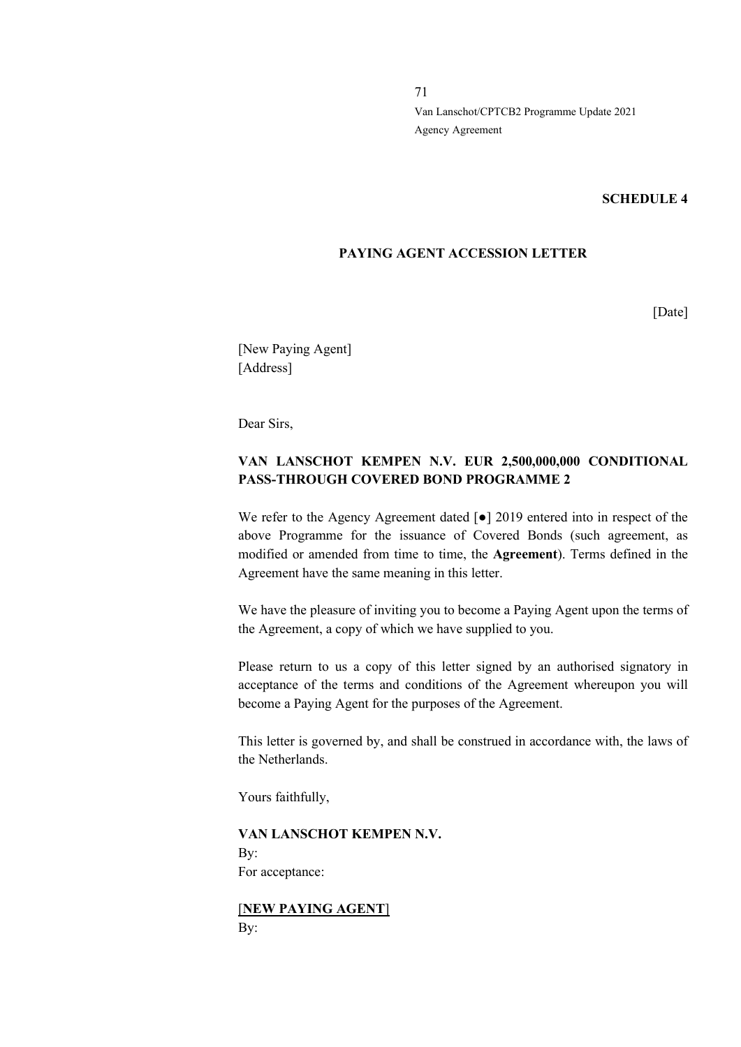**SCHEDULE 4**

## PAYING AGENT ACCESSION LETTER

[Date]

[New Paying Agent]
[Address]

Dear Sirs,

**VAN LANSCHOT KEMPEN N.V. EUR 2,500,000,000 CONDITIONAL PASS-THROUGH COVERED BOND PROGRAMME 2**

We refer to the Agency Agreement dated [●] 2019 entered into in respect of the above Programme for the issuance of Covered Bonds (such agreement, as modified or amended from time to time, the **Agreement**). Terms defined in the Agreement have the same meaning in this letter.

We have the pleasure of inviting you to become a Paying Agent upon the terms of the Agreement, a copy of which we have supplied to you.

Please return to us a copy of this letter signed by an authorised signatory in acceptance of the terms and conditions of the Agreement whereupon you will become a Paying Agent for the purposes of the Agreement.

This letter is governed by, and shall be construed in accordance with, the laws of the Netherlands.

Yours faithfully,

**VAN LANSCHOT KEMPEN N.V.**
By:
For acceptance:

[**NEW PAYING AGENT**]
By: